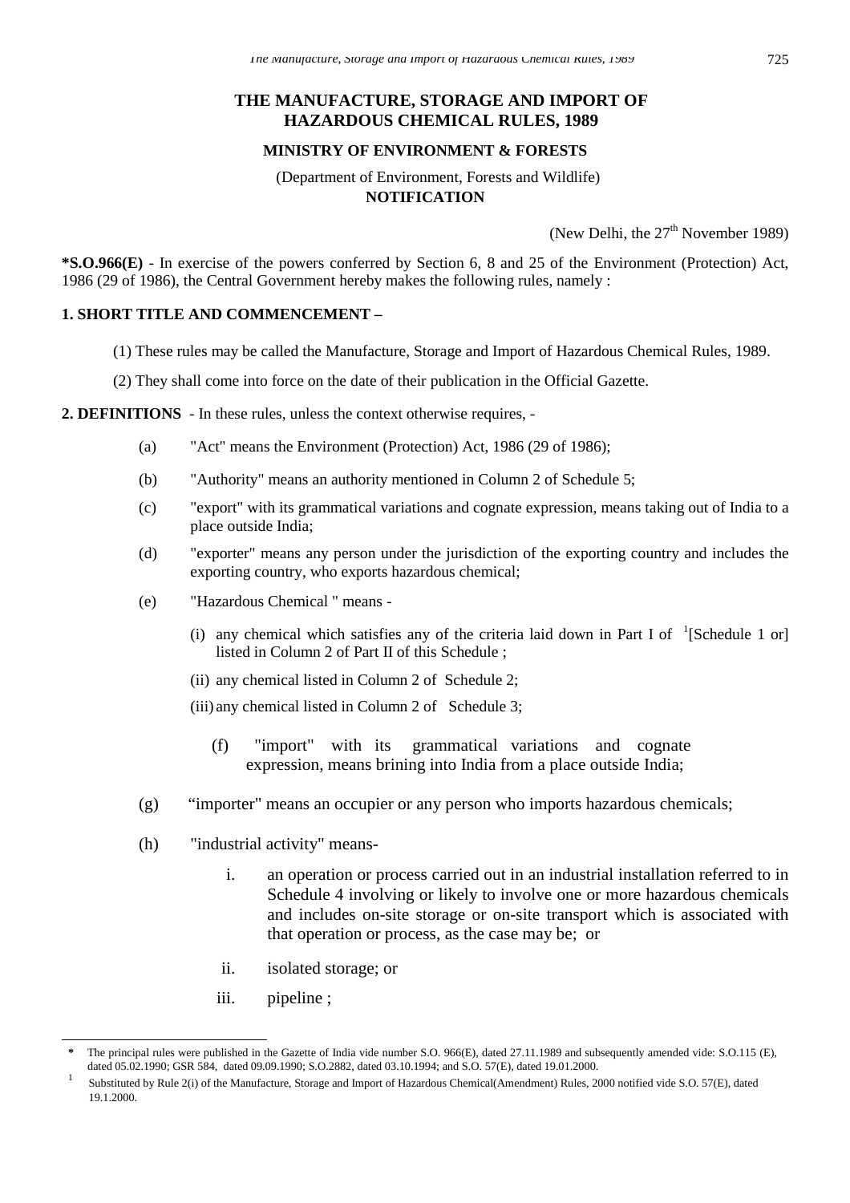# THE MANUFACTURE, STORAGE AND IMPORT OF HAZARDOUS CHEMICAL RULES, 1989

**MINISTRY OF ENVIRONMENT & FORESTS**

(Department of Environment, Forests and Wildlife)

**NOTIFICATION**

(New Delhi, the 27th November 1989)

**\*S.O.966(E)** - In exercise of the powers conferred by Section 6, 8 and 25 of the Environment (Protection) Act, 1986 (29 of 1986), the Central Government hereby makes the following rules, namely :

**1. SHORT TITLE AND COMMENCEMENT –**

(1) These rules may be called the Manufacture, Storage and Import of Hazardous Chemical Rules, 1989.

(2) They shall come into force on the date of their publication in the Official Gazette.

**2. DEFINITIONS** - In these rules, unless the context otherwise requires, -

(a) "Act" means the Environment (Protection) Act, 1986 (29 of 1986);

(b) "Authority" means an authority mentioned in Column 2 of Schedule 5;

(c) "export" with its grammatical variations and cognate expression, means taking out of India to a place outside India;

(d) "exporter" means any person under the jurisdiction of the exporting country and includes the exporting country, who exports hazardous chemical;

(e) "Hazardous Chemical " means -

(i) any chemical which satisfies any of the criteria laid down in Part I of [1][Schedule 1 or] listed in Column 2 of Part II of this Schedule ;

(ii) any chemical listed in Column 2 of Schedule 2;

(iii) any chemical listed in Column 2 of Schedule 3;

(f) "import" with its grammatical variations and cognate expression, means brining into India from a place outside India;

(g) "importer" means an occupier or any person who imports hazardous chemicals;

(h) "industrial activity" means-

i. an operation or process carried out in an industrial installation referred to in Schedule 4 involving or likely to involve one or more hazardous chemicals and includes on-site storage or on-site transport which is associated with that operation or process, as the case may be; or

ii. isolated storage; or

iii. pipeline ;

---

\* The principal rules were published in the Gazette of India vide number S.O. 966(E), dated 27.11.1989 and subsequently amended vide: S.O.115 (E), dated 05.02.1990; GSR 584, dated 09.09.1990; S.O.2882, dated 03.10.1994; and S.O. 57(E), dated 19.01.2000.

[1] Substituted by Rule 2(i) of the Manufacture, Storage and Import of Hazardous Chemical(Amendment) Rules, 2000 notified vide S.O. 57(E), dated 19.1.2000.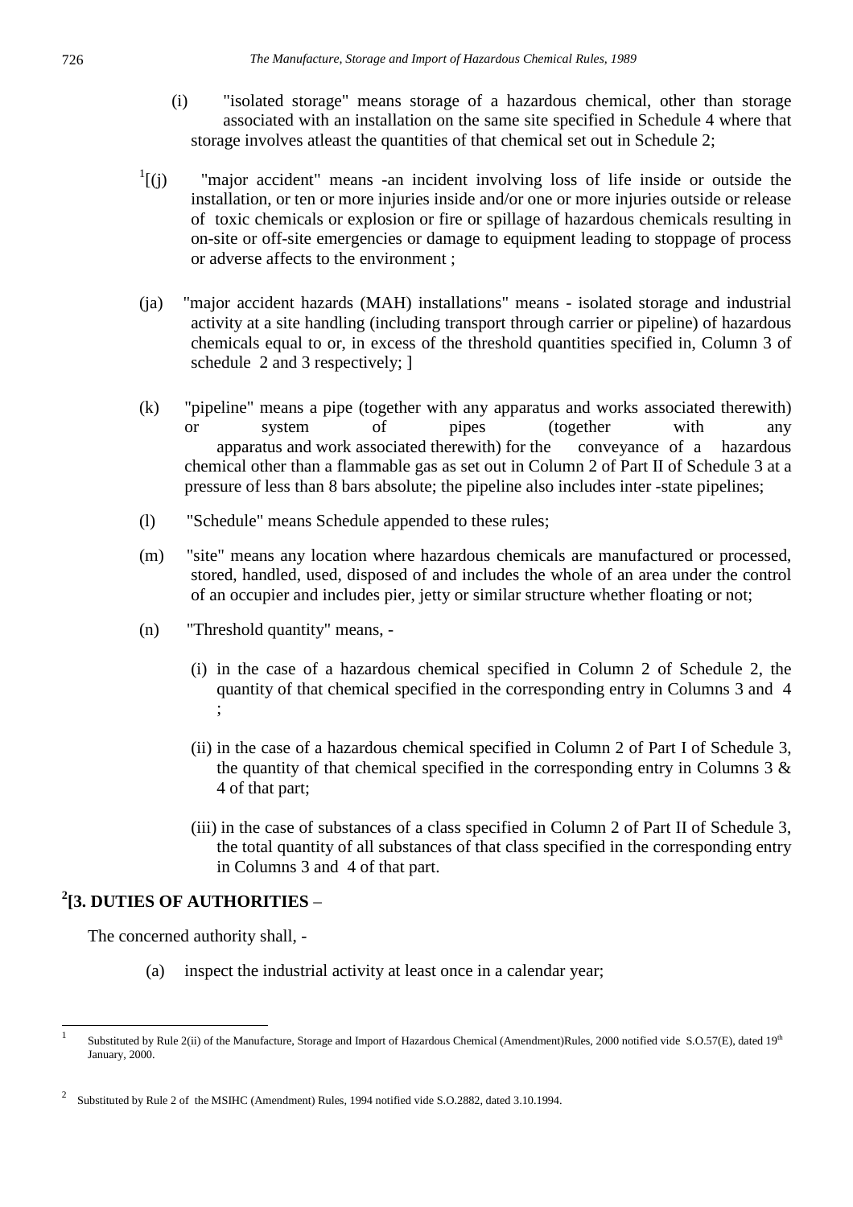(i) "isolated storage" means storage of a hazardous chemical, other than storage associated with an installation on the same site specified in Schedule 4 where that storage involves atleast the quantities of that chemical set out in Schedule 2;

[1][(j) "major accident" means -an incident involving loss of life inside or outside the installation, or ten or more injuries inside and/or one or more injuries outside or release of toxic chemicals or explosion or fire or spillage of hazardous chemicals resulting in on-site or off-site emergencies or damage to equipment leading to stoppage of process or adverse affects to the environment ;

(ja) "major accident hazards (MAH) installations" means - isolated storage and industrial activity at a site handling (including transport through carrier or pipeline) of hazardous chemicals equal to or, in excess of the threshold quantities specified in, Column 3 of schedule 2 and 3 respectively; ]

(k) "pipeline" means a pipe (together with any apparatus and works associated therewith) or system of pipes (together with any apparatus and work associated therewith) for the conveyance of a hazardous chemical other than a flammable gas as set out in Column 2 of Part II of Schedule 3 at a pressure of less than 8 bars absolute; the pipeline also includes inter -state pipelines;

(l) "Schedule" means Schedule appended to these rules;

(m) "site" means any location where hazardous chemicals are manufactured or processed, stored, handled, used, disposed of and includes the whole of an area under the control of an occupier and includes pier, jetty or similar structure whether floating or not;

(n) "Threshold quantity" means, -

(i) in the case of a hazardous chemical specified in Column 2 of Schedule 2, the quantity of that chemical specified in the corresponding entry in Columns 3 and 4 ;

(ii) in the case of a hazardous chemical specified in Column 2 of Part I of Schedule 3, the quantity of that chemical specified in the corresponding entry in Columns 3 & 4 of that part;

(iii) in the case of substances of a class specified in Column 2 of Part II of Schedule 3, the total quantity of all substances of that class specified in the corresponding entry in Columns 3 and 4 of that part.

**[2][3. DUTIES OF AUTHORITIES** –

The concerned authority shall, -

(a) inspect the industrial activity at least once in a calendar year;

---

[1] Substituted by Rule 2(ii) of the Manufacture, Storage and Import of Hazardous Chemical (Amendment)Rules, 2000 notified vide S.O.57(E), dated 19th January, 2000.

[2] Substituted by Rule 2 of the MSIHC (Amendment) Rules, 1994 notified vide S.O.2882, dated 3.10.1994.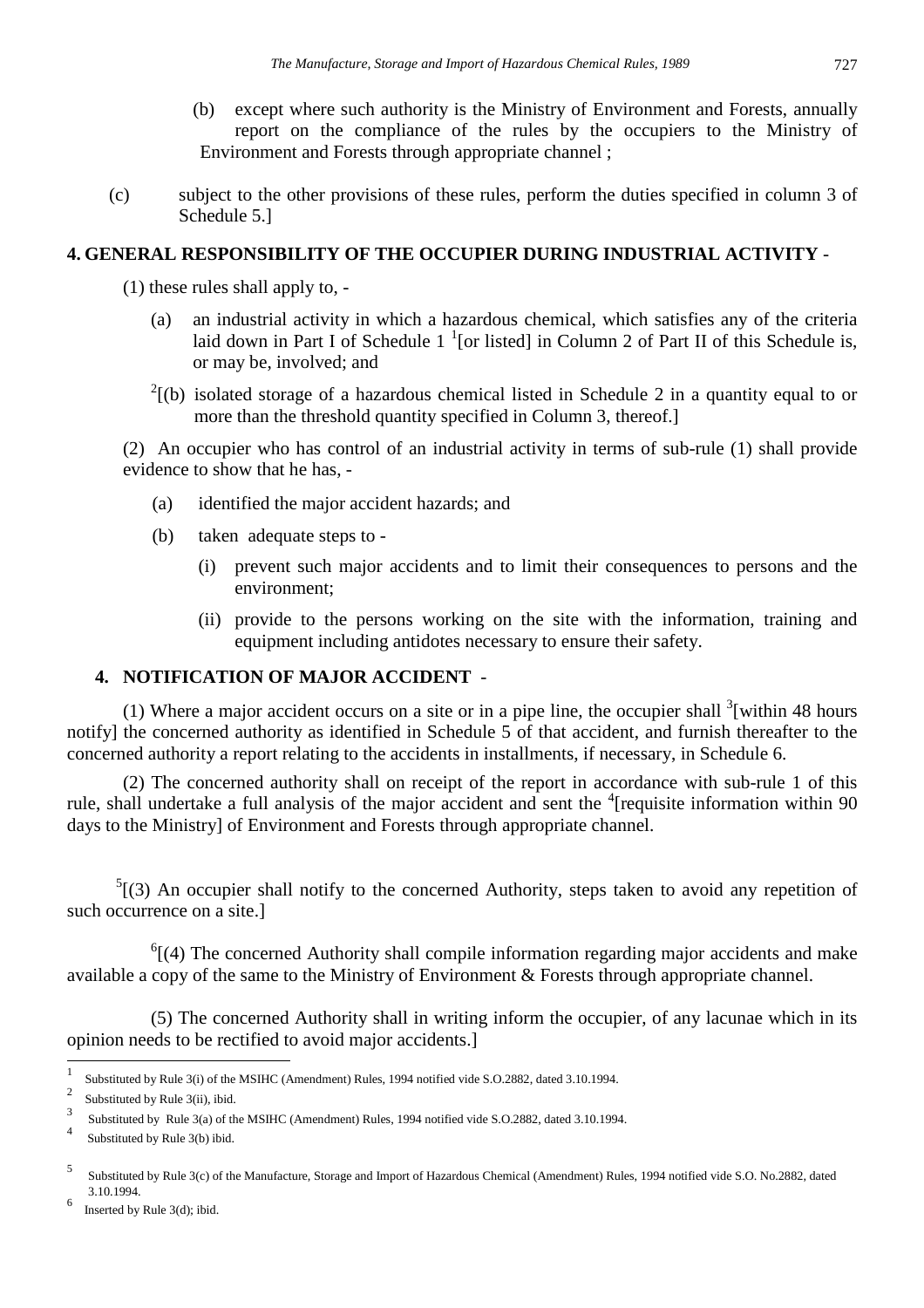(b) except where such authority is the Ministry of Environment and Forests, annually report on the compliance of the rules by the occupiers to the Ministry of Environment and Forests through appropriate channel ;

(c) subject to the other provisions of these rules, perform the duties specified in column 3 of Schedule 5.]

**4. GENERAL RESPONSIBILITY OF THE OCCUPIER DURING INDUSTRIAL ACTIVITY** -

(1) these rules shall apply to, -

(a) an industrial activity in which a hazardous chemical, which satisfies any of the criteria laid down in Part I of Schedule 1 [1][or listed] in Column 2 of Part II of this Schedule is, or may be, involved; and

[2][(b) isolated storage of a hazardous chemical listed in Schedule 2 in a quantity equal to or more than the threshold quantity specified in Column 3, thereof.]

(2) An occupier who has control of an industrial activity in terms of sub-rule (1) shall provide evidence to show that he has, -

(a) identified the major accident hazards; and

(b) taken adequate steps to -

(i) prevent such major accidents and to limit their consequences to persons and the environment;

(ii) provide to the persons working on the site with the information, training and equipment including antidotes necessary to ensure their safety.

**4. NOTIFICATION OF MAJOR ACCIDENT** -

(1) Where a major accident occurs on a site or in a pipe line, the occupier shall [3][within 48 hours notify] the concerned authority as identified in Schedule 5 of that accident, and furnish thereafter to the concerned authority a report relating to the accidents in installments, if necessary, in Schedule 6.

(2) The concerned authority shall on receipt of the report in accordance with sub-rule 1 of this rule, shall undertake a full analysis of the major accident and sent the [4][requisite information within 90 days to the Ministry] of Environment and Forests through appropriate channel.

[5][(3) An occupier shall notify to the concerned Authority, steps taken to avoid any repetition of such occurrence on a site.]

[6][(4) The concerned Authority shall compile information regarding major accidents and make available a copy of the same to the Ministry of Environment & Forests through appropriate channel.

(5) The concerned Authority shall in writing inform the occupier, of any lacunae which in its opinion needs to be rectified to avoid major accidents.]

---

[1] Substituted by Rule 3(i) of the MSIHC (Amendment) Rules, 1994 notified vide S.O.2882, dated 3.10.1994.

[2] Substituted by Rule 3(ii), ibid.

[3] Substituted by Rule 3(a) of the MSIHC (Amendment) Rules, 1994 notified vide S.O.2882, dated 3.10.1994.

[4] Substituted by Rule 3(b) ibid.

[5] Substituted by Rule 3(c) of the Manufacture, Storage and Import of Hazardous Chemical (Amendment) Rules, 1994 notified vide S.O. No.2882, dated 3.10.1994.

[6] Inserted by Rule 3(d); ibid.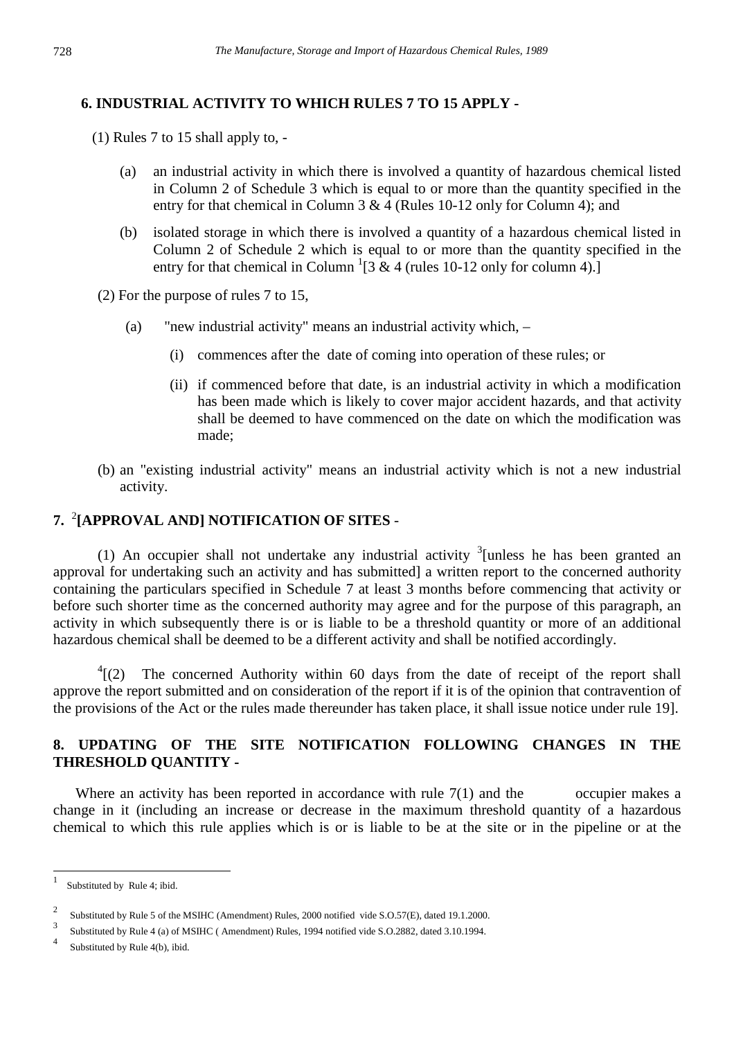## 6. INDUSTRIAL ACTIVITY TO WHICH RULES 7 TO 15 APPLY -

(1) Rules 7 to 15 shall apply to, -

(a) an industrial activity in which there is involved a quantity of hazardous chemical listed in Column 2 of Schedule 3 which is equal to or more than the quantity specified in the entry for that chemical in Column 3 & 4 (Rules 10-12 only for Column 4); and

(b) isolated storage in which there is involved a quantity of a hazardous chemical listed in Column 2 of Schedule 2 which is equal to or more than the quantity specified in the entry for that chemical in Column [1][3 & 4 (rules 10-12 only for column 4).]

(2) For the purpose of rules 7 to 15,

(a) "new industrial activity" means an industrial activity which, –

(i) commences after the date of coming into operation of these rules; or

(ii) if commenced before that date, is an industrial activity in which a modification has been made which is likely to cover major accident hazards, and that activity shall be deemed to have commenced on the date on which the modification was made;

(b) an "existing industrial activity" means an industrial activity which is not a new industrial activity.

## 7. [2][APPROVAL AND] NOTIFICATION OF SITES -

(1) An occupier shall not undertake any industrial activity [3][unless he has been granted an approval for undertaking such an activity and has submitted] a written report to the concerned authority containing the particulars specified in Schedule 7 at least 3 months before commencing that activity or before such shorter time as the concerned authority may agree and for the purpose of this paragraph, an activity in which subsequently there is or is liable to be a threshold quantity or more of an additional hazardous chemical shall be deemed to be a different activity and shall be notified accordingly.

[4][(2) The concerned Authority within 60 days from the date of receipt of the report shall approve the report submitted and on consideration of the report if it is of the opinion that contravention of the provisions of the Act or the rules made thereunder has taken place, it shall issue notice under rule 19].

## 8. UPDATING OF THE SITE NOTIFICATION FOLLOWING CHANGES IN THE THRESHOLD QUANTITY -

Where an activity has been reported in accordance with rule 7(1) and the occupier makes a change in it (including an increase or decrease in the maximum threshold quantity of a hazardous chemical to which this rule applies which is or is liable to be at the site or in the pipeline or at the

---

[1] Substituted by Rule 4; ibid.

[2] Substituted by Rule 5 of the MSIHC (Amendment) Rules, 2000 notified vide S.O.57(E), dated 19.1.2000.

[3] Substituted by Rule 4 (a) of MSIHC ( Amendment) Rules, 1994 notified vide S.O.2882, dated 3.10.1994.

[4] Substituted by Rule 4(b), ibid.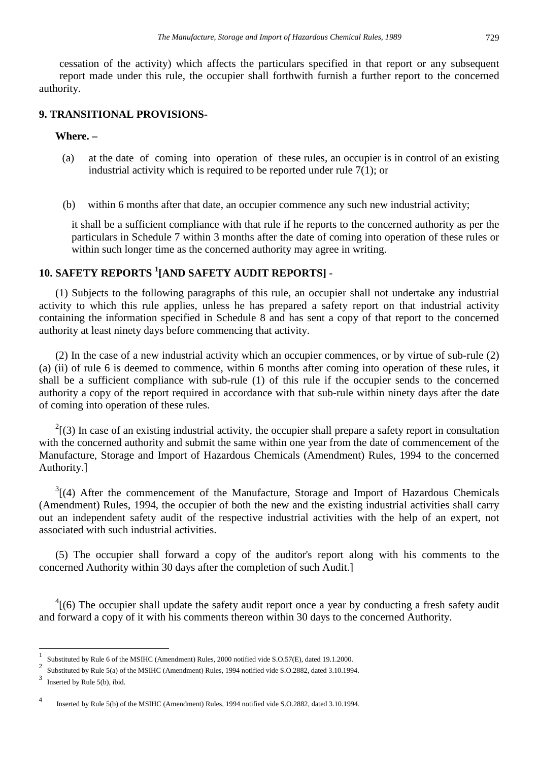cessation of the activity) which affects the particulars specified in that report or any subsequent report made under this rule, the occupier shall forthwith furnish a further report to the concerned authority.

**9. TRANSITIONAL PROVISIONS-**

**Where. –**

(a) at the date of coming into operation of these rules, an occupier is in control of an existing industrial activity which is required to be reported under rule 7(1); or

(b) within 6 months after that date, an occupier commence any such new industrial activity;

it shall be a sufficient compliance with that rule if he reports to the concerned authority as per the particulars in Schedule 7 within 3 months after the date of coming into operation of these rules or within such longer time as the concerned authority may agree in writing.

**10. SAFETY REPORTS [1][AND SAFETY AUDIT REPORTS] -**

(1) Subjects to the following paragraphs of this rule, an occupier shall not undertake any industrial activity to which this rule applies, unless he has prepared a safety report on that industrial activity containing the information specified in Schedule 8 and has sent a copy of that report to the concerned authority at least ninety days before commencing that activity.

(2) In the case of a new industrial activity which an occupier commences, or by virtue of sub-rule (2) (a) (ii) of rule 6 is deemed to commence, within 6 months after coming into operation of these rules, it shall be a sufficient compliance with sub-rule (1) of this rule if the occupier sends to the concerned authority a copy of the report required in accordance with that sub-rule within ninety days after the date of coming into operation of these rules.

[2][(3) In case of an existing industrial activity, the occupier shall prepare a safety report in consultation with the concerned authority and submit the same within one year from the date of commencement of the Manufacture, Storage and Import of Hazardous Chemicals (Amendment) Rules, 1994 to the concerned Authority.]

[3][(4) After the commencement of the Manufacture, Storage and Import of Hazardous Chemicals (Amendment) Rules, 1994, the occupier of both the new and the existing industrial activities shall carry out an independent safety audit of the respective industrial activities with the help of an expert, not associated with such industrial activities.

(5) The occupier shall forward a copy of the auditor's report along with his comments to the concerned Authority within 30 days after the completion of such Audit.]

[4][(6) The occupier shall update the safety audit report once a year by conducting a fresh safety audit and forward a copy of it with his comments thereon within 30 days to the concerned Authority.

---

[1] Substituted by Rule 6 of the MSIHC (Amendment) Rules, 2000 notified vide S.O.57(E), dated 19.1.2000.

[2] Substituted by Rule 5(a) of the MSIHC (Amendment) Rules, 1994 notified vide S.O.2882, dated 3.10.1994.

[3] Inserted by Rule 5(b), ibid.

[4] Inserted by Rule 5(b) of the MSIHC (Amendment) Rules, 1994 notified vide S.O.2882, dated 3.10.1994.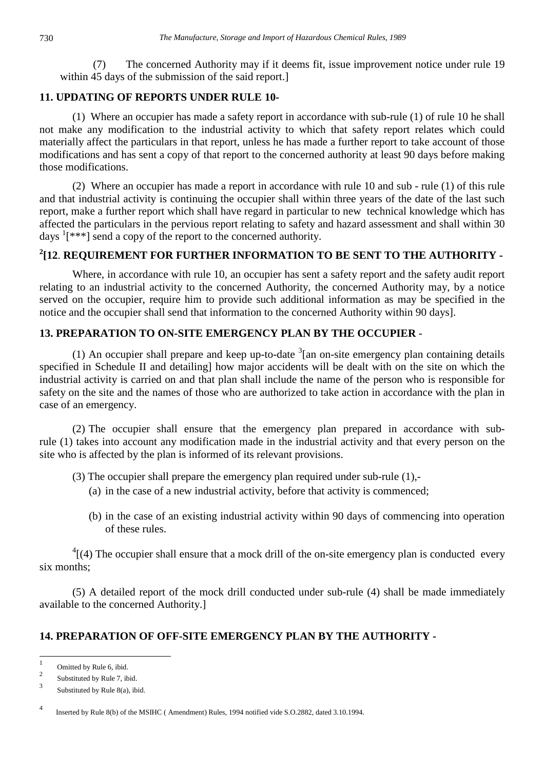(7) The concerned Authority may if it deems fit, issue improvement notice under rule 19 within 45 days of the submission of the said report.]

### 11. UPDATING OF REPORTS UNDER RULE 10-

(1) Where an occupier has made a safety report in accordance with sub-rule (1) of rule 10 he shall not make any modification to the industrial activity to which that safety report relates which could materially affect the particulars in that report, unless he has made a further report to take account of those modifications and has sent a copy of that report to the concerned authority at least 90 days before making those modifications.

(2) Where an occupier has made a report in accordance with rule 10 and sub - rule (1) of this rule and that industrial activity is continuing the occupier shall within three years of the date of the last such report, make a further report which shall have regard in particular to new technical knowledge which has affected the particulars in the pervious report relating to safety and hazard assessment and shall within 30 days [1][***] send a copy of the report to the concerned authority.

### [2][12. REQUIREMENT FOR FURTHER INFORMATION TO BE SENT TO THE AUTHORITY -

Where, in accordance with rule 10, an occupier has sent a safety report and the safety audit report relating to an industrial activity to the concerned Authority, the concerned Authority may, by a notice served on the occupier, require him to provide such additional information as may be specified in the notice and the occupier shall send that information to the concerned Authority within 90 days].

### 13. PREPARATION TO ON-SITE EMERGENCY PLAN BY THE OCCUPIER -

(1) An occupier shall prepare and keep up-to-date [3][an on-site emergency plan containing details specified in Schedule II and detailing] how major accidents will be dealt with on the site on which the industrial activity is carried on and that plan shall include the name of the person who is responsible for safety on the site and the names of those who are authorized to take action in accordance with the plan in case of an emergency.

(2) The occupier shall ensure that the emergency plan prepared in accordance with sub-rule (1) takes into account any modification made in the industrial activity and that every person on the site who is affected by the plan is informed of its relevant provisions.

(3) The occupier shall prepare the emergency plan required under sub-rule (1),-

(a) in the case of a new industrial activity, before that activity is commenced;

(b) in the case of an existing industrial activity within 90 days of commencing into operation of these rules.

[4][(4) The occupier shall ensure that a mock drill of the on-site emergency plan is conducted every six months;

(5) A detailed report of the mock drill conducted under sub-rule (4) shall be made immediately available to the concerned Authority.]

### 14. PREPARATION OF OFF-SITE EMERGENCY PLAN BY THE AUTHORITY -

---

1 Omitted by Rule 6, ibid.

2 Substituted by Rule 7, ibid.

3 Substituted by Rule 8(a), ibid.

4 Inserted by Rule 8(b) of the MSIHC ( Amendment) Rules, 1994 notified vide S.O.2882, dated 3.10.1994.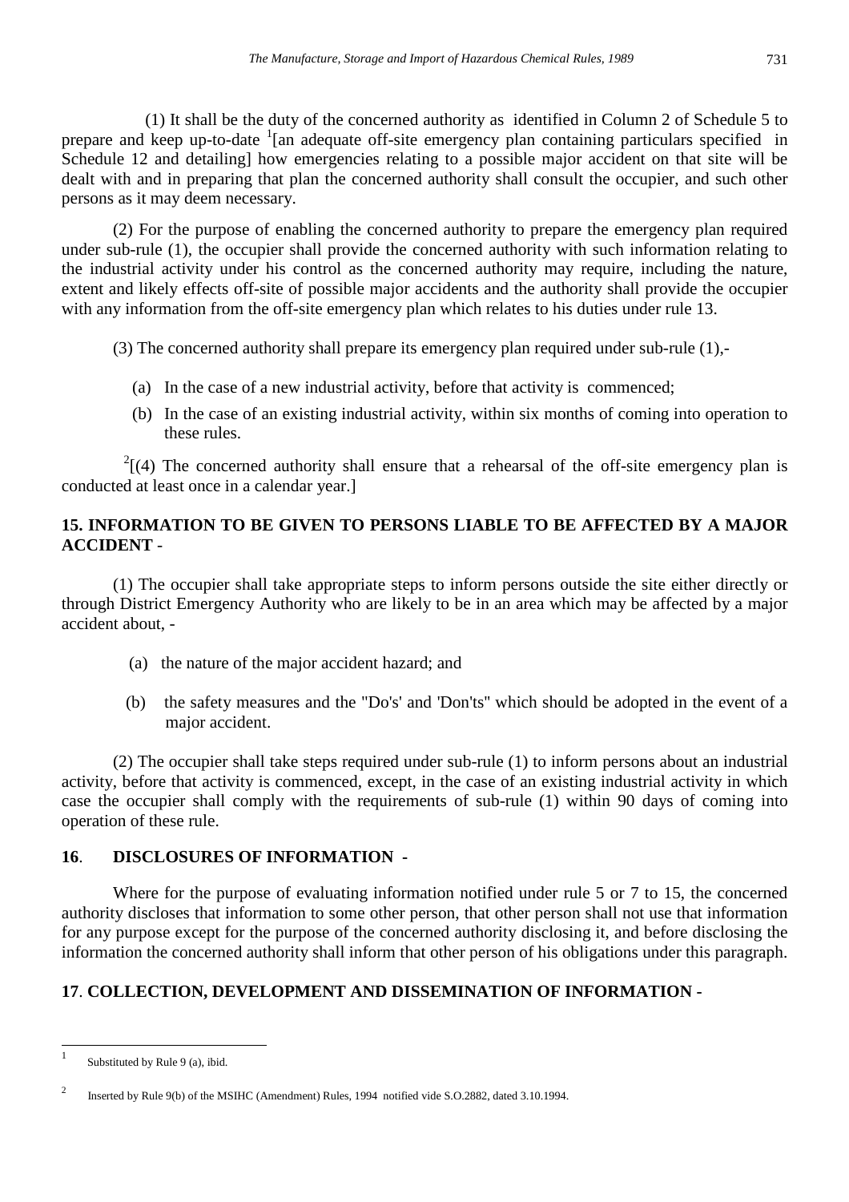(1) It shall be the duty of the concerned authority as identified in Column 2 of Schedule 5 to prepare and keep up-to-date [1][an adequate off-site emergency plan containing particulars specified in Schedule 12 and detailing] how emergencies relating to a possible major accident on that site will be dealt with and in preparing that plan the concerned authority shall consult the occupier, and such other persons as it may deem necessary.

(2) For the purpose of enabling the concerned authority to prepare the emergency plan required under sub-rule (1), the occupier shall provide the concerned authority with such information relating to the industrial activity under his control as the concerned authority may require, including the nature, extent and likely effects off-site of possible major accidents and the authority shall provide the occupier with any information from the off-site emergency plan which relates to his duties under rule 13.

(3) The concerned authority shall prepare its emergency plan required under sub-rule (1),-

(a) In the case of a new industrial activity, before that activity is commenced;

(b) In the case of an existing industrial activity, within six months of coming into operation to these rules.

[2][(4) The concerned authority shall ensure that a rehearsal of the off-site emergency plan is conducted at least once in a calendar year.]

## 15. INFORMATION TO BE GIVEN TO PERSONS LIABLE TO BE AFFECTED BY A MAJOR ACCIDENT -

(1) The occupier shall take appropriate steps to inform persons outside the site either directly or through District Emergency Authority who are likely to be in an area which may be affected by a major accident about, -

(a) the nature of the major accident hazard; and

(b) the safety measures and the "Do's' and 'Don'ts" which should be adopted in the event of a major accident.

(2) The occupier shall take steps required under sub-rule (1) to inform persons about an industrial activity, before that activity is commenced, except, in the case of an existing industrial activity in which case the occupier shall comply with the requirements of sub-rule (1) within 90 days of coming into operation of these rule.

## 16. DISCLOSURES OF INFORMATION -

Where for the purpose of evaluating information notified under rule 5 or 7 to 15, the concerned authority discloses that information to some other person, that other person shall not use that information for any purpose except for the purpose of the concerned authority disclosing it, and before disclosing the information the concerned authority shall inform that other person of his obligations under this paragraph.

## 17. COLLECTION, DEVELOPMENT AND DISSEMINATION OF INFORMATION -

---

[1] Substituted by Rule 9 (a), ibid.

[2] Inserted by Rule 9(b) of the MSIHC (Amendment) Rules, 1994 notified vide S.O.2882, dated 3.10.1994.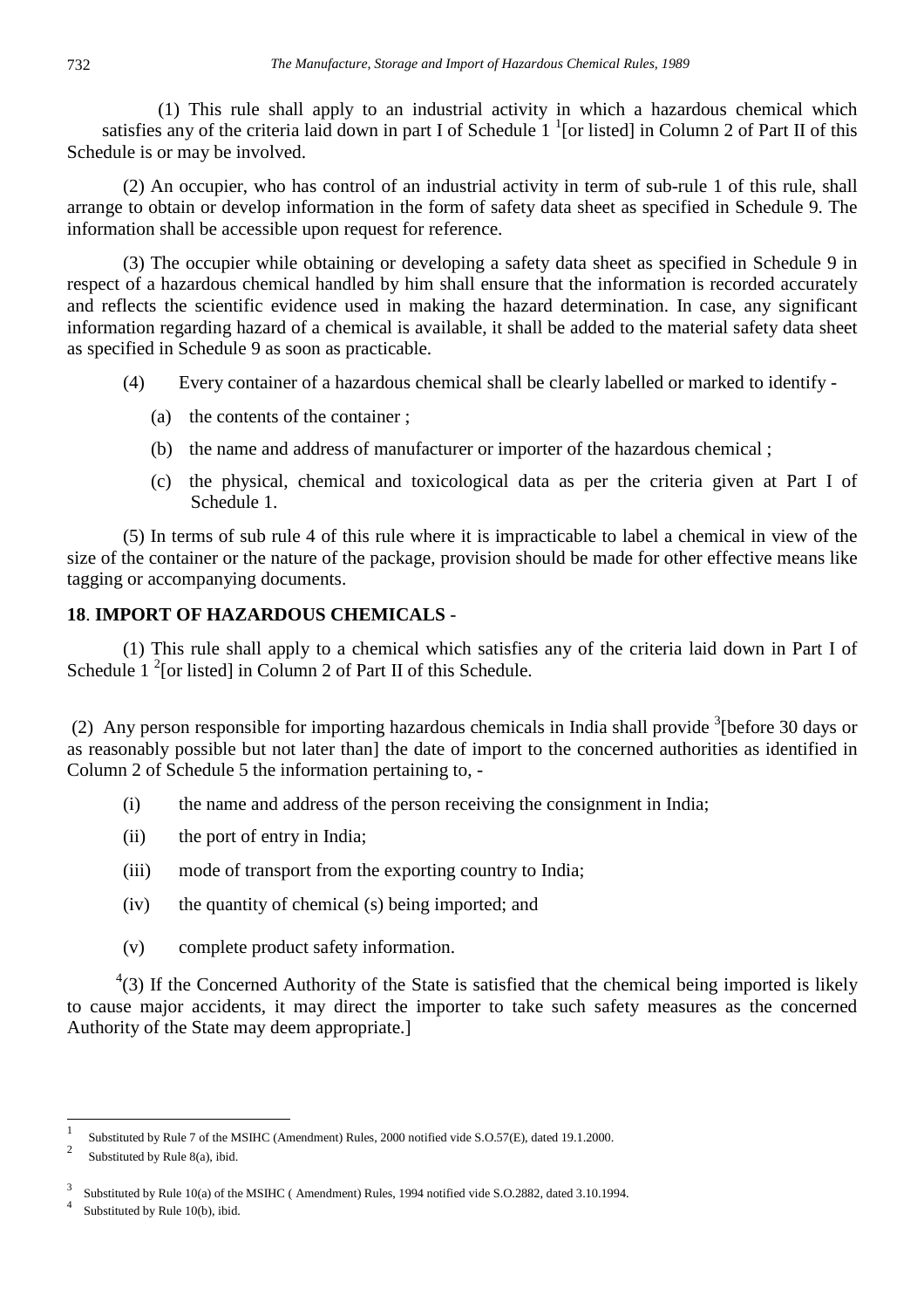(1) This rule shall apply to an industrial activity in which a hazardous chemical which satisfies any of the criteria laid down in part I of Schedule 1 [1][or listed] in Column 2 of Part II of this Schedule is or may be involved.

(2) An occupier, who has control of an industrial activity in term of sub-rule 1 of this rule, shall arrange to obtain or develop information in the form of safety data sheet as specified in Schedule 9. The information shall be accessible upon request for reference.

(3) The occupier while obtaining or developing a safety data sheet as specified in Schedule 9 in respect of a hazardous chemical handled by him shall ensure that the information is recorded accurately and reflects the scientific evidence used in making the hazard determination. In case, any significant information regarding hazard of a chemical is available, it shall be added to the material safety data sheet as specified in Schedule 9 as soon as practicable.

(4) Every container of a hazardous chemical shall be clearly labelled or marked to identify -

(a) the contents of the container ;

(b) the name and address of manufacturer or importer of the hazardous chemical ;

(c) the physical, chemical and toxicological data as per the criteria given at Part I of Schedule 1.

(5) In terms of sub rule 4 of this rule where it is impracticable to label a chemical in view of the size of the container or the nature of the package, provision should be made for other effective means like tagging or accompanying documents.

**18**. **IMPORT OF HAZARDOUS CHEMICALS** -

(1) This rule shall apply to a chemical which satisfies any of the criteria laid down in Part I of Schedule 1 [2][or listed] in Column 2 of Part II of this Schedule.

(2) Any person responsible for importing hazardous chemicals in India shall provide [3][before 30 days or as reasonably possible but not later than] the date of import to the concerned authorities as identified in Column 2 of Schedule 5 the information pertaining to, -

(i) the name and address of the person receiving the consignment in India;

(ii) the port of entry in India;

(iii) mode of transport from the exporting country to India;

(iv) the quantity of chemical (s) being imported; and

(v) complete product safety information.

[4](3) If the Concerned Authority of the State is satisfied that the chemical being imported is likely to cause major accidents, it may direct the importer to take such safety measures as the concerned Authority of the State may deem appropriate.]

---

1 Substituted by Rule 7 of the MSIHC (Amendment) Rules, 2000 notified vide S.O.57(E), dated 19.1.2000.

2 Substituted by Rule 8(a), ibid.

3 Substituted by Rule 10(a) of the MSIHC ( Amendment) Rules, 1994 notified vide S.O.2882, dated 3.10.1994.

4 Substituted by Rule 10(b), ibid.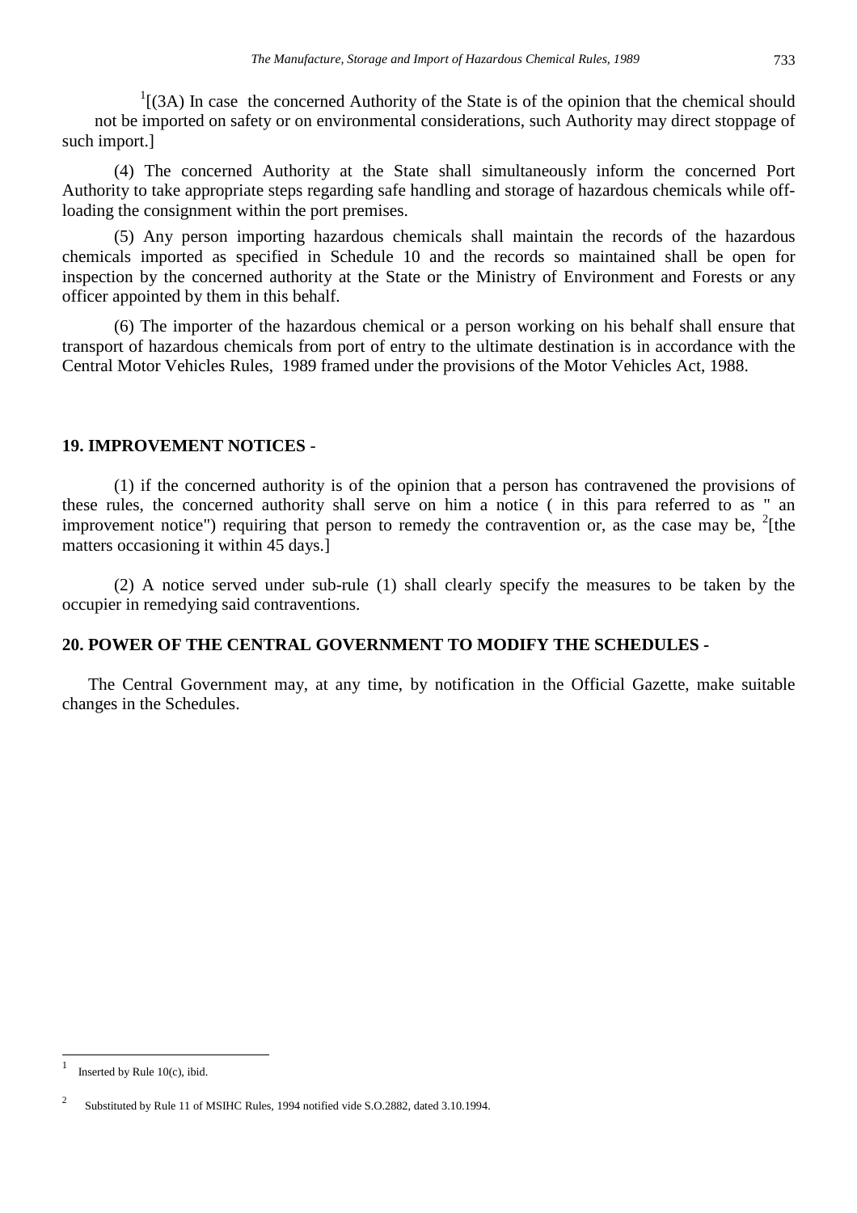[1][(3A) In case the concerned Authority of the State is of the opinion that the chemical should not be imported on safety or on environmental considerations, such Authority may direct stoppage of such import.]

(4) The concerned Authority at the State shall simultaneously inform the concerned Port Authority to take appropriate steps regarding safe handling and storage of hazardous chemicals while off-loading the consignment within the port premises.

(5) Any person importing hazardous chemicals shall maintain the records of the hazardous chemicals imported as specified in Schedule 10 and the records so maintained shall be open for inspection by the concerned authority at the State or the Ministry of Environment and Forests or any officer appointed by them in this behalf.

(6) The importer of the hazardous chemical or a person working on his behalf shall ensure that transport of hazardous chemicals from port of entry to the ultimate destination is in accordance with the Central Motor Vehicles Rules, 1989 framed under the provisions of the Motor Vehicles Act, 1988.

**19. IMPROVEMENT NOTICES -**

(1) if the concerned authority is of the opinion that a person has contravened the provisions of these rules, the concerned authority shall serve on him a notice ( in this para referred to as " an improvement notice") requiring that person to remedy the contravention or, as the case may be, [2][the matters occasioning it within 45 days.]

(2) A notice served under sub-rule (1) shall clearly specify the measures to be taken by the occupier in remedying said contraventions.

**20. POWER OF THE CENTRAL GOVERNMENT TO MODIFY THE SCHEDULES -**

The Central Government may, at any time, by notification in the Official Gazette, make suitable changes in the Schedules.

---

[1] Inserted by Rule 10(c), ibid.

[2] Substituted by Rule 11 of MSIHC Rules, 1994 notified vide S.O.2882, dated 3.10.1994.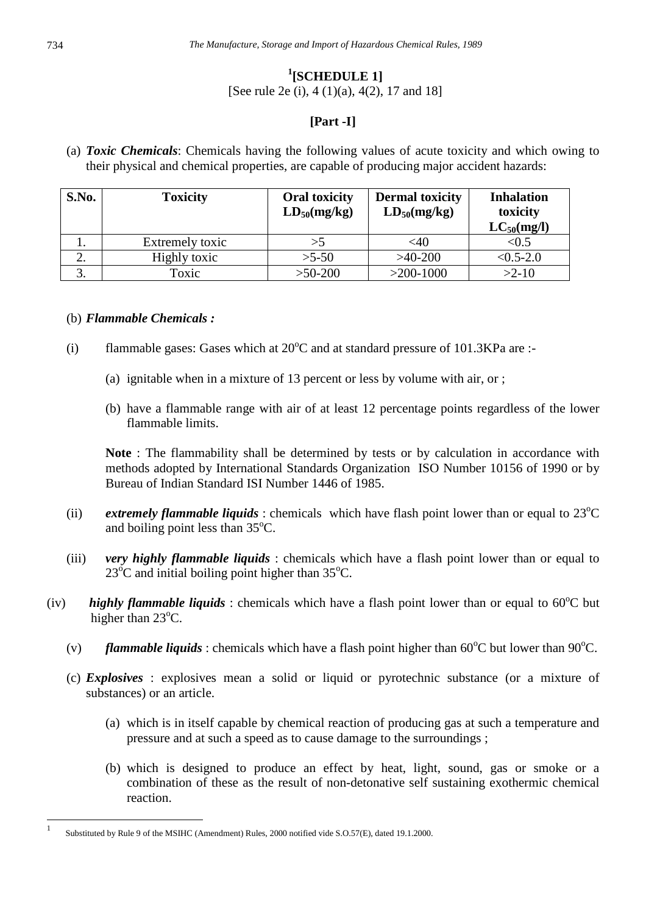# [1][SCHEDULE 1]

[See rule 2e (i), 4 (1)(a), 4(2), 17 and 18]

## [Part -I]

(a) ***Toxic Chemicals***: Chemicals having the following values of acute toxicity and which owing to their physical and chemical properties, are capable of producing major accident hazards:

| S.No. | Toxicity | Oral toxicity $LD_{50}$(mg/kg) | Dermal toxicity $LD_{50}$(mg/kg) | Inhalation toxicity $LC_{50}$(mg/l) |
|---|---|---|---|---|
| 1. | Extremely toxic | >5 | <40 | <0.5 |
| 2. | Highly toxic | >5-50 | >40-200 | <0.5-2.0 |
| 3. | Toxic | >50-200 | >200-1000 | >2-10 |

(b) ***Flammable Chemicals :***

(i) flammable gases: Gases which at 20$^{o}$C and at standard pressure of 101.3KPa are :-

(a) ignitable when in a mixture of 13 percent or less by volume with air, or ;

(b) have a flammable range with air of at least 12 percentage points regardless of the lower flammable limits.

**Note** : The flammability shall be determined by tests or by calculation in accordance with methods adopted by International Standards Organization ISO Number 10156 of 1990 or by Bureau of Indian Standard ISI Number 1446 of 1985.

(ii) ***extremely flammable liquids*** : chemicals which have flash point lower than or equal to 23$^{o}$C and boiling point less than 35$^{o}$C.

(iii) ***very highly flammable liquids*** : chemicals which have a flash point lower than or equal to 23$^{o}$C and initial boiling point higher than 35$^{o}$C.

(iv) ***highly flammable liquids*** : chemicals which have a flash point lower than or equal to 60$^{o}$C but higher than 23$^{o}$C.

(v) ***flammable liquids*** : chemicals which have a flash point higher than 60$^{o}$C but lower than 90$^{o}$C.

(c) ***Explosives*** : explosives mean a solid or liquid or pyrotechnic substance (or a mixture of substances) or an article.

(a) which is in itself capable by chemical reaction of producing gas at such a temperature and pressure and at such a speed as to cause damage to the surroundings ;

(b) which is designed to produce an effect by heat, light, sound, gas or smoke or a combination of these as the result of non-detonative self sustaining exothermic chemical reaction.

[1] Substituted by Rule 9 of the MSIHC (Amendment) Rules, 2000 notified vide S.O.57(E), dated 19.1.2000.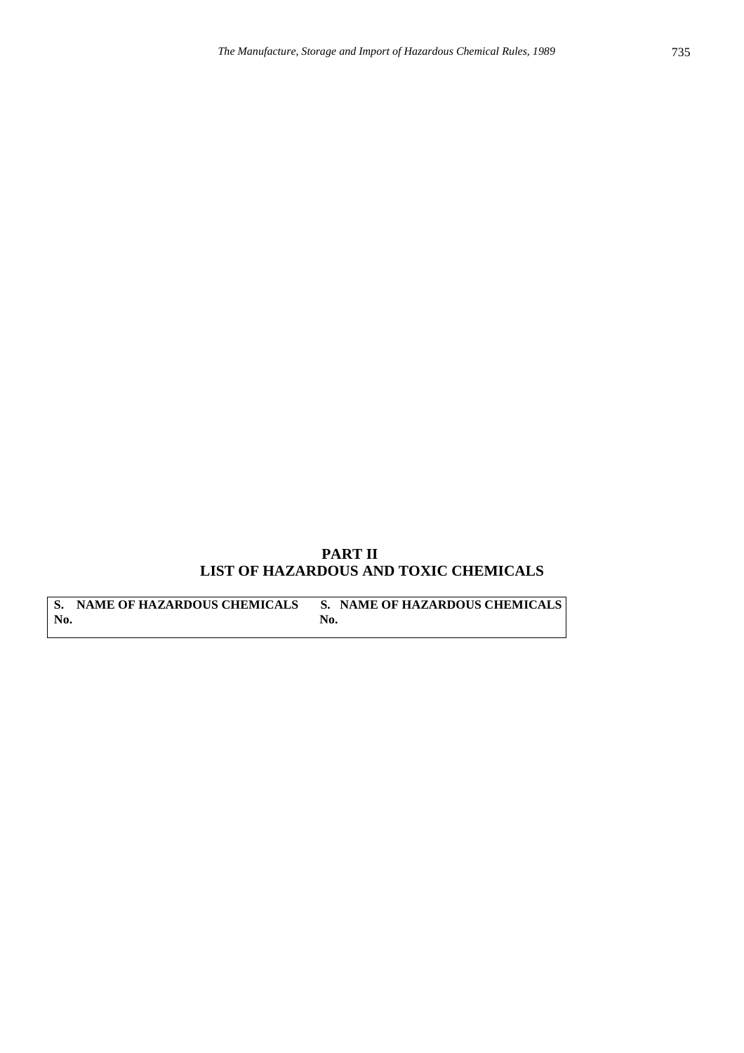## PART II
## LIST OF HAZARDOUS AND TOXIC CHEMICALS

| S. No. | NAME OF HAZARDOUS CHEMICALS | S. No. | NAME OF HAZARDOUS CHEMICALS |
|---|---|---|---|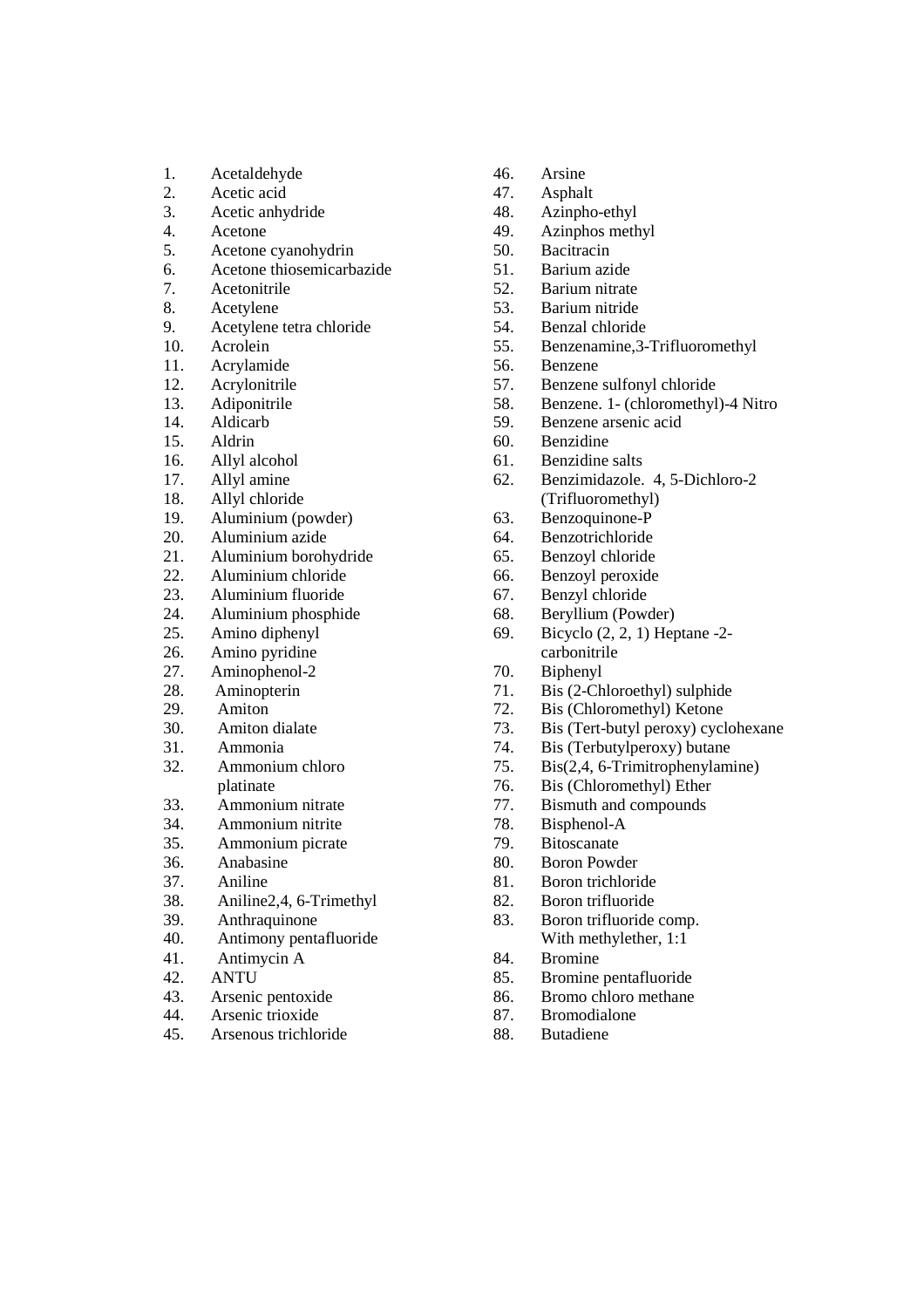1. Acetaldehyde
2. Acetic acid
3. Acetic anhydride
4. Acetone
5. Acetone cyanohydrin
6. Acetone thiosemicarbazide
7. Acetonitrile
8. Acetylene
9. Acetylene tetra chloride
10. Acrolein
11. Acrylamide
12. Acrylonitrile
13. Adiponitrile
14. Aldicarb
15. Aldrin
16. Allyl alcohol
17. Allyl amine
18. Allyl chloride
19. Aluminium (powder)
20. Aluminium azide
21. Aluminium borohydride
22. Aluminium chloride
23. Aluminium fluoride
24. Aluminium phosphide
25. Amino diphenyl
26. Amino pyridine
27. Aminophenol-2
28. Aminopterin
29. Amiton
30. Amiton dialate
31. Ammonia
32. Ammonium chloro platinate
33. Ammonium nitrate
34. Ammonium nitrite
35. Ammonium picrate
36. Anabasine
37. Aniline
38. Aniline2,4, 6-Trimethyl
39. Anthraquinone
40. Antimony pentafluoride
41. Antimycin A
42. ANTU
43. Arsenic pentoxide
44. Arsenic trioxide
45. Arsenous trichloride
46. Arsine
47. Asphalt
48. Azinpho-ethyl
49. Azinphos methyl
50. Bacitracin
51. Barium azide
52. Barium nitrate
53. Barium nitride
54. Benzal chloride
55. Benzenamine,3-Trifluoromethyl
56. Benzene
57. Benzene sulfonyl chloride
58. Benzene. 1- (chloromethyl)-4 Nitro
59. Benzene arsenic acid
60. Benzidine
61. Benzidine salts
62. Benzimidazole. 4, 5-Dichloro-2 (Trifluoromethyl)
63. Benzoquinone-P
64. Benzotrichloride
65. Benzoyl chloride
66. Benzoyl peroxide
67. Benzyl chloride
68. Beryllium (Powder)
69. Bicyclo (2, 2, 1) Heptane -2-carbonitrile
70. Biphenyl
71. Bis (2-Chloroethyl) sulphide
72. Bis (Chloromethyl) Ketone
73. Bis (Tert-butyl peroxy) cyclohexane
74. Bis (Terbutylperoxy) butane
75. Bis(2,4, 6-Trimitrophenylamine)
76. Bis (Chloromethyl) Ether
77. Bismuth and compounds
78. Bisphenol-A
79. Bitoscanate
80. Boron Powder
81. Boron trichloride
82. Boron trifluoride
83. Boron trifluoride comp. With methylether, 1:1
84. Bromine
85. Bromine pentafluoride
86. Bromo chloro methane
87. Bromodialone
88. Butadiene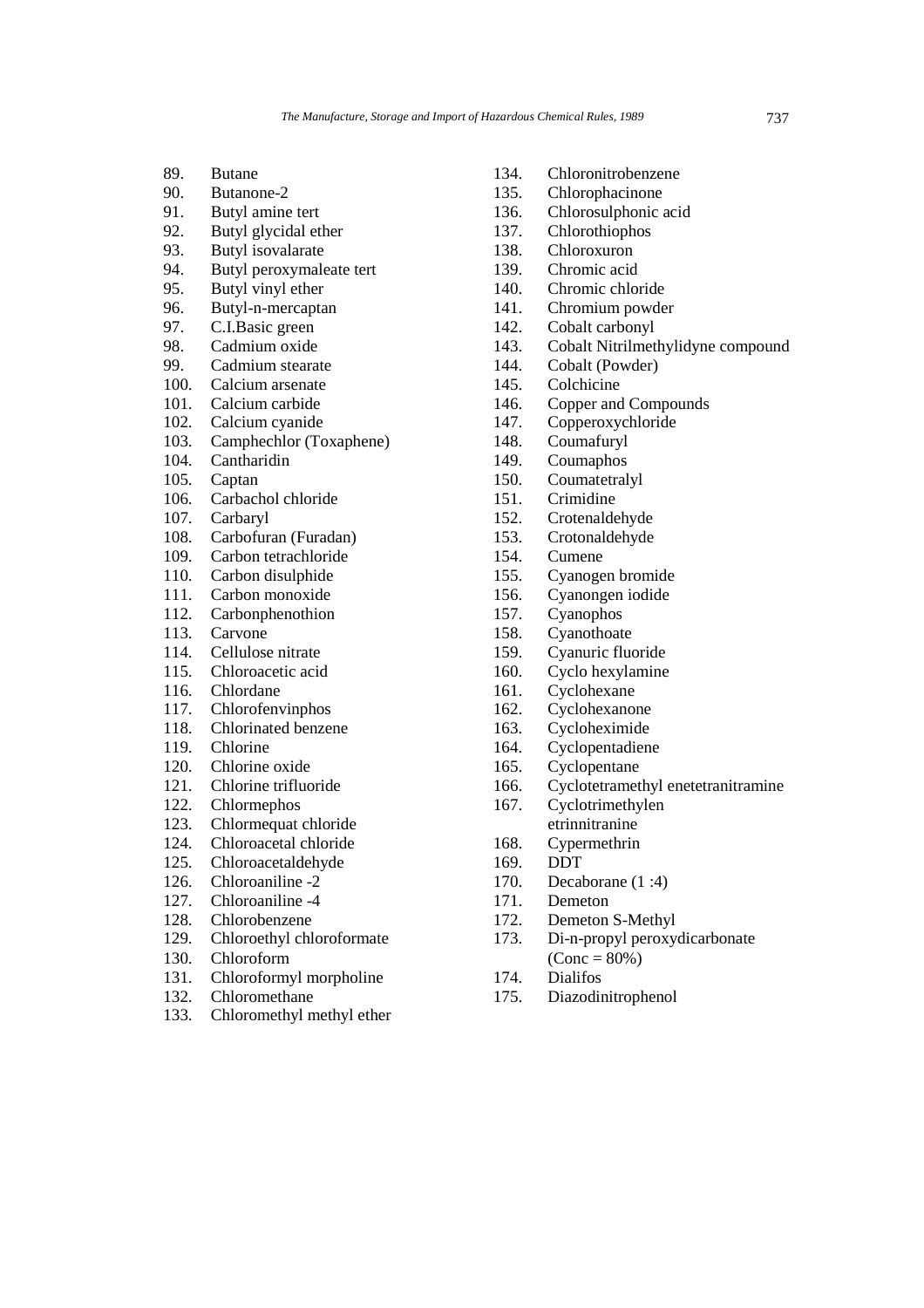89. Butane
90. Butanone-2
91. Butyl amine tert
92. Butyl glycidal ether
93. Butyl isovalarate
94. Butyl peroxymaleate tert
95. Butyl vinyl ether
96. Butyl-n-mercaptan
97. C.I.Basic green
98. Cadmium oxide
99. Cadmium stearate
100. Calcium arsenate
101. Calcium carbide
102. Calcium cyanide
103. Camphechlor (Toxaphene)
104. Cantharidin
105. Captan
106. Carbachol chloride
107. Carbaryl
108. Carbofuran (Furadan)
109. Carbon tetrachloride
110. Carbon disulphide
111. Carbon monoxide
112. Carbonphenothion
113. Carvone
114. Cellulose nitrate
115. Chloroacetic acid
116. Chlordane
117. Chlorofenvinphos
118. Chlorinated benzene
119. Chlorine
120. Chlorine oxide
121. Chlorine trifluoride
122. Chlormephos
123. Chlormequat chloride
124. Chloroacetal chloride
125. Chloroacetaldehyde
126. Chloroaniline -2
127. Chloroaniline -4
128. Chlorobenzene
129. Chloroethyl chloroformate
130. Chloroform
131. Chloroformyl morpholine
132. Chloromethane
133. Chloromethyl methyl ether
134. Chloronitrobenzene
135. Chlorophacinone
136. Chlorosulphonic acid
137. Chlorothiophos
138. Chloroxuron
139. Chromic acid
140. Chromic chloride
141. Chromium powder
142. Cobalt carbonyl
143. Cobalt Nitrilmethylidyne compound
144. Cobalt (Powder)
145. Colchicine
146. Copper and Compounds
147. Copperoxychloride
148. Coumafuryl
149. Coumaphos
150. Coumatetralyl
151. Crimidine
152. Crotenaldehyde
153. Crotonaldehyde
154. Cumene
155. Cyanogen bromide
156. Cyanongen iodide
157. Cyanophos
158. Cyanothoate
159. Cyanuric fluoride
160. Cyclo hexylamine
161. Cyclohexane
162. Cyclohexanone
163. Cycloheximide
164. Cyclopentadiene
165. Cyclopentane
166. Cyclotetramethyl enetetranitramine
167. Cyclotrimethylen etrinnitranine
168. Cypermethrin
169. DDT
170. Decaborane (1 :4)
171. Demeton
172. Demeton S-Methyl
173. Di-n-propyl peroxydicarbonate (Conc = 80%)
174. Dialifos
175. Diazodinitrophenol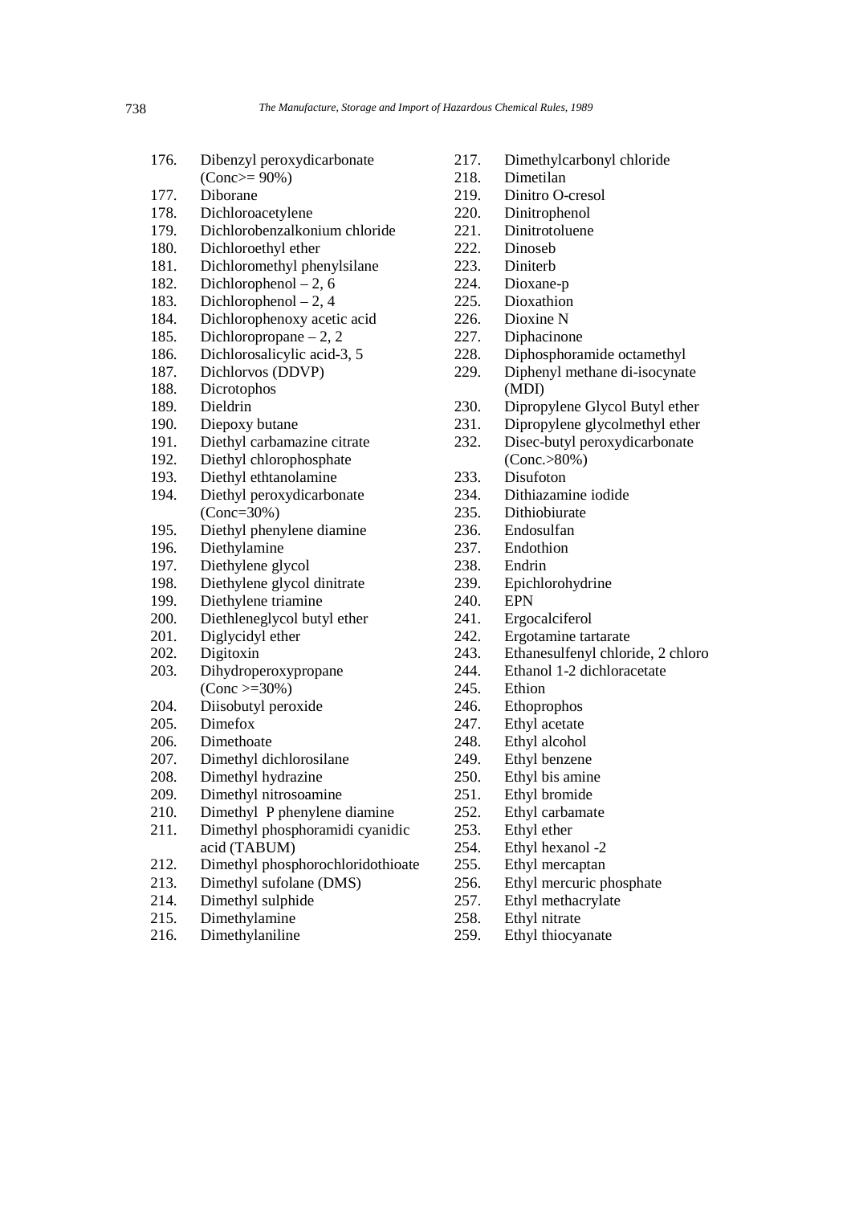176. Dibenzyl peroxydicarbonate (Conc>= 90%)
177. Diborane
178. Dichloroacetylene
179. Dichlorobenzalkonium chloride
180. Dichloroethyl ether
181. Dichloromethyl phenylsilane
182. Dichlorophenol – 2, 6
183. Dichlorophenol – 2, 4
184. Dichlorophenoxy acetic acid
185. Dichloropropane – 2, 2
186. Dichlorosalicylic acid-3, 5
187. Dichlorvos (DDVP)
188. Dicrotophos
189. Dieldrin
190. Diepoxy butane
191. Diethyl carbamazine citrate
192. Diethyl chlorophosphate
193. Diethyl ethtanolamine
194. Diethyl peroxydicarbonate (Conc=30%)
195. Diethyl phenylene diamine
196. Diethylamine
197. Diethylene glycol
198. Diethylene glycol dinitrate
199. Diethylene triamine
200. Diethleneglycol butyl ether
201. Diglycidyl ether
202. Digitoxin
203. Dihydroperoxypropane (Conc >=30%)
204. Diisobutyl peroxide
205. Dimefox
206. Dimethoate
207. Dimethyl dichlorosilane
208. Dimethyl hydrazine
209. Dimethyl nitrosoamine
210. Dimethyl P phenylene diamine
211. Dimethyl phosphoramidi cyanidic acid (TABUM)
212. Dimethyl phosphorochloridothioate
213. Dimethyl sufolane (DMS)
214. Dimethyl sulphide
215. Dimethylamine
216. Dimethylaniline
217. Dimethylcarbonyl chloride
218. Dimetilan
219. Dinitro O-cresol
220. Dinitrophenol
221. Dinitrotoluene
222. Dinoseb
223. Diniterb
224. Dioxane-p
225. Dioxathion
226. Dioxine N
227. Diphacinone
228. Diphosphoramide octamethyl
229. Diphenyl methane di-isocynate (MDI)
230. Dipropylene Glycol Butyl ether
231. Dipropylene glycolmethyl ether
232. Disec-butyl peroxydicarbonate (Conc.>80%)
233. Disufoton
234. Dithiazamine iodide
235. Dithiobiurate
236. Endosulfan
237. Endothion
238. Endrin
239. Epichlorohydrine
240. EPN
241. Ergocalciferol
242. Ergotamine tartarate
243. Ethanesulfenyl chloride, 2 chloro
244. Ethanol 1-2 dichloracetate
245. Ethion
246. Ethoprophos
247. Ethyl acetate
248. Ethyl alcohol
249. Ethyl benzene
250. Ethyl bis amine
251. Ethyl bromide
252. Ethyl carbamate
253. Ethyl ether
254. Ethyl hexanol -2
255. Ethyl mercaptan
256. Ethyl mercuric phosphate
257. Ethyl methacrylate
258. Ethyl nitrate
259. Ethyl thiocyanate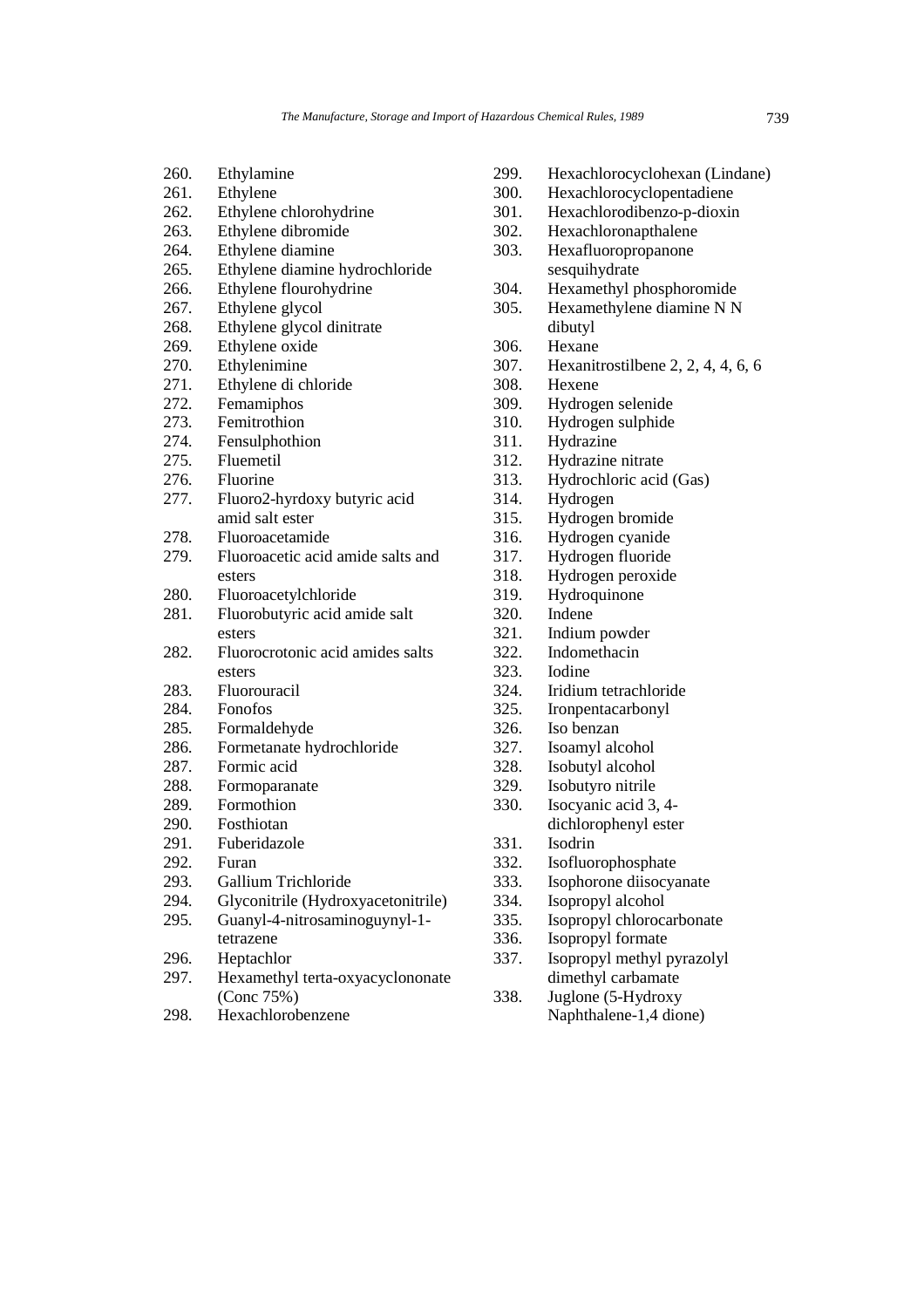260. Ethylamine
261. Ethylene
262. Ethylene chlorohydrine
263. Ethylene dibromide
264. Ethylene diamine
265. Ethylene diamine hydrochloride
266. Ethylene flourohydrine
267. Ethylene glycol
268. Ethylene glycol dinitrate
269. Ethylene oxide
270. Ethylenimine
271. Ethylene di chloride
272. Femamiphos
273. Femitrothion
274. Fensulphothion
275. Fluemetil
276. Fluorine
277. Fluoro2-hyrdoxy butyric acid amid salt ester
278. Fluoroacetamide
279. Fluoroacetic acid amide salts and esters
280. Fluoroacetylchloride
281. Fluorobutyric acid amide salt esters
282. Fluorocrotonic acid amides salts esters
283. Fluorouracil
284. Fonofos
285. Formaldehyde
286. Formetanate hydrochloride
287. Formic acid
288. Formoparanate
289. Formothion
290. Fosthiotan
291. Fuberidazole
292. Furan
293. Gallium Trichloride
294. Glyconitrile (Hydroxyacetonitrile)
295. Guanyl-4-nitrosaminoguynyl-1-tetrazene
296. Heptachlor
297. Hexamethyl terta-oxyacyclononate (Conc 75%)
298. Hexachlorobenzene
299. Hexachlorocyclohexan (Lindane)
300. Hexachlorocyclopentadiene
301. Hexachlorodibenzo-p-dioxin
302. Hexachloronapthalene
303. Hexafluoropropanone sesquihydrate
304. Hexamethyl phosphoromide
305. Hexamethylene diamine N N dibutyl
306. Hexane
307. Hexanitrostilbene 2, 2, 4, 4, 6, 6
308. Hexene
309. Hydrogen selenide
310. Hydrogen sulphide
311. Hydrazine
312. Hydrazine nitrate
313. Hydrochloric acid (Gas)
314. Hydrogen
315. Hydrogen bromide
316. Hydrogen cyanide
317. Hydrogen fluoride
318. Hydrogen peroxide
319. Hydroquinone
320. Indene
321. Indium powder
322. Indomethacin
323. Iodine
324. Iridium tetrachloride
325. Ironpentacarbonyl
326. Iso benzan
327. Isoamyl alcohol
328. Isobutyl alcohol
329. Isobutyro nitrile
330. Isocyanic acid 3, 4-dichlorophenyl ester
331. Isodrin
332. Isofluorophosphate
333. Isophorone diisocyanate
334. Isopropyl alcohol
335. Isopropyl chlorocarbonate
336. Isopropyl formate
337. Isopropyl methyl pyrazolyl dimethyl carbamate
338. Juglone (5-Hydroxy Naphthalene-1,4 dione)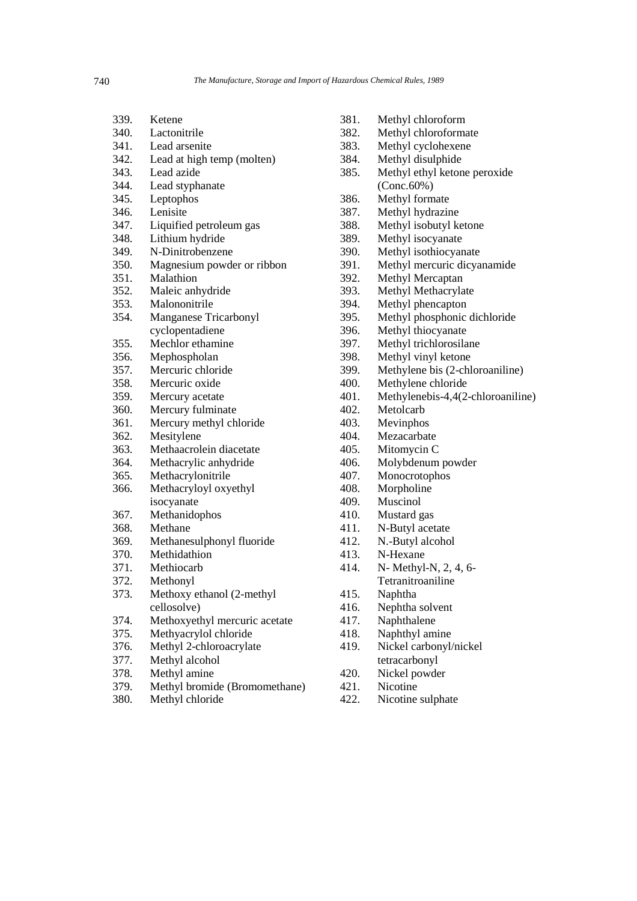339. Ketene
340. Lactonitrile
341. Lead arsenite
342. Lead at high temp (molten)
343. Lead azide
344. Lead styphanate
345. Leptophos
346. Lenisite
347. Liquified petroleum gas
348. Lithium hydride
349. N-Dinitrobenzene
350. Magnesium powder or ribbon
351. Malathion
352. Maleic anhydride
353. Malononitrile
354. Manganese Tricarbonyl cyclopentadiene
355. Mechlor ethamine
356. Mephospholan
357. Mercuric chloride
358. Mercuric oxide
359. Mercury acetate
360. Mercury fulminate
361. Mercury methyl chloride
362. Mesitylene
363. Methaacrolein diacetate
364. Methacrylic anhydride
365. Methacrylonitrile
366. Methacryloyl oxyethyl isocyanate
367. Methanidophos
368. Methane
369. Methanesulphonyl fluoride
370. Methidathion
371. Methiocarb
372. Methonyl
373. Methoxy ethanol (2-methyl cellosolve)
374. Methoxyethyl mercuric acetate
375. Methyacrylol chloride
376. Methyl 2-chloroacrylate
377. Methyl alcohol
378. Methyl amine
379. Methyl bromide (Bromomethane)
380. Methyl chloride
381. Methyl chloroform
382. Methyl chloroformate
383. Methyl cyclohexene
384. Methyl disulphide
385. Methyl ethyl ketone peroxide (Conc.60%)
386. Methyl formate
387. Methyl hydrazine
388. Methyl isobutyl ketone
389. Methyl isocyanate
390. Methyl isothiocyanate
391. Methyl mercuric dicyanamide
392. Methyl Mercaptan
393. Methyl Methacrylate
394. Methyl phencapton
395. Methyl phosphonic dichloride
396. Methyl thiocyanate
397. Methyl trichlorosilane
398. Methyl vinyl ketone
399. Methylene bis (2-chloroaniline)
400. Methylene chloride
401. Methylenebis-4,4(2-chloroaniline)
402. Metolcarb
403. Mevinphos
404. Mezacarbate
405. Mitomycin C
406. Molybdenum powder
407. Monocrotophos
408. Morpholine
409. Muscinol
410. Mustard gas
411. N-Butyl acetate
412. N.-Butyl alcohol
413. N-Hexane
414. N- Methyl-N, 2, 4, 6-Tetranitroaniline
415. Naphtha
416. Nephtha solvent
417. Naphthalene
418. Naphthyl amine
419. Nickel carbonyl/nickel tetracarbonyl
420. Nickel powder
421. Nicotine
422. Nicotine sulphate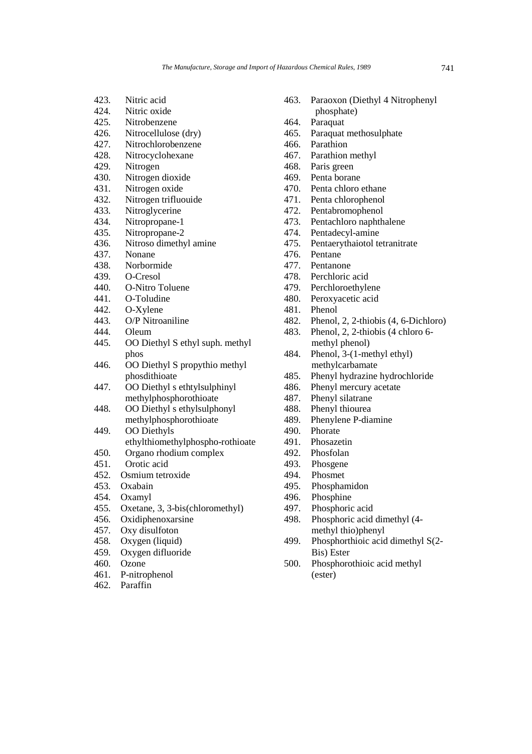423. Nitric acid
424. Nitric oxide
425. Nitrobenzene
426. Nitrocellulose (dry)
427. Nitrochlorobenzene
428. Nitrocyclohexane
429. Nitrogen
430. Nitrogen dioxide
431. Nitrogen oxide
432. Nitrogen trifluouide
433. Nitroglycerine
434. Nitropropane-1
435. Nitropropane-2
436. Nitroso dimethyl amine
437. Nonane
438. Norbormide
439. O-Cresol
440. O-Nitro Toluene
441. O-Toludine
442. O-Xylene
443. O/P Nitroaniline
444. Oleum
445. OO Diethyl S ethyl suph. methyl phos
446. OO Diethyl S propythio methyl phosdithioate
447. OO Diethyl s ethtylsulphinyl methylphosphorothioate
448. OO Diethyl s ethylsulphonyl methylphosphorothioate
449. OO Diethyls ethylthiomethylphospho-rothioate
450. Organo rhodium complex
451. Orotic acid
452. Osmium tetroxide
453. Oxabain
454. Oxamyl
455. Oxetane, 3, 3-bis(chloromethyl)
456. Oxidiphenoxarsine
457. Oxy disulfoton
458. Oxygen (liquid)
459. Oxygen difluoride
460. Ozone
461. P-nitrophenol
462. Paraffin
463. Paraoxon (Diethyl 4 Nitrophenyl phosphate)
464. Paraquat
465. Paraquat methosulphate
466. Parathion
467. Parathion methyl
468. Paris green
469. Penta borane
470. Penta chloro ethane
471. Penta chlorophenol
472. Pentabromophenol
473. Pentachloro naphthalene
474. Pentadecyl-amine
475. Pentaerythaiotol tetranitrate
476. Pentane
477. Pentanone
478. Perchloric acid
479. Perchloroethylene
480. Peroxyacetic acid
481. Phenol
482. Phenol, 2, 2-thiobis (4, 6-Dichloro)
483. Phenol, 2, 2-thiobis (4 chloro 6-methyl phenol)
484. Phenol, 3-(1-methyl ethyl) methylcarbamate
485. Phenyl hydrazine hydrochloride
486. Phenyl mercury acetate
487. Phenyl silatrane
488. Phenyl thiourea
489. Phenylene P-diamine
490. Phorate
491. Phosazetin
492. Phosfolan
493. Phosgene
494. Phosmet
495. Phosphamidon
496. Phosphine
497. Phosphoric acid
498. Phosphoric acid dimethyl (4-methyl thio)phenyl
499. Phosphorthioic acid dimethyl S(2-Bis) Ester
500. Phosphorothioic acid methyl (ester)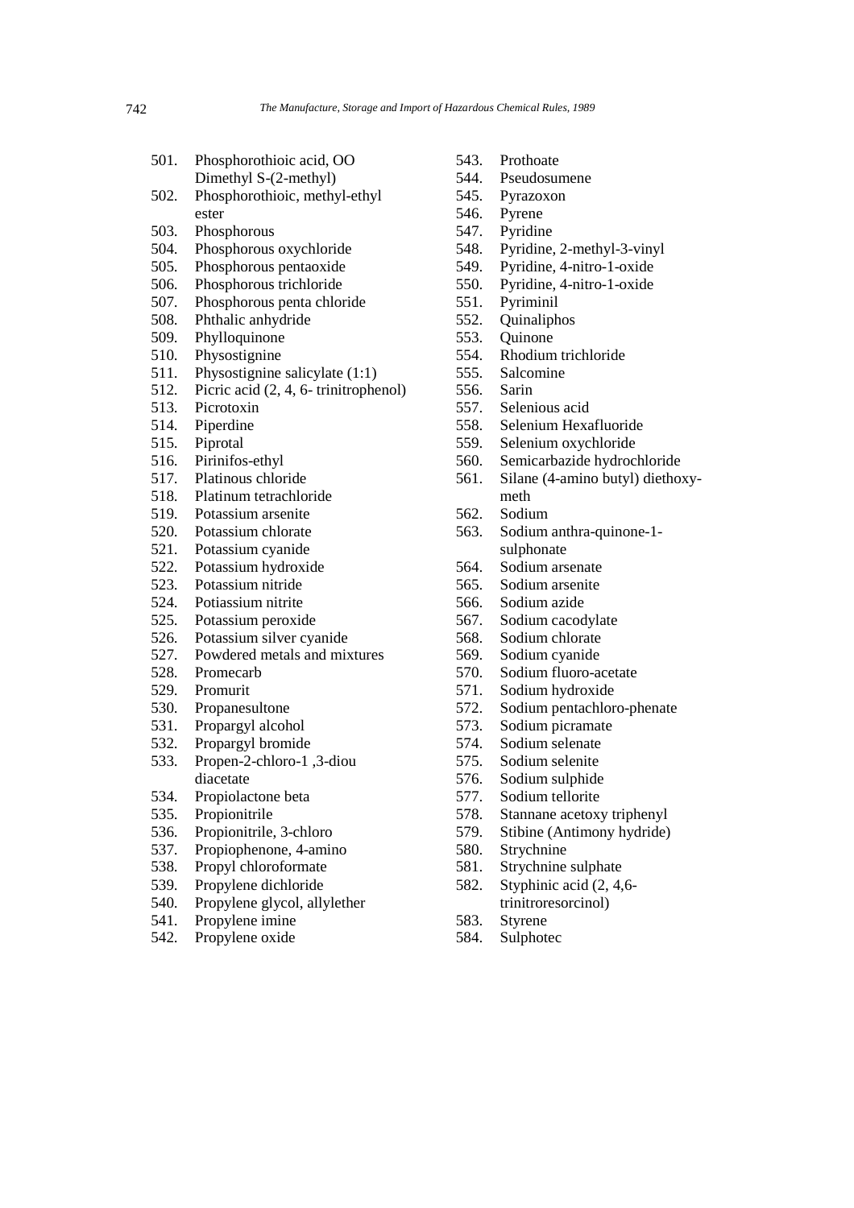501. Phosphorothioic acid, OO Dimethyl S-(2-methyl)
502. Phosphorothioic, methyl-ethyl ester
503. Phosphorous
504. Phosphorous oxychloride
505. Phosphorous pentaoxide
506. Phosphorous trichloride
507. Phosphorous penta chloride
508. Phthalic anhydride
509. Phylloquinone
510. Physostignine
511. Physostignine salicylate (1:1)
512. Picric acid (2, 4, 6- trinitrophenol)
513. Picrotoxin
514. Piperdine
515. Piprotal
516. Pirinifos-ethyl
517. Platinous chloride
518. Platinum tetrachloride
519. Potassium arsenite
520. Potassium chlorate
521. Potassium cyanide
522. Potassium hydroxide
523. Potassium nitride
524. Potiassium nitrite
525. Potassium peroxide
526. Potassium silver cyanide
527. Powdered metals and mixtures
528. Promecarb
529. Promurit
530. Propanesultone
531. Propargyl alcohol
532. Propargyl bromide
533. Propen-2-chloro-1 ,3-diou diacetate
534. Propiolactone beta
535. Propionitrile
536. Propionitrile, 3-chloro
537. Propiophenone, 4-amino
538. Propyl chloroformate
539. Propylene dichloride
540. Propylene glycol, allylether
541. Propylene imine
542. Propylene oxide
543. Prothoate
544. Pseudosumene
545. Pyrazoxon
546. Pyrene
547. Pyridine
548. Pyridine, 2-methyl-3-vinyl
549. Pyridine, 4-nitro-1-oxide
550. Pyridine, 4-nitro-1-oxide
551. Pyriminil
552. Quinaliphos
553. Quinone
554. Rhodium trichloride
555. Salcomine
556. Sarin
557. Selenious acid
558. Selenium Hexafluoride
559. Selenium oxychloride
560. Semicarbazide hydrochloride
561. Silane (4-amino butyl) diethoxy-meth
562. Sodium
563. Sodium anthra-quinone-1-sulphonate
564. Sodium arsenate
565. Sodium arsenite
566. Sodium azide
567. Sodium cacodylate
568. Sodium chlorate
569. Sodium cyanide
570. Sodium fluoro-acetate
571. Sodium hydroxide
572. Sodium pentachloro-phenate
573. Sodium picramate
574. Sodium selenate
575. Sodium selenite
576. Sodium sulphide
577. Sodium tellorite
578. Stannane acetoxy triphenyl
579. Stibine (Antimony hydride)
580. Strychnine
581. Strychnine sulphate
582. Styphinic acid (2, 4,6-trinitroresorcinol)
583. Styrene
584. Sulphotec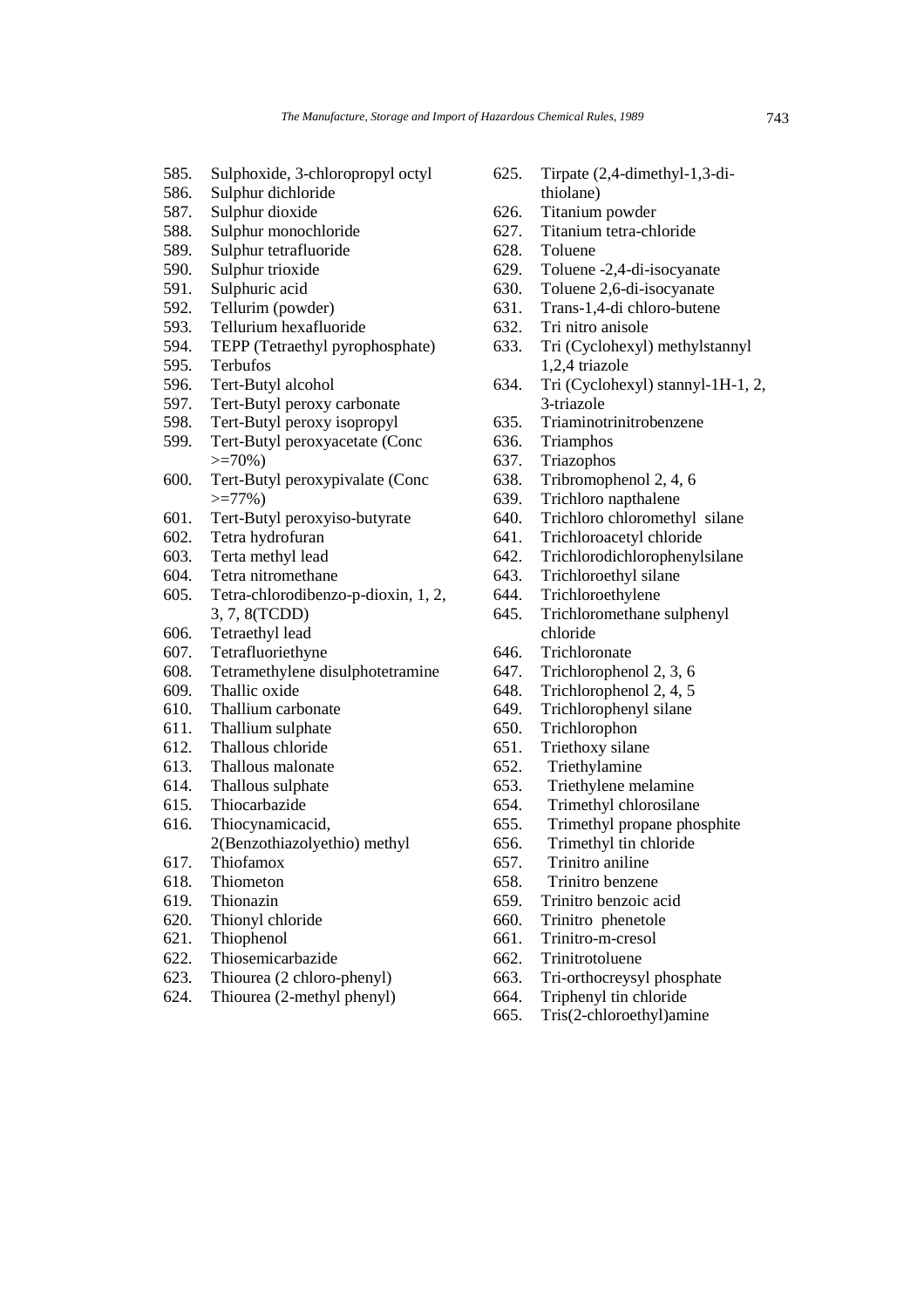585. Sulphoxide, 3-chloropropyl octyl
586. Sulphur dichloride
587. Sulphur dioxide
588. Sulphur monochloride
589. Sulphur tetrafluoride
590. Sulphur trioxide
591. Sulphuric acid
592. Tellurim (powder)
593. Tellurium hexafluoride
594. TEPP (Tetraethyl pyrophosphate)
595. Terbufos
596. Tert-Butyl alcohol
597. Tert-Butyl peroxy carbonate
598. Tert-Butyl peroxy isopropyl
599. Tert-Butyl peroxyacetate (Conc >=70%)
600. Tert-Butyl peroxypivalate (Conc >=77%)
601. Tert-Butyl peroxyiso-butyrate
602. Tetra hydrofuran
603. Terta methyl lead
604. Tetra nitromethane
605. Tetra-chlorodibenzo-p-dioxin, 1, 2, 3, 7, 8(TCDD)
606. Tetraethyl lead
607. Tetrafluoriethyne
608. Tetramethylene disulphotetramine
609. Thallic oxide
610. Thallium carbonate
611. Thallium sulphate
612. Thallous chloride
613. Thallous malonate
614. Thallous sulphate
615. Thiocarbazide
616. Thiocynamicacid, 2(Benzothiazolyethio) methyl
617. Thiofamox
618. Thiometon
619. Thionazin
620. Thionyl chloride
621. Thiophenol
622. Thiosemicarbazide
623. Thiourea (2 chloro-phenyl)
624. Thiourea (2-methyl phenyl)
625. Tirpate (2,4-dimethyl-1,3-di-thiolane)
626. Titanium powder
627. Titanium tetra-chloride
628. Toluene
629. Toluene -2,4-di-isocyanate
630. Toluene 2,6-di-isocyanate
631. Trans-1,4-di chloro-butene
632. Tri nitro anisole
633. Tri (Cyclohexyl) methylstannyl 1,2,4 triazole
634. Tri (Cyclohexyl) stannyl-1H-1, 2, 3-triazole
635. Triaminotrinitrobenzene
636. Triamphos
637. Triazophos
638. Tribromophenol 2, 4, 6
639. Trichloro napthalene
640. Trichloro chloromethyl silane
641. Trichloroacetyl chloride
642. Trichlorodichlorophenylsilane
643. Trichloroethyl silane
644. Trichloroethylene
645. Trichloromethane sulphenyl chloride
646. Trichloronate
647. Trichlorophenol 2, 3, 6
648. Trichlorophenol 2, 4, 5
649. Trichlorophenyl silane
650. Trichlorophon
651. Triethoxy silane
652. Triethylamine
653. Triethylene melamine
654. Trimethyl chlorosilane
655. Trimethyl propane phosphite
656. Trimethyl tin chloride
657. Trinitro aniline
658. Trinitro benzene
659. Trinitro benzoic acid
660. Trinitro phenetole
661. Trinitro-m-cresol
662. Trinitrotoluene
663. Tri-orthocreysyl phosphate
664. Triphenyl tin chloride
665. Tris(2-chloroethyl)amine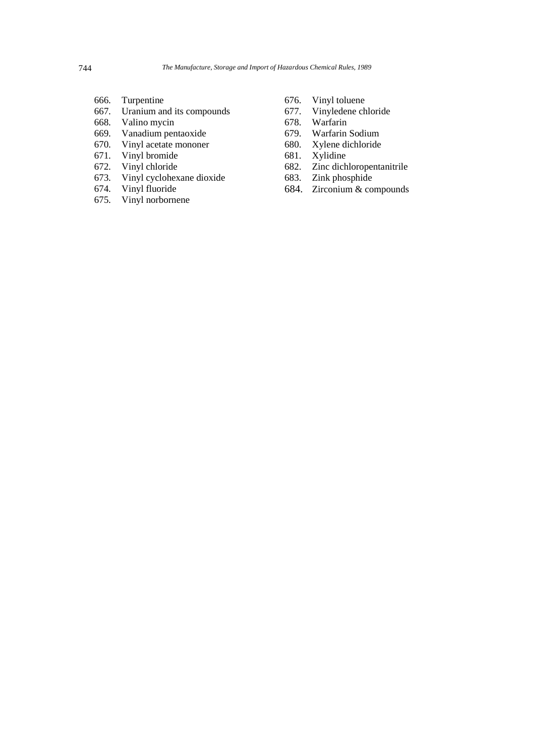666. Turpentine
667. Uranium and its compounds
668. Valino mycin
669. Vanadium pentaoxide
670. Vinyl acetate mononer
671. Vinyl bromide
672. Vinyl chloride
673. Vinyl cyclohexane dioxide
674. Vinyl fluoride
675. Vinyl norbornene
676. Vinyl toluene
677. Vinyledene chloride
678. Warfarin
679. Warfarin Sodium
680. Xylene dichloride
681. Xylidine
682. Zinc dichloropentanitrile
683. Zink phosphide
684. Zirconium & compounds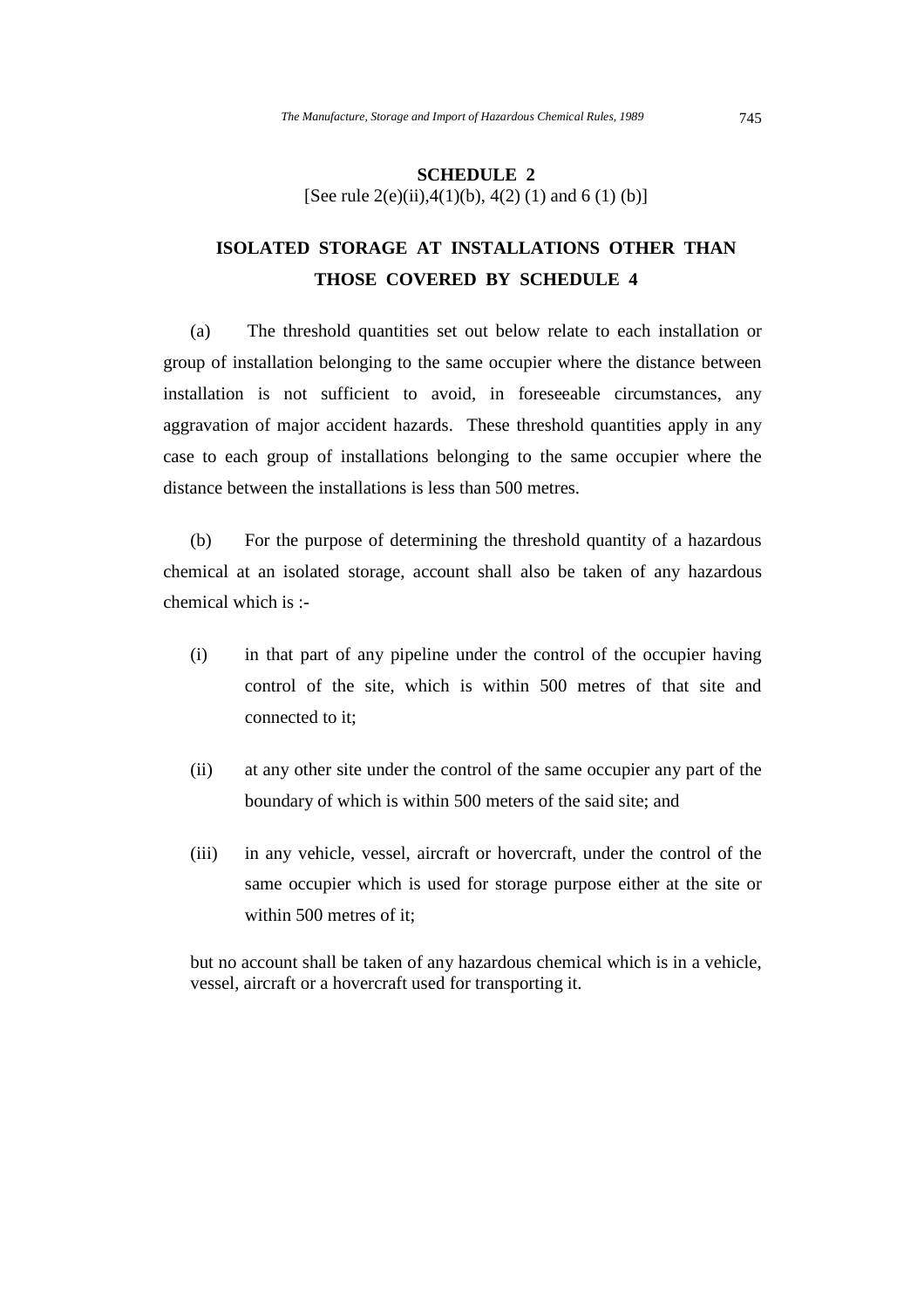## SCHEDULE 2

[See rule 2(e)(ii),4(1)(b), 4(2) (1) and 6 (1) (b)]

## ISOLATED STORAGE AT INSTALLATIONS OTHER THAN THOSE COVERED BY SCHEDULE 4

(a) The threshold quantities set out below relate to each installation or group of installation belonging to the same occupier where the distance between installation is not sufficient to avoid, in foreseeable circumstances, any aggravation of major accident hazards. These threshold quantities apply in any case to each group of installations belonging to the same occupier where the distance between the installations is less than 500 metres.

(b) For the purpose of determining the threshold quantity of a hazardous chemical at an isolated storage, account shall also be taken of any hazardous chemical which is :-

(i) in that part of any pipeline under the control of the occupier having control of the site, which is within 500 metres of that site and connected to it;

(ii) at any other site under the control of the same occupier any part of the boundary of which is within 500 meters of the said site; and

(iii) in any vehicle, vessel, aircraft or hovercraft, under the control of the same occupier which is used for storage purpose either at the site or within 500 metres of it;

but no account shall be taken of any hazardous chemical which is in a vehicle, vessel, aircraft or a hovercraft used for transporting it.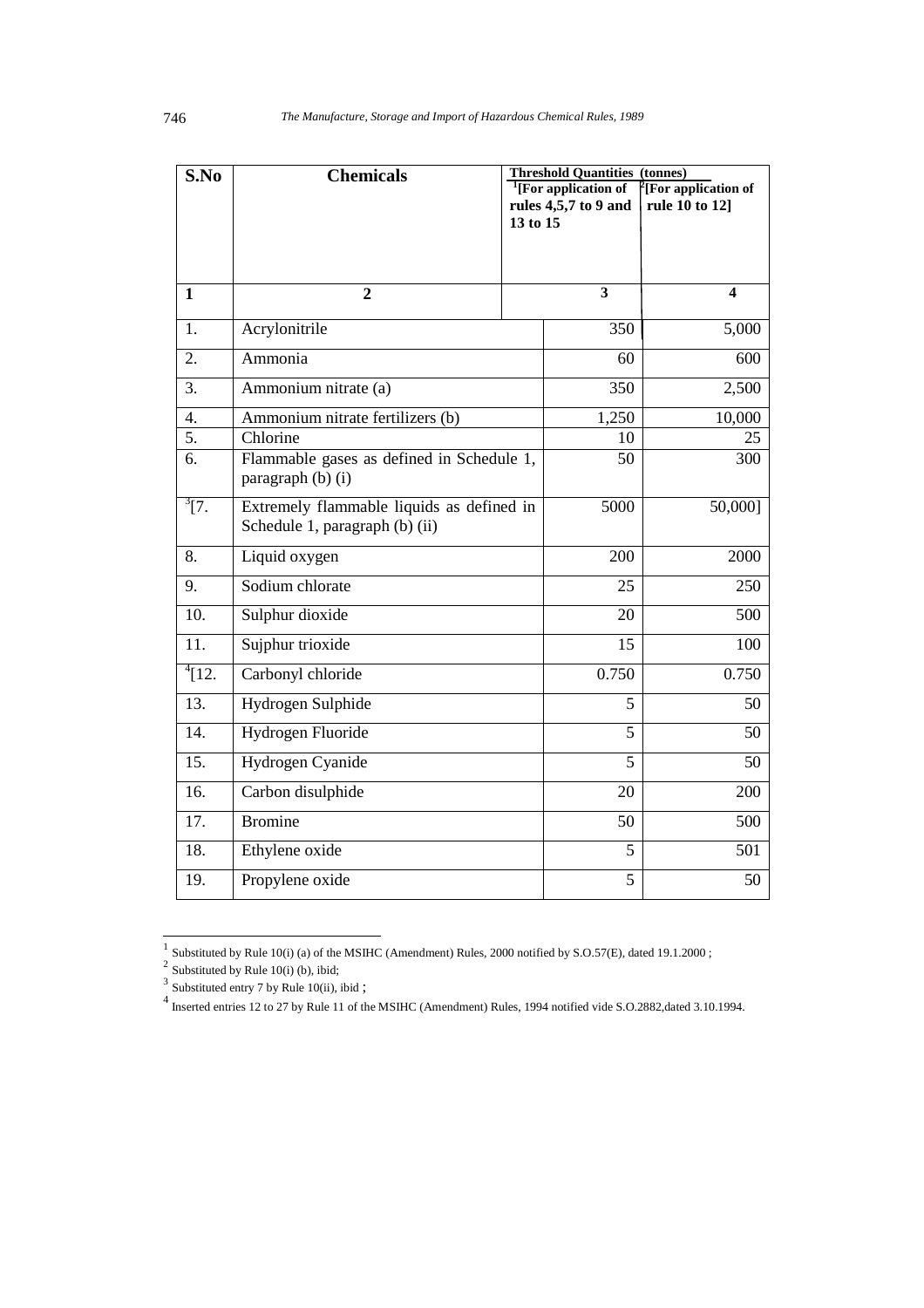| S.No | Chemicals | Threshold Quantities (tonnes) | |
|---|---|---|---|
| | | [1][For application of rules 4,5,7 to 9 and 13 to 15 | [2][For application of rule 10 to 12] |
| 1 | 2 | 3 | 4 |
| 1. | Acrylonitrile | 350 | 5,000 |
| 2. | Ammonia | 60 | 600 |
| 3. | Ammonium nitrate (a) | 350 | 2,500 |
| 4. | Ammonium nitrate fertilizers (b) | 1,250 | 10,000 |
| 5. | Chlorine | 10 | 25 |
| 6. | Flammable gases as defined in Schedule 1, paragraph (b) (i) | 50 | 300 |
| [3][7. | Extremely flammable liquids as defined in Schedule 1, paragraph (b) (ii) | 5000 | 50,000] |
| 8. | Liquid oxygen | 200 | 2000 |
| 9. | Sodium chlorate | 25 | 250 |
| 10. | Sulphur dioxide | 20 | 500 |
| 11. | Sujphur trioxide | 15 | 100 |
| [4][12. | Carbonyl chloride | 0.750 | 0.750 |
| 13. | Hydrogen Sulphide | 5 | 50 |
| 14. | Hydrogen Fluoride | 5 | 50 |
| 15. | Hydrogen Cyanide | 5 | 50 |
| 16. | Carbon disulphide | 20 | 200 |
| 17. | Bromine | 50 | 500 |
| 18. | Ethylene oxide | 5 | 501 |
| 19. | Propylene oxide | 5 | 50 |

---

[1] Substituted by Rule 10(i) (a) of the MSIHC (Amendment) Rules, 2000 notified by S.O.57(E), dated 19.1.2000 ;

[2] Substituted by Rule 10(i) (b), ibid;

[3] Substituted entry 7 by Rule 10(ii), ibid ;

[4] Inserted entries 12 to 27 by Rule 11 of the MSIHC (Amendment) Rules, 1994 notified vide S.O.2882,dated 3.10.1994.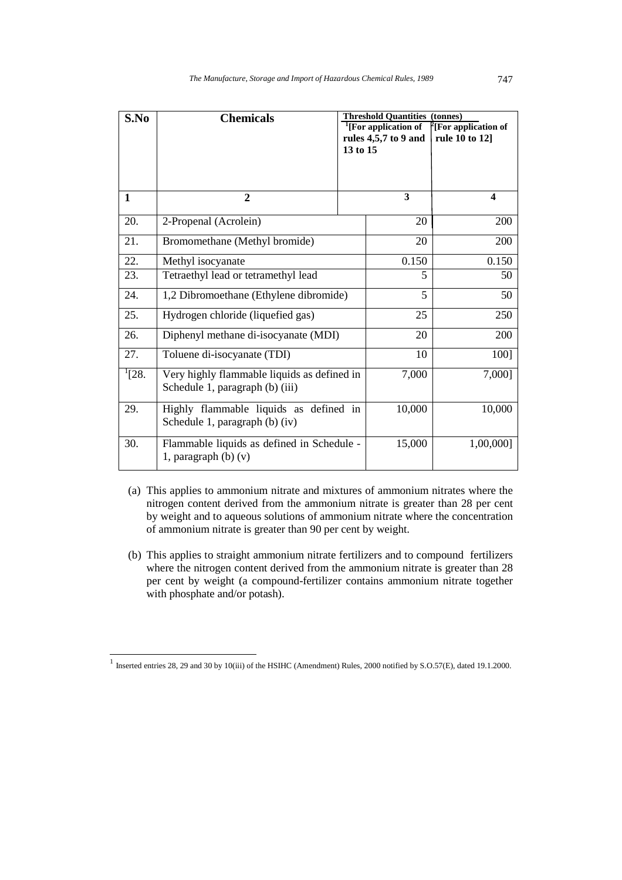| S.No | Chemicals | Threshold Quantities (tonnes) | |
|---|---|---|---|
| | | [1][For application of rules 4,5,7 to 9 and 13 to 15 | [2][For application of rule 10 to 12] |
| 1 | 2 | 3 | 4 |
| 20. | 2-Propenal (Acrolein) | 20 | 200 |
| 21. | Bromomethane (Methyl bromide) | 20 | 200 |
| 22. | Methyl isocyanate | 0.150 | 0.150 |
| 23. | Tetraethyl lead or tetramethyl lead | 5 | 50 |
| 24. | 1,2 Dibromoethane (Ethylene dibromide) | 5 | 50 |
| 25. | Hydrogen chloride (liquefied gas) | 25 | 250 |
| 26. | Diphenyl methane di-isocyanate (MDI) | 20 | 200 |
| 27. | Toluene di-isocyanate (TDI) | 10 | 100] |
| [1][28. | Very highly flammable liquids as defined in Schedule 1, paragraph (b) (iii) | 7,000 | 7,000] |
| 29. | Highly flammable liquids as defined in Schedule 1, paragraph (b) (iv) | 10,000 | 10,000 |
| 30. | Flammable liquids as defined in Schedule - 1, paragraph (b) (v) | 15,000 | 1,00,000] |

(a) This applies to ammonium nitrate and mixtures of ammonium nitrates where the nitrogen content derived from the ammonium nitrate is greater than 28 per cent by weight and to aqueous solutions of ammonium nitrate where the concentration of ammonium nitrate is greater than 90 per cent by weight.

(b) This applies to straight ammonium nitrate fertilizers and to compound fertilizers where the nitrogen content derived from the ammonium nitrate is greater than 28 per cent by weight (a compound-fertilizer contains ammonium nitrate together with phosphate and/or potash).

---

[1] Inserted entries 28, 29 and 30 by 10(iii) of the HSIHC (Amendment) Rules, 2000 notified by S.O.57(E), dated 19.1.2000.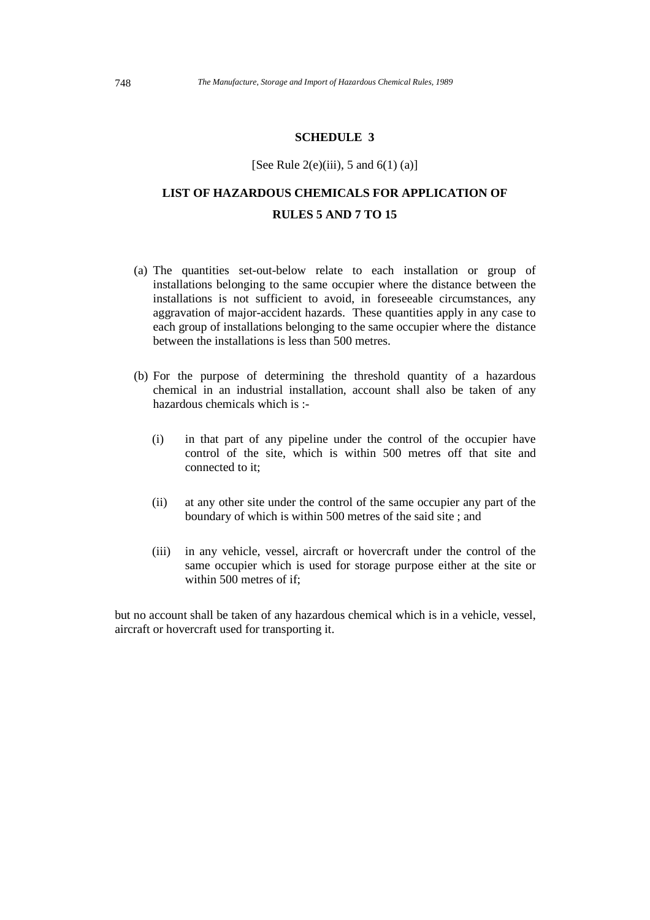## SCHEDULE 3

[See Rule 2(e)(iii), 5 and 6(1) (a)]

## LIST OF HAZARDOUS CHEMICALS FOR APPLICATION OF RULES 5 AND 7 TO 15

(a) The quantities set-out-below relate to each installation or group of installations belonging to the same occupier where the distance between the installations is not sufficient to avoid, in foreseeable circumstances, any aggravation of major-accident hazards. These quantities apply in any case to each group of installations belonging to the same occupier where the distance between the installations is less than 500 metres.

(b) For the purpose of determining the threshold quantity of a hazardous chemical in an industrial installation, account shall also be taken of any hazardous chemicals which is :-

(i) in that part of any pipeline under the control of the occupier have control of the site, which is within 500 metres off that site and connected to it;

(ii) at any other site under the control of the same occupier any part of the boundary of which is within 500 metres of the said site ; and

(iii) in any vehicle, vessel, aircraft or hovercraft under the control of the same occupier which is used for storage purpose either at the site or within 500 metres of if;

but no account shall be taken of any hazardous chemical which is in a vehicle, vessel, aircraft or hovercraft used for transporting it.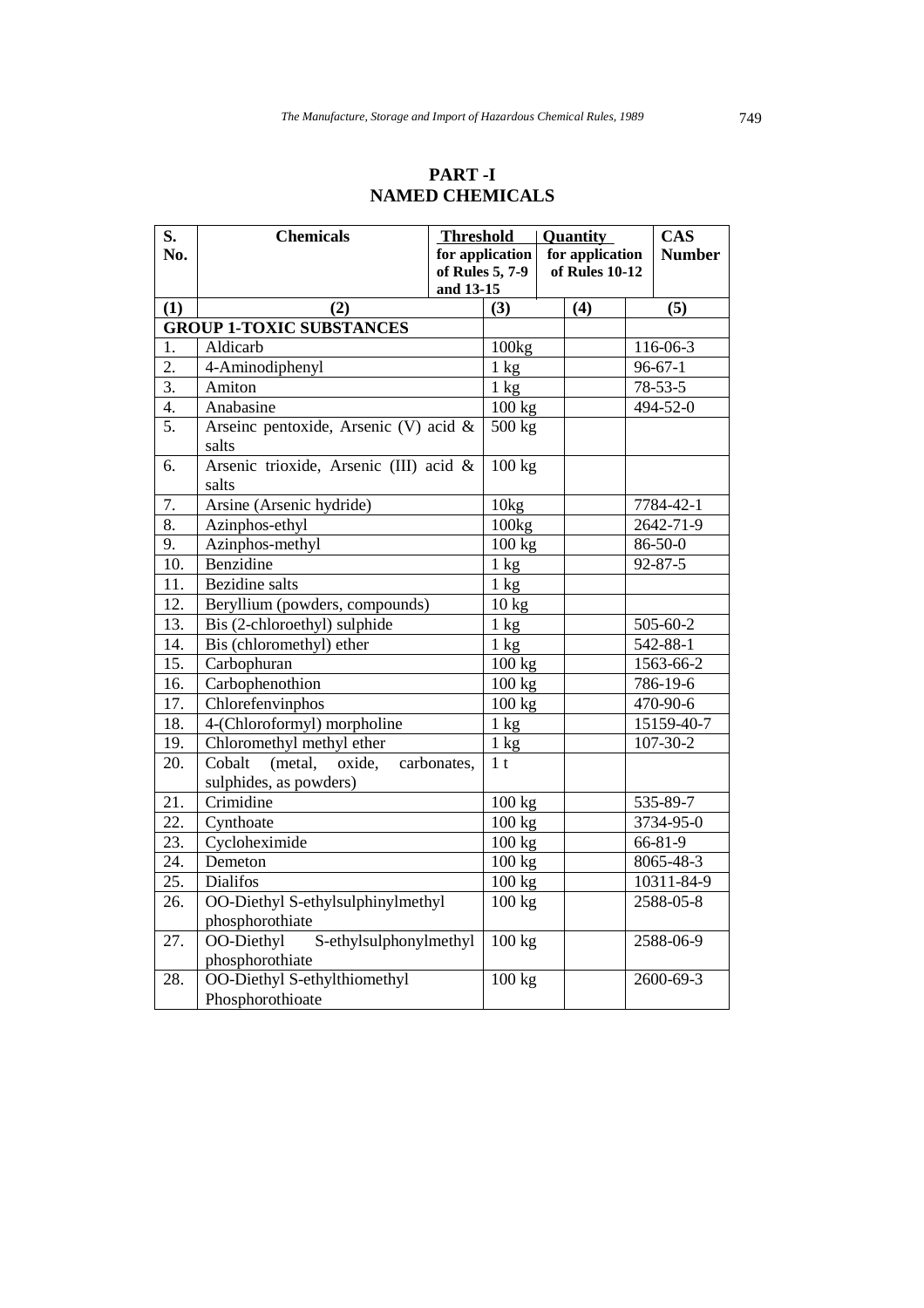## PART -I
## NAMED CHEMICALS

| S. No. | Chemicals | Threshold for application of Rules 5, 7-9 and 13-15 | Quantity for application of Rules 10-12 | CAS Number |
|---|---|---|---|---|
| (1) | (2) | (3) | (4) | (5) |
| **GROUP 1-TOXIC SUBSTANCES** | | | | |
| 1. | Aldicarb | 100kg | | 116-06-3 |
| 2. | 4-Aminodiphenyl | 1 kg | | 96-67-1 |
| 3. | Amiton | 1 kg | | 78-53-5 |
| 4. | Anabasine | 100 kg | | 494-52-0 |
| 5. | Arseinc pentoxide, Arsenic (V) acid & salts | 500 kg | | |
| 6. | Arsenic trioxide, Arsenic (III) acid & salts | 100 kg | | |
| 7. | Arsine (Arsenic hydride) | 10kg | | 7784-42-1 |
| 8. | Azinphos-ethyl | 100kg | | 2642-71-9 |
| 9. | Azinphos-methyl | 100 kg | | 86-50-0 |
| 10. | Benzidine | 1 kg | | 92-87-5 |
| 11. | Bezidine salts | 1 kg | | |
| 12. | Beryllium (powders, compounds) | 10 kg | | |
| 13. | Bis (2-chloroethyl) sulphide | 1 kg | | 505-60-2 |
| 14. | Bis (chloromethyl) ether | 1 kg | | 542-88-1 |
| 15. | Carbophuran | 100 kg | | 1563-66-2 |
| 16. | Carbophenothion | 100 kg | | 786-19-6 |
| 17. | Chlorefenvinphos | 100 kg | | 470-90-6 |
| 18. | 4-(Chloroformyl) morpholine | 1 kg | | 15159-40-7 |
| 19. | Chloromethyl methyl ether | 1 kg | | 107-30-2 |
| 20. | Cobalt (metal, oxide, carbonates, sulphides, as powders) | 1 t | | |
| 21. | Crimidine | 100 kg | | 535-89-7 |
| 22. | Cynthoate | 100 kg | | 3734-95-0 |
| 23. | Cycloheximide | 100 kg | | 66-81-9 |
| 24. | Demeton | 100 kg | | 8065-48-3 |
| 25. | Dialifos | 100 kg | | 10311-84-9 |
| 26. | OO-Diethyl S-ethylsulphinylmethyl phosphorothiate | 100 kg | | 2588-05-8 |
| 27. | OO-Diethyl S-ethylsulphonylmethyl phosphorothiate | 100 kg | | 2588-06-9 |
| 28. | OO-Diethyl S-ethylthiomethyl Phosphorothioate | 100 kg | | 2600-69-3 |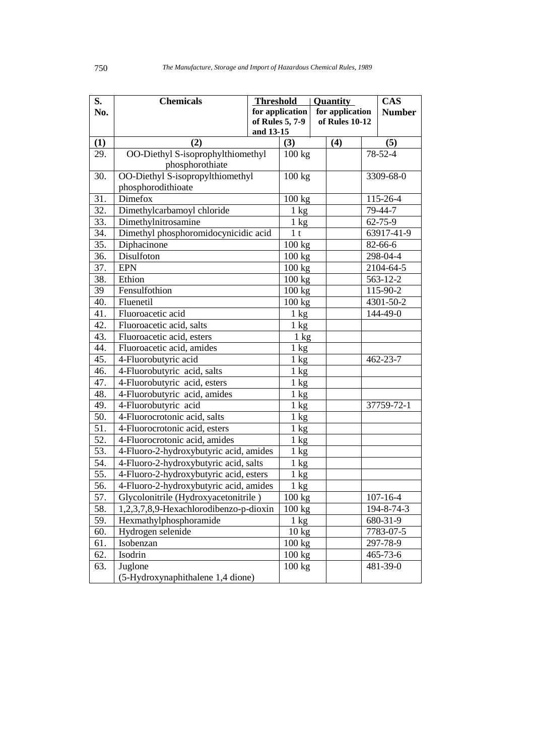| S. No. | Chemicals | Threshold for application of Rules 5, 7-9 and 13-15 | Quantity for application of Rules 10-12 | CAS Number |
|---|---|---|---|---|
| (1) | (2) | (3) | (4) | (5) |
| 29. | OO-Diethyl S-isoprophylthiomethyl phosphorothiate | 100 kg | | 78-52-4 |
| 30. | OO-Diethyl S-isopropylthiomethyl phosphorodithioate | 100 kg | | 3309-68-0 |
| 31. | Dimefox | 100 kg | | 115-26-4 |
| 32. | Dimethylcarbamoyl chloride | 1 kg | | 79-44-7 |
| 33. | Dimethylnitrosamine | 1 kg | | 62-75-9 |
| 34. | Dimethyl phosphoromidocynicidic acid | 1 t | | 63917-41-9 |
| 35. | Diphacinone | 100 kg | | 82-66-6 |
| 36. | Disulfoton | 100 kg | | 298-04-4 |
| 37. | EPN | 100 kg | | 2104-64-5 |
| 38. | Ethion | 100 kg | | 563-12-2 |
| 39 | Fensulfothion | 100 kg | | 115-90-2 |
| 40. | Fluenetil | 100 kg | | 4301-50-2 |
| 41. | Fluoroacetic acid | 1 kg | | 144-49-0 |
| 42. | Fluoroacetic acid, salts | 1 kg | | |
| 43. | Fluoroacetic acid, esters | 1 kg | | |
| 44. | Fluoroacetic acid, amides | 1 kg | | |
| 45. | 4-Fluorobutyric acid | 1 kg | | 462-23-7 |
| 46. | 4-Fluorobutyric acid, salts | 1 kg | | |
| 47. | 4-Fluorobutyric acid, esters | 1 kg | | |
| 48. | 4-Fluorobutyric acid, amides | 1 kg | | |
| 49. | 4-Fluorobutyric acid | 1 kg | | 37759-72-1 |
| 50. | 4-Fluorocrotonic acid, salts | 1 kg | | |
| 51. | 4-Fluorocrotonic acid, esters | 1 kg | | |
| 52. | 4-Fluorocrotonic acid, amides | 1 kg | | |
| 53. | 4-Fluoro-2-hydroxybutyric acid, amides | 1 kg | | |
| 54. | 4-Fluoro-2-hydroxybutyric acid, salts | 1 kg | | |
| 55. | 4-Fluoro-2-hydroxybutyric acid, esters | 1 kg | | |
| 56. | 4-Fluoro-2-hydroxybutyric acid, amides | 1 kg | | |
| 57. | Glycolonitrile (Hydroxyacetonitrile ) | 100 kg | | 107-16-4 |
| 58. | 1,2,3,7,8,9-Hexachlorodibenzo-p-dioxin | 100 kg | | 194-8-74-3 |
| 59. | Hexmathylphosphoramide | 1 kg | | 680-31-9 |
| 60. | Hydrogen selenide | 10 kg | | 7783-07-5 |
| 61. | Isobenzan | 100 kg | | 297-78-9 |
| 62. | Isodrin | 100 kg | | 465-73-6 |
| 63. | Juglone (5-Hydroxynaphithalene 1,4 dione) | 100 kg | | 481-39-0 |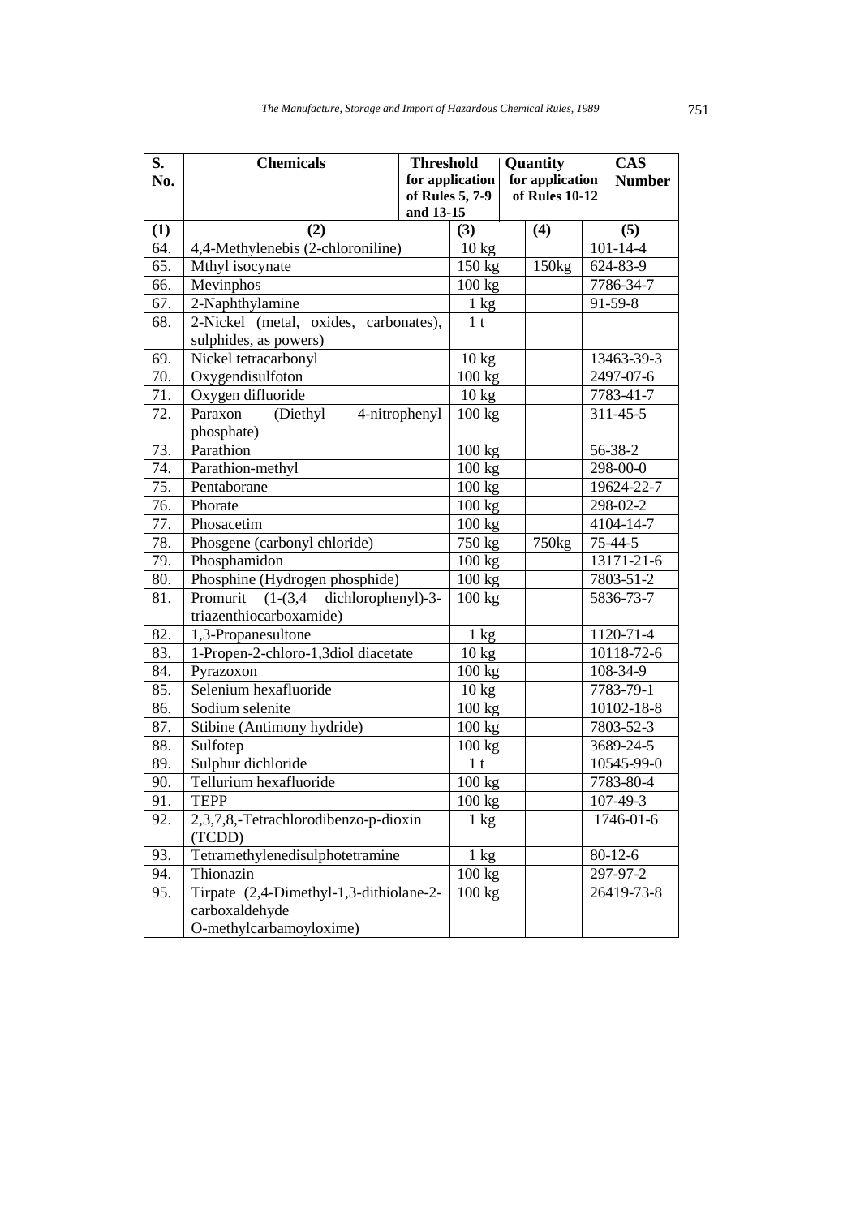| S. No. | Chemicals | Threshold for application of Rules 5, 7-9 and 13-15 | Quantity for application of Rules 10-12 | CAS Number |
|---|---|---|---|---|
| (1) | (2) | (3) | (4) | (5) |
| 64. | 4,4-Methylenebis (2-chloroniline) | 10 kg | | 101-14-4 |
| 65. | Mthyl isocynate | 150 kg | 150kg | 624-83-9 |
| 66. | Mevinphos | 100 kg | | 7786-34-7 |
| 67. | 2-Naphthylamine | 1 kg | | 91-59-8 |
| 68. | 2-Nickel (metal, oxides, carbonates), sulphides, as powers) | 1 t | | |
| 69. | Nickel tetracarbonyl | 10 kg | | 13463-39-3 |
| 70. | Oxygendisulfoton | 100 kg | | 2497-07-6 |
| 71. | Oxygen difluoride | 10 kg | | 7783-41-7 |
| 72. | Paraxon (Diethyl 4-nitrophenyl phosphate) | 100 kg | | 311-45-5 |
| 73. | Parathion | 100 kg | | 56-38-2 |
| 74. | Parathion-methyl | 100 kg | | 298-00-0 |
| 75. | Pentaborane | 100 kg | | 19624-22-7 |
| 76. | Phorate | 100 kg | | 298-02-2 |
| 77. | Phosacetim | 100 kg | | 4104-14-7 |
| 78. | Phosgene (carbonyl chloride) | 750 kg | 750kg | 75-44-5 |
| 79. | Phosphamidon | 100 kg | | 13171-21-6 |
| 80. | Phosphine (Hydrogen phosphide) | 100 kg | | 7803-51-2 |
| 81. | Promurit (1-(3,4 dichlorophenyl)-3-triazenthiocarboxamide) | 100 kg | | 5836-73-7 |
| 82. | 1,3-Propanesultone | 1 kg | | 1120-71-4 |
| 83. | 1-Propen-2-chloro-1,3diol diacetate | 10 kg | | 10118-72-6 |
| 84. | Pyrazoxon | 100 kg | | 108-34-9 |
| 85. | Selenium hexafluoride | 10 kg | | 7783-79-1 |
| 86. | Sodium selenite | 100 kg | | 10102-18-8 |
| 87. | Stibine (Antimony hydride) | 100 kg | | 7803-52-3 |
| 88. | Sulfotep | 100 kg | | 3689-24-5 |
| 89. | Sulphur dichloride | 1 t | | 10545-99-0 |
| 90. | Tellurium hexafluoride | 100 kg | | 7783-80-4 |
| 91. | TEPP | 100 kg | | 107-49-3 |
| 92. | 2,3,7,8,-Tetrachlorodibenzo-p-dioxin (TCDD) | 1 kg | | 1746-01-6 |
| 93. | Tetramethylenedisulphotetramine | 1 kg | | 80-12-6 |
| 94. | Thionazin | 100 kg | | 297-97-2 |
| 95. | Tirpate (2,4-Dimethyl-1,3-dithiolane-2-carboxaldehyde O-methylcarbamoyloxime) | 100 kg | | 26419-73-8 |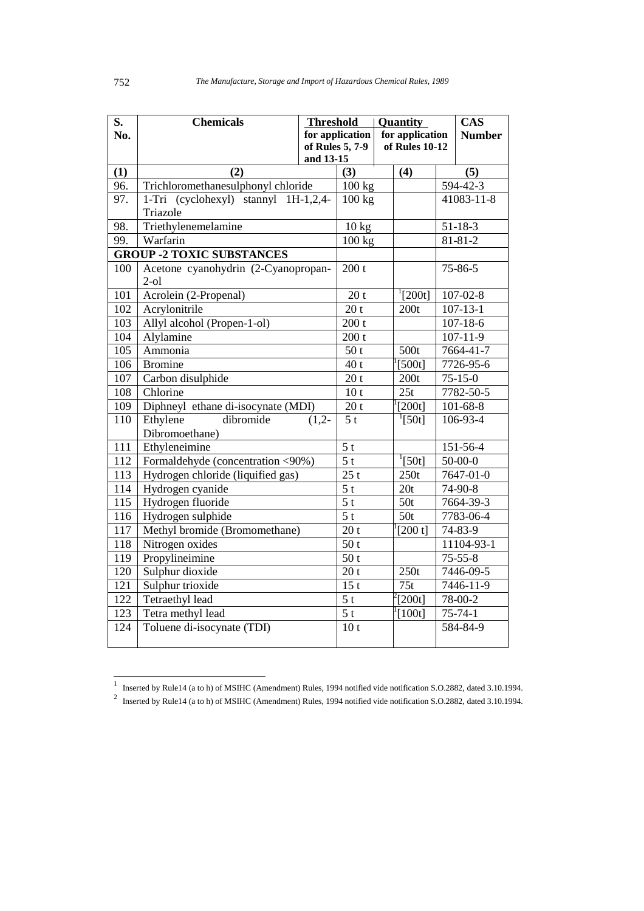| S. No. | Chemicals | Threshold for application of Rules 5, 7-9 and 13-15 | Quantity for application of Rules 10-12 | CAS Number |
|---|---|---|---|---|
| (1) | (2) | (3) | (4) | (5) |
| 96. | Trichloromethanesulphonyl chloride | 100 kg | | 594-42-3 |
| 97. | 1-Tri (cyclohexyl) stannyl 1H-1,2,4-Triazole | 100 kg | | 41083-11-8 |
| 98. | Triethylenemelamine | 10 kg | | 51-18-3 |
| 99. | Warfarin | 100 kg | | 81-81-2 |
| | **GROUP -2 TOXIC SUBSTANCES** | | | |
| 100 | Acetone cyanohydrin (2-Cyanopropan-2-ol | 200 t | | 75-86-5 |
| 101 | Acrolein (2-Propenal) | 20 t | [1][200t] | 107-02-8 |
| 102 | Acrylonitrile | 20 t | 200t | 107-13-1 |
| 103 | Allyl alcohol (Propen-1-ol) | 200 t | | 107-18-6 |
| 104 | Alylamine | 200 t | | 107-11-9 |
| 105 | Ammonia | 50 t | 500t | 7664-41-7 |
| 106 | Bromine | 40 t | [1][500t] | 7726-95-6 |
| 107 | Carbon disulphide | 20 t | 200t | 75-15-0 |
| 108 | Chlorine | 10 t | 25t | 7782-50-5 |
| 109 | Diphneyl ethane di-isocynate (MDI) | 20 t | [1][200t] | 101-68-8 |
| 110 | Ethylene dibromide (1,2-Dibromoethane) | 5 t | [1][50t] | 106-93-4 |
| 111 | Ethyleneimine | 5 t | | 151-56-4 |
| 112 | Formaldehyde (concentration <90%) | 5 t | [1][50t] | 50-00-0 |
| 113 | Hydrogen chloride (liquified gas) | 25 t | 250t | 7647-01-0 |
| 114 | Hydrogen cyanide | 5 t | 20t | 74-90-8 |
| 115 | Hydrogen fluoride | 5 t | 50t | 7664-39-3 |
| 116 | Hydrogen sulphide | 5 t | 50t | 7783-06-4 |
| 117 | Methyl bromide (Bromomethane) | 20 t | [1][200 t] | 74-83-9 |
| 118 | Nitrogen oxides | 50 t | | 11104-93-1 |
| 119 | Propylineimine | 50 t | | 75-55-8 |
| 120 | Sulphur dioxide | 20 t | 250t | 7446-09-5 |
| 121 | Sulphur trioxide | 15 t | 75t | 7446-11-9 |
| 122 | Tetraethyl lead | 5 t | [2][200t] | 78-00-2 |
| 123 | Tetra methyl lead | 5 t | [1][100t] | 75-74-1 |
| 124 | Toluene di-isocynate (TDI) | 10 t | | 584-84-9 |

[1] Inserted by Rule14 (a to h) of MSIHC (Amendment) Rules, 1994 notified vide notification S.O.2882, dated 3.10.1994.

[2] Inserted by Rule14 (a to h) of MSIHC (Amendment) Rules, 1994 notified vide notification S.O.2882, dated 3.10.1994.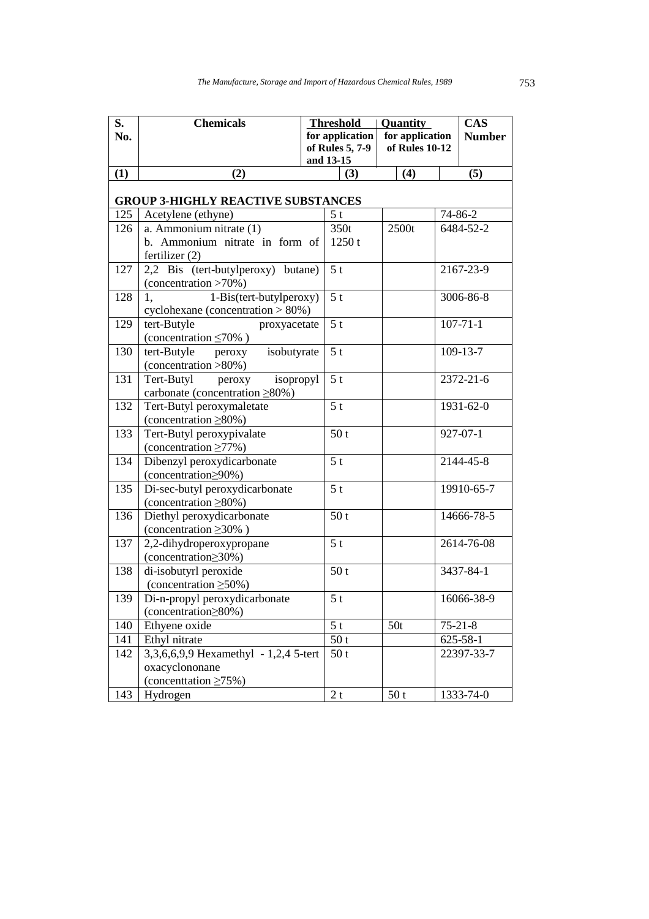| S. No. | Chemicals | Threshold for application of Rules 5, 7-9 and 13-15 | Quantity for application of Rules 10-12 | CAS Number |
|---|---|---|---|---|
| (1) | (2) | (3) | (4) | (5) |
| **GROUP 3-HIGHLY REACTIVE SUBSTANCES** | | | | |
| 125 | Acetylene (ethyne) | 5 t | | 74-86-2 |
| 126 | a. Ammonium nitrate (1)<br>b. Ammonium nitrate in form of fertilizer (2) | 350t<br>1250 t | 2500t | 6484-52-2 |
| 127 | 2,2 Bis (tert-butylperoxy) butane) (concentration >70%) | 5 t | | 2167-23-9 |
| 128 | 1, 1-Bis(tert-butylperoxy) cyclohexane (concentration > 80%) | 5 t | | 3006-86-8 |
| 129 | tert-Butyle proxyacetate (concentration ≤70% ) | 5 t | | 107-71-1 |
| 130 | tert-Butyle peroxy isobutyrate (concentration >80%) | 5 t | | 109-13-7 |
| 131 | Tert-Butyl peroxy isopropyl carbonate (concentration ≥80%) | 5 t | | 2372-21-6 |
| 132 | Tert-Butyl peroxymaletate (concentration ≥80%) | 5 t | | 1931-62-0 |
| 133 | Tert-Butyl peroxypivalate (concentration ≥77%) | 50 t | | 927-07-1 |
| 134 | Dibenzyl peroxydicarbonate (concentration≥90%) | 5 t | | 2144-45-8 |
| 135 | Di-sec-butyl peroxydicarbonate (concentration ≥80%) | 5 t | | 19910-65-7 |
| 136 | Diethyl peroxydicarbonate (concentration ≥30% ) | 50 t | | 14666-78-5 |
| 137 | 2,2-dihydroperoxypropane (concentration≥30%) | 5 t | | 2614-76-08 |
| 138 | di-isobutyrl peroxide (concentration ≥50%) | 50 t | | 3437-84-1 |
| 139 | Di-n-propyl peroxydicarbonate (concentration≥80%) | 5 t | | 16066-38-9 |
| 140 | Ethyene oxide | 5 t | 50t | 75-21-8 |
| 141 | Ethyl nitrate | 50 t | | 625-58-1 |
| 142 | 3,3,6,6,9,9 Hexamethyl - 1,2,4 5-tert oxacyclononane (concenttation ≥75%) | 50 t | | 22397-33-7 |
| 143 | Hydrogen | 2 t | 50 t | 1333-74-0 |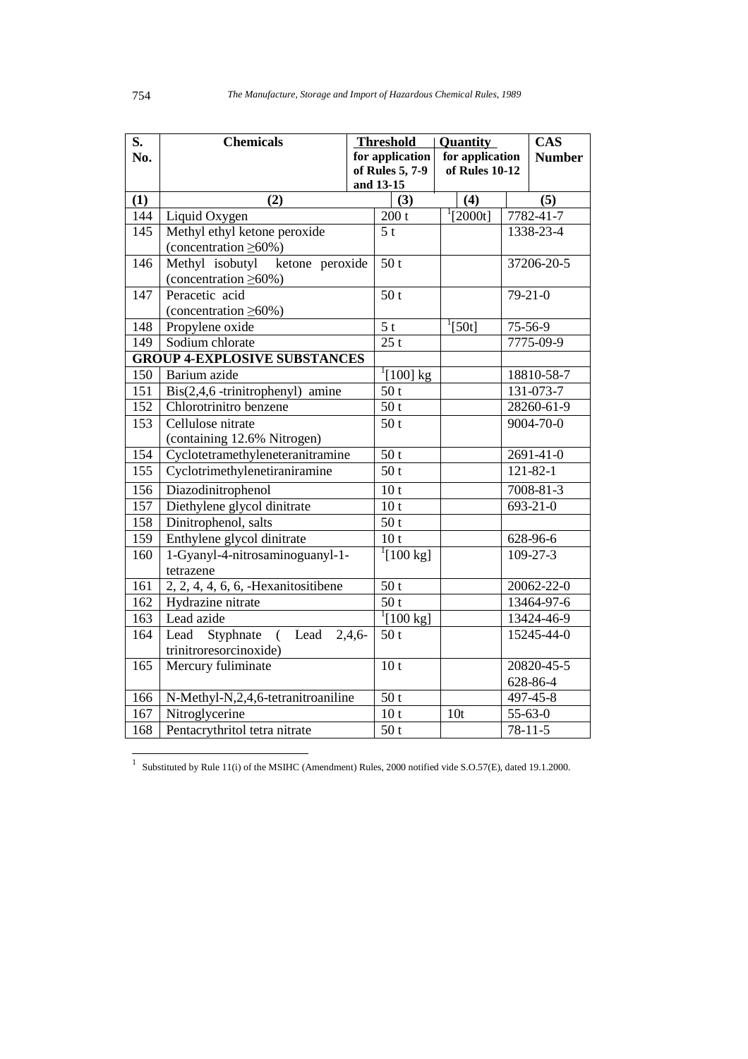| S. No. | Chemicals | Threshold for application of Rules 5, 7-9 and 13-15 | Quantity for application of Rules 10-12 | CAS Number |
|---|---|---|---|---|
| (1) | (2) | (3) | (4) | (5) |
| 144 | Liquid Oxygen | 200 t | [1][2000t] | 7782-41-7 |
| 145 | Methyl ethyl ketone peroxide (concentration ≥60%) | 5 t | | 1338-23-4 |
| 146 | Methyl isobutyl ketone peroxide (concentration ≥60%) | 50 t | | 37206-20-5 |
| 147 | Peracetic acid (concentration ≥60%) | 50 t | | 79-21-0 |
| 148 | Propylene oxide | 5 t | [1][50t] | 75-56-9 |
| 149 | Sodium chlorate | 25 t | | 7775-09-9 |
| **GROUP 4-EXPLOSIVE SUBSTANCES** | | | | |
| 150 | Barium azide | [1][100] kg | | 18810-58-7 |
| 151 | Bis(2,4,6 -trinitrophenyl) amine | 50 t | | 131-073-7 |
| 152 | Chlorotrinitro benzene | 50 t | | 28260-61-9 |
| 153 | Cellulose nitrate (containing 12.6% Nitrogen) | 50 t | | 9004-70-0 |
| 154 | Cyclotetramethyleneteranitramine | 50 t | | 2691-41-0 |
| 155 | Cyclotrimethylenetiraniramine | 50 t | | 121-82-1 |
| 156 | Diazodinitrophenol | 10 t | | 7008-81-3 |
| 157 | Diethylene glycol dinitrate | 10 t | | 693-21-0 |
| 158 | Dinitrophenol, salts | 50 t | | |
| 159 | Enthylene glycol dinitrate | 10 t | | 628-96-6 |
| 160 | 1-Gyanyl-4-nitrosaminoguanyl-1-tetrazene | [1][100 kg] | | 109-27-3 |
| 161 | 2, 2, 4, 4, 6, 6, -Hexanitositibene | 50 t | | 20062-22-0 |
| 162 | Hydrazine nitrate | 50 t | | 13464-97-6 |
| 163 | Lead azide | [1][100 kg] | | 13424-46-9 |
| 164 | Lead Styphnate ( Lead 2,4,6-trinitroresorcinoxide) | 50 t | | 15245-44-0 |
| 165 | Mercury fuliminate | 10 t | | 20820-45-5<br>628-86-4 |
| 166 | N-Methyl-N,2,4,6-tetranitroaniline | 50 t | | 497-45-8 |
| 167 | Nitroglycerine | 10 t | 10t | 55-63-0 |
| 168 | Pentacrythritol tetra nitrate | 50 t | | 78-11-5 |

---

[1] Substituted by Rule 11(i) of the MSIHC (Amendment) Rules, 2000 notified vide S.O.57(E), dated 19.1.2000.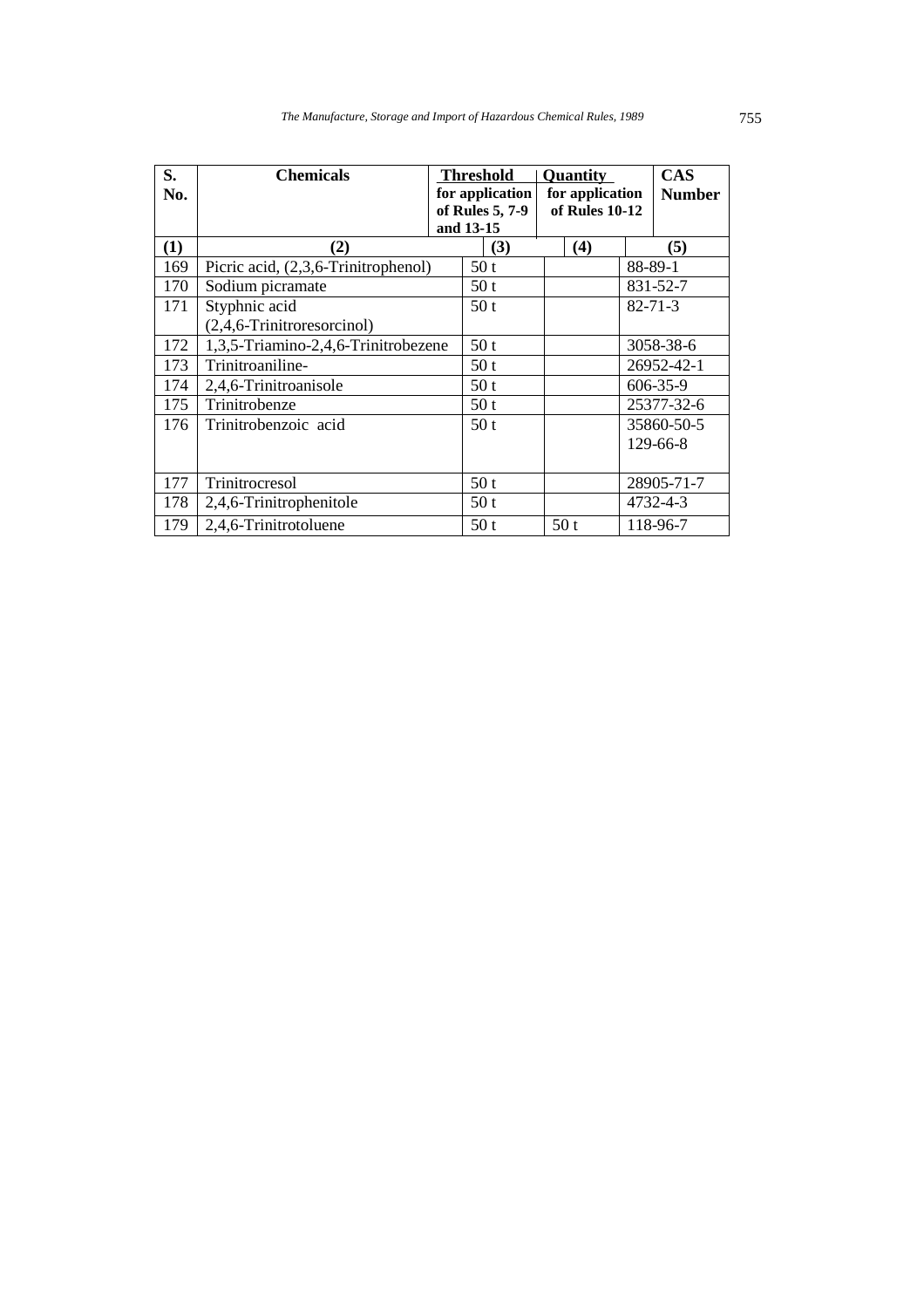| S. No. | Chemicals | Threshold for application of Rules 5, 7-9 and 13-15 | Quantity for application of Rules 10-12 | CAS Number |
|---|---|---|---|---|
| (1) | (2) | (3) | (4) | (5) |
| 169 | Picric acid, (2,3,6-Trinitrophenol) | 50 t | | 88-89-1 |
| 170 | Sodium picramate | 50 t | | 831-52-7 |
| 171 | Styphnic acid (2,4,6-Trinitroresorcinol) | 50 t | | 82-71-3 |
| 172 | 1,3,5-Triamino-2,4,6-Trinitrobezene | 50 t | | 3058-38-6 |
| 173 | Trinitroaniline- | 50 t | | 26952-42-1 |
| 174 | 2,4,6-Trinitroanisole | 50 t | | 606-35-9 |
| 175 | Trinitrobenze | 50 t | | 25377-32-6 |
| 176 | Trinitrobenzoic acid | 50 t | | 35860-50-5 129-66-8 |
| 177 | Trinitrocresol | 50 t | | 28905-71-7 |
| 178 | 2,4,6-Trinitrophenitole | 50 t | | 4732-4-3 |
| 179 | 2,4,6-Trinitrotoluene | 50 t | 50 t | 118-96-7 |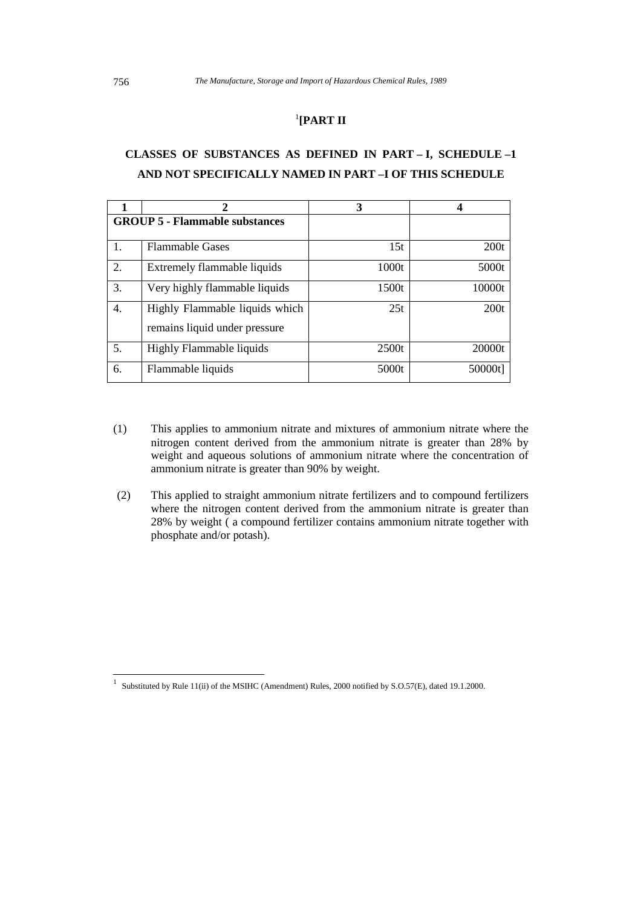## [1][PART II

### CLASSES OF SUBSTANCES AS DEFINED IN PART – I, SCHEDULE –1 AND NOT SPECIFICALLY NAMED IN PART –I OF THIS SCHEDULE

| 1 | 2 | 3 | 4 |
|---|---|---|---|
| **GROUP 5 - Flammable substances** | | | |
| 1. | Flammable Gases | 15t | 200t |
| 2. | Extremely flammable liquids | 1000t | 5000t |
| 3. | Very highly flammable liquids | 1500t | 10000t |
| 4. | Highly Flammable liquids which remains liquid under pressure | 25t | 200t |
| 5. | Highly Flammable liquids | 2500t | 20000t |
| 6. | Flammable liquids | 5000t | 50000t] |

(1) This applies to ammonium nitrate and mixtures of ammonium nitrate where the nitrogen content derived from the ammonium nitrate is greater than 28% by weight and aqueous solutions of ammonium nitrate where the concentration of ammonium nitrate is greater than 90% by weight.

(2) This applied to straight ammonium nitrate fertilizers and to compound fertilizers where the nitrogen content derived from the ammonium nitrate is greater than 28% by weight ( a compound fertilizer contains ammonium nitrate together with phosphate and/or potash).

---

[1] Substituted by Rule 11(ii) of the MSIHC (Amendment) Rules, 2000 notified by S.O.57(E), dated 19.1.2000.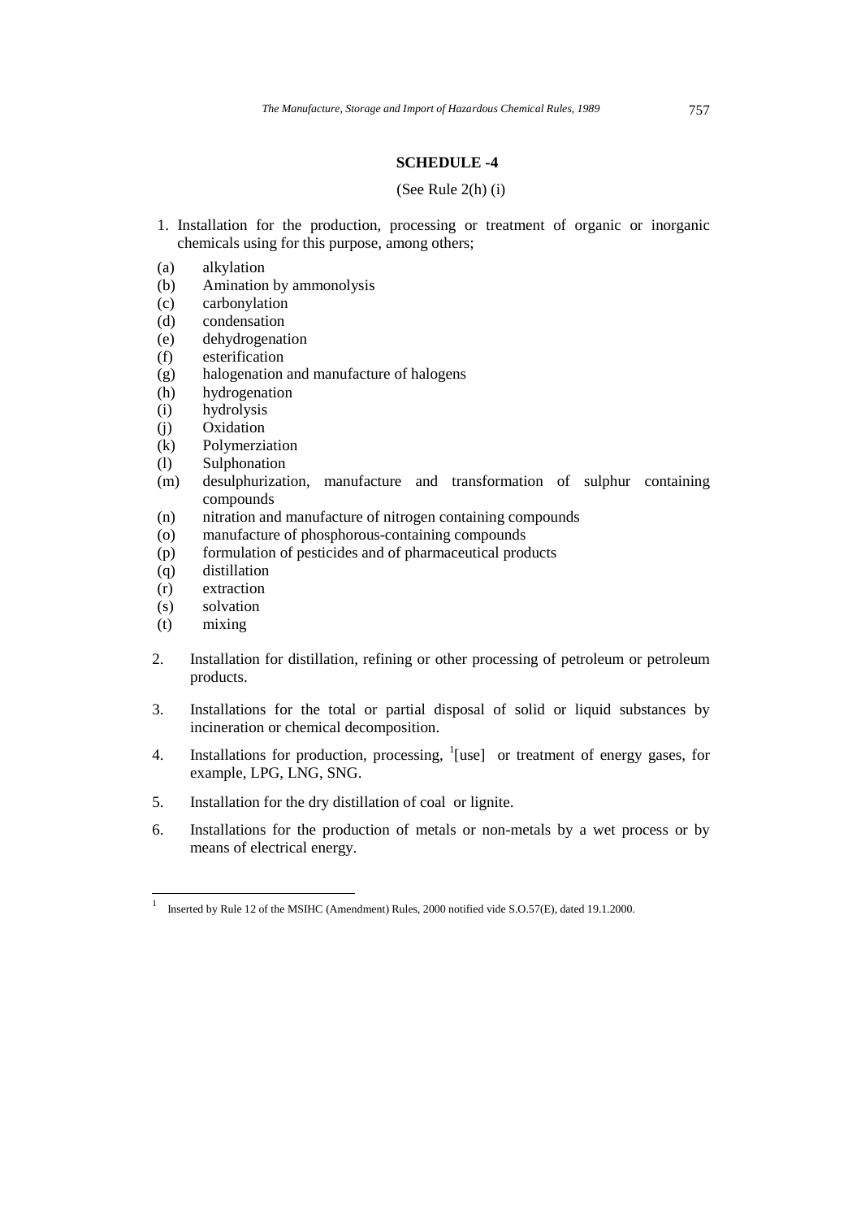## SCHEDULE -4

(See Rule 2(h) (i)

1. Installation for the production, processing or treatment of organic or inorganic chemicals using for this purpose, among others;

(a) alkylation
(b) Amination by ammonolysis
(c) carbonylation
(d) condensation
(e) dehydrogenation
(f) esterification
(g) halogenation and manufacture of halogens
(h) hydrogenation
(i) hydrolysis
(j) Oxidation
(k) Polymerziation
(l) Sulphonation
(m) desulphurization, manufacture and transformation of sulphur containing compounds
(n) nitration and manufacture of nitrogen containing compounds
(o) manufacture of phosphorous-containing compounds
(p) formulation of pesticides and of pharmaceutical products
(q) distillation
(r) extraction
(s) solvation
(t) mixing

2. Installation for distillation, refining or other processing of petroleum or petroleum products.

3. Installations for the total or partial disposal of solid or liquid substances by incineration or chemical decomposition.

4. Installations for production, processing, [1][use] or treatment of energy gases, for example, LPG, LNG, SNG.

5. Installation for the dry distillation of coal or lignite.

6. Installations for the production of metals or non-metals by a wet process or by means of electrical energy.

---

[1] Inserted by Rule 12 of the MSIHC (Amendment) Rules, 2000 notified vide S.O.57(E), dated 19.1.2000.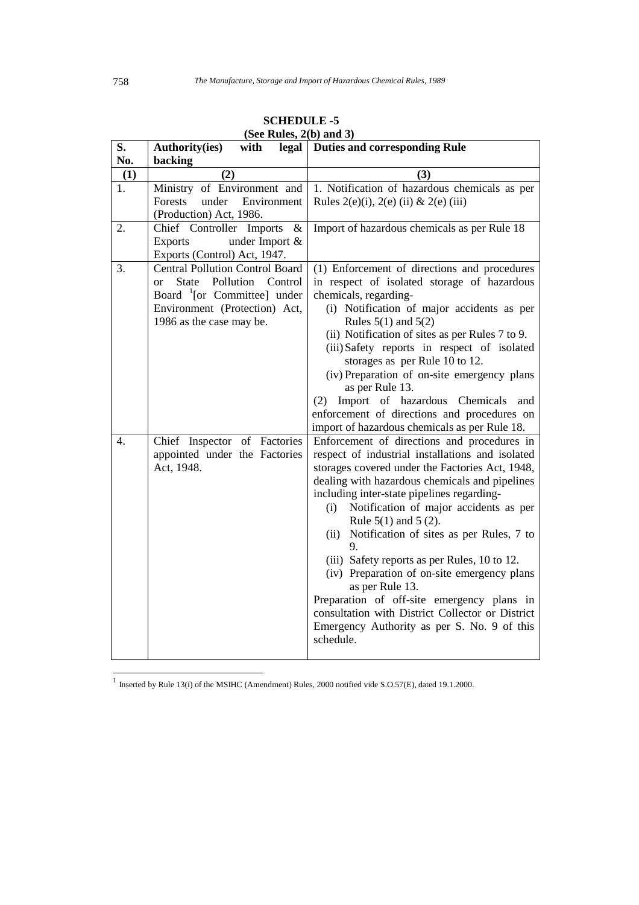## SCHEDULE -5

**(See Rules, 2(b) and 3)**

| S. No. | Authority(ies) with legal backing | Duties and corresponding Rule |
|---|---|---|
| (1) | (2) | (3) |
| 1. | Ministry of Environment and Forests under Environment (Production) Act, 1986. | 1. Notification of hazardous chemicals as per Rules 2(e)(i), 2(e) (ii) & 2(e) (iii) |
| 2. | Chief Controller Imports & Exports under Import & Exports (Control) Act, 1947. | Import of hazardous chemicals as per Rule 18 |
| 3. | Central Pollution Control Board or State Pollution Control Board [1][or Committee] under Environment (Protection) Act, 1986 as the case may be. | (1) Enforcement of directions and procedures in respect of isolated storage of hazardous chemicals, regarding-<br>(i) Notification of major accidents as per Rules 5(1) and 5(2)<br>(ii) Notification of sites as per Rules 7 to 9.<br>(iii) Safety reports in respect of isolated storages as per Rule 10 to 12.<br>(iv) Preparation of on-site emergency plans as per Rule 13.<br>(2) Import of hazardous Chemicals and enforcement of directions and procedures on import of hazardous chemicals as per Rule 18. |
| 4. | Chief Inspector of Factories appointed under the Factories Act, 1948. | Enforcement of directions and procedures in respect of industrial installations and isolated storages covered under the Factories Act, 1948, dealing with hazardous chemicals and pipelines including inter-state pipelines regarding-<br>(i) Notification of major accidents as per Rule 5(1) and 5 (2).<br>(ii) Notification of sites as per Rules, 7 to 9.<br>(iii) Safety reports as per Rules, 10 to 12.<br>(iv) Preparation of on-site emergency plans as per Rule 13.<br>Preparation of off-site emergency plans in consultation with District Collector or District Emergency Authority as per S. No. 9 of this schedule. |

[1] Inserted by Rule 13(i) of the MSIHC (Amendment) Rules, 2000 notified vide S.O.57(E), dated 19.1.2000.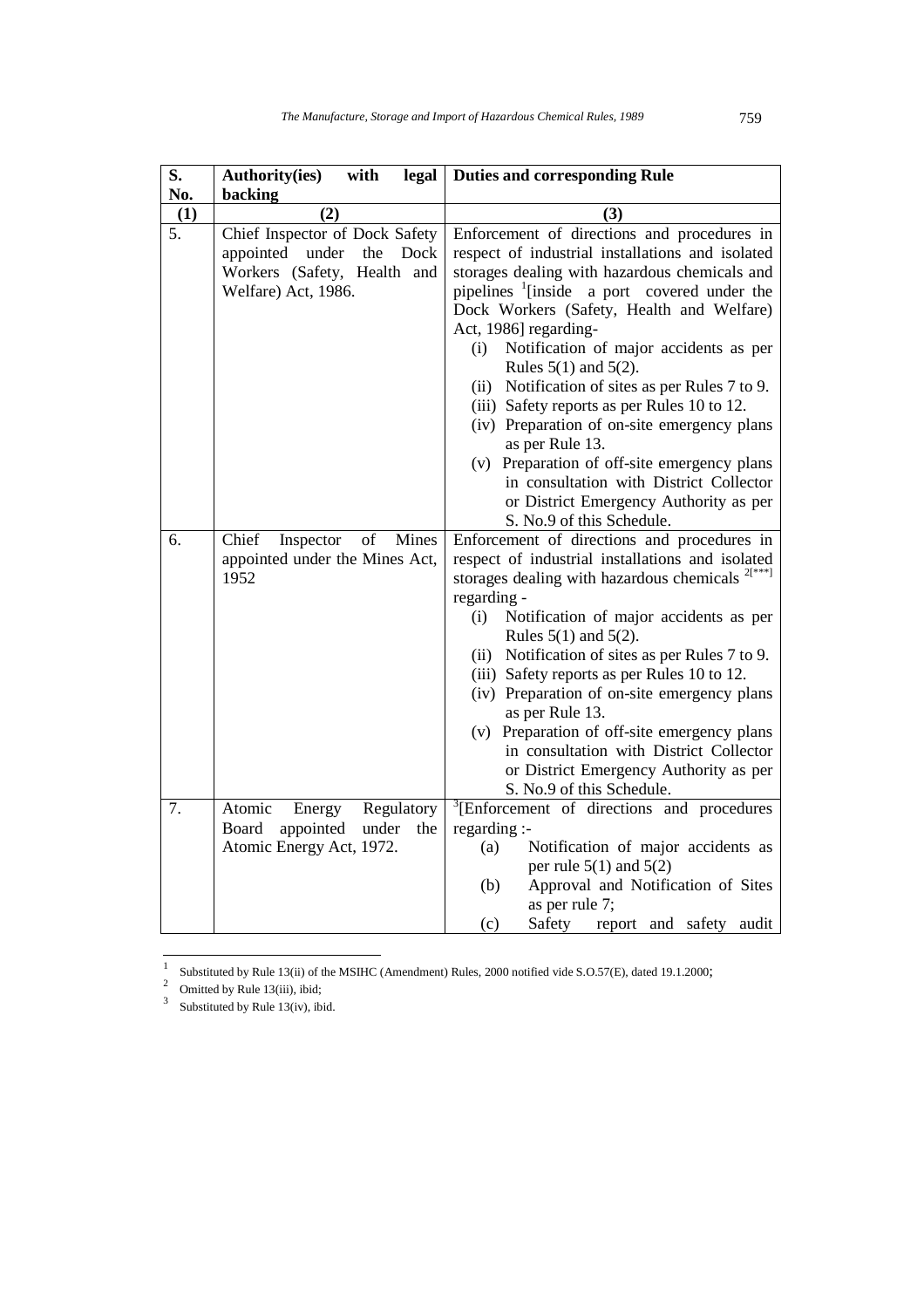| S. No. | Authority(ies) with legal backing | Duties and corresponding Rule |
|---|---|---|
| (1) | (2) | (3) |
| 5. | Chief Inspector of Dock Safety appointed under the Dock Workers (Safety, Health and Welfare) Act, 1986. | Enforcement of directions and procedures in respect of industrial installations and isolated storages dealing with hazardous chemicals and pipelines [1][inside a port covered under the Dock Workers (Safety, Health and Welfare) Act, 1986] regarding-<br>(i) Notification of major accidents as per Rules 5(1) and 5(2).<br>(ii) Notification of sites as per Rules 7 to 9.<br>(iii) Safety reports as per Rules 10 to 12.<br>(iv) Preparation of on-site emergency plans as per Rule 13.<br>(v) Preparation of off-site emergency plans in consultation with District Collector or District Emergency Authority as per S. No.9 of this Schedule. |
| 6. | Chief Inspector of Mines appointed under the Mines Act, 1952 | Enforcement of directions and procedures in respect of industrial installations and isolated storages dealing with hazardous chemicals [2][***] regarding -<br>(i) Notification of major accidents as per Rules 5(1) and 5(2).<br>(ii) Notification of sites as per Rules 7 to 9.<br>(iii) Safety reports as per Rules 10 to 12.<br>(iv) Preparation of on-site emergency plans as per Rule 13.<br>(v) Preparation of off-site emergency plans in consultation with District Collector or District Emergency Authority as per S. No.9 of this Schedule. |
| 7. | Atomic Energy Regulatory Board appointed under the Atomic Energy Act, 1972. | [3][Enforcement of directions and procedures regarding :-<br>(a) Notification of major accidents as per rule 5(1) and 5(2)<br>(b) Approval and Notification of Sites as per rule 7;<br>(c) Safety report and safety audit |

[1] Substituted by Rule 13(ii) of the MSIHC (Amendment) Rules, 2000 notified vide S.O.57(E), dated 19.1.2000;

[2] Omitted by Rule 13(iii), ibid;

[3] Substituted by Rule 13(iv), ibid.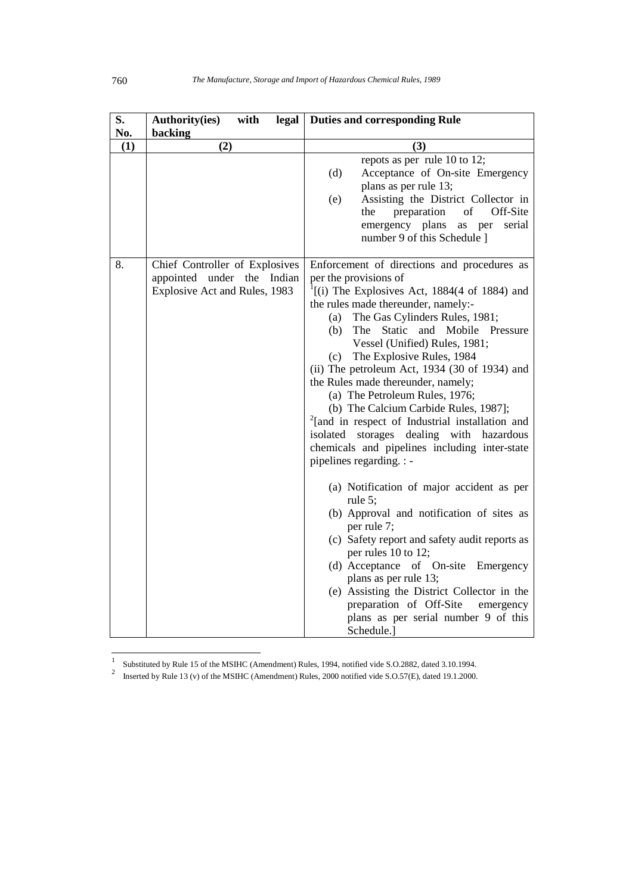| S. No. | Authority(ies) with legal backing | Duties and corresponding Rule |
|---|---|---|
| (1) | (2) | (3) |
| | | repots as per rule 10 to 12;<br>(d) Acceptance of On-site Emergency plans as per rule 13;<br>(e) Assisting the District Collector in the preparation of Off-Site emergency plans as per serial number 9 of this Schedule ] |
| 8. | Chief Controller of Explosives appointed under the Indian Explosive Act and Rules, 1983 | Enforcement of directions and procedures as per the provisions of<br>[1][(i) The Explosives Act, 1884(4 of 1884) and the rules made thereunder, namely:-<br>(a) The Gas Cylinders Rules, 1981;<br>(b) The Static and Mobile Pressure Vessel (Unified) Rules, 1981;<br>(c) The Explosive Rules, 1984<br>(ii) The petroleum Act, 1934 (30 of 1934) and the Rules made thereunder, namely;<br>(a) The Petroleum Rules, 1976;<br>(b) The Calcium Carbide Rules, 1987];<br>[2][and in respect of Industrial installation and isolated storages dealing with hazardous chemicals and pipelines including inter-state pipelines regarding. : -<br>(a) Notification of major accident as per rule 5;<br>(b) Approval and notification of sites as per rule 7;<br>(c) Safety report and safety audit reports as per rules 10 to 12;<br>(d) Acceptance of On-site Emergency plans as per rule 13;<br>(e) Assisting the District Collector in the preparation of Off-Site emergency plans as per serial number 9 of this Schedule.] |

[1] Substituted by Rule 15 of the MSIHC (Amendment) Rules, 1994, notified vide S.O.2882, dated 3.10.1994.

[2] Inserted by Rule 13 (v) of the MSIHC (Amendment) Rules, 2000 notified vide S.O.57(E), dated 19.1.2000.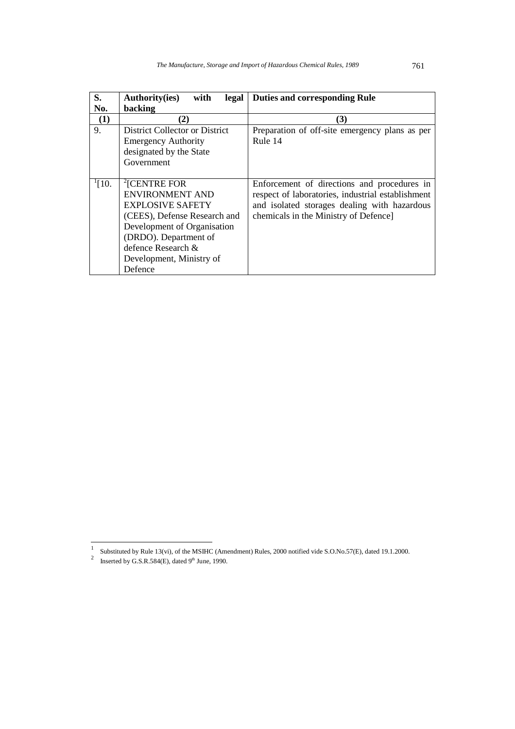| S. No. | Authority(ies) with legal backing | Duties and corresponding Rule |
|---|---|---|
| (1) | (2) | (3) |
| 9. | District Collector or District Emergency Authority designated by the State Government | Preparation of off-site emergency plans as per Rule 14 |
| [1][10. | [2][CENTRE FOR ENVIRONMENT AND EXPLOSIVE SAFETY (CEES), Defense Research and Development of Organisation (DRDO). Department of defence Research & Development, Ministry of Defence | Enforcement of directions and procedures in respect of laboratories, industrial establishment and isolated storages dealing with hazardous chemicals in the Ministry of Defence] |

[1] Substituted by Rule 13(vi), of the MSIHC (Amendment) Rules, 2000 notified vide S.O.No.57(E), dated 19.1.2000.

[2] Inserted by G.S.R.584(E), dated 9th June, 1990.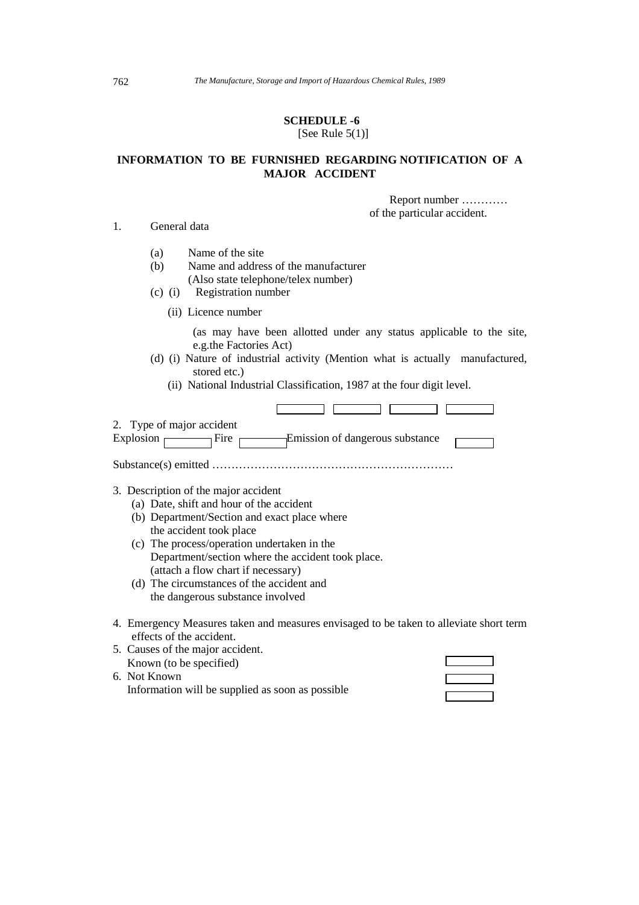## SCHEDULE -6

[See Rule 5(1)]

### INFORMATION TO BE FURNISHED REGARDING NOTIFICATION OF A MAJOR ACCIDENT

Report number …………
of the particular accident.

1. General data

   (a) Name of the site

   (b) Name and address of the manufacturer
   (Also state telephone/telex number)

   (c) (i) Registration number

   (ii) Licence number

   (as may have been allotted under any status applicable to the site, e.g.the Factories Act)

   (d) (i) Nature of industrial activity (Mention what is actually manufactured, stored etc.)

   (ii) National Industrial Classification, 1987 at the four digit level.

   ☐ ☐ ☐ ☐

2. Type of major accident

   Explosion ☐ Fire ☐ Emission of dangerous substance ☐

   Substance(s) emitted ………………………………………………………

3. Description of the major accident

   (a) Date, shift and hour of the accident

   (b) Department/Section and exact place where the accident took place

   (c) The process/operation undertaken in the Department/section where the accident took place. (attach a flow chart if necessary)

   (d) The circumstances of the accident and the dangerous substance involved

4. Emergency Measures taken and measures envisaged to be taken to alleviate short term effects of the accident.

5. Causes of the major accident.

   Known (to be specified) ☐

6. Not Known ☐

   Information will be supplied as soon as possible ☐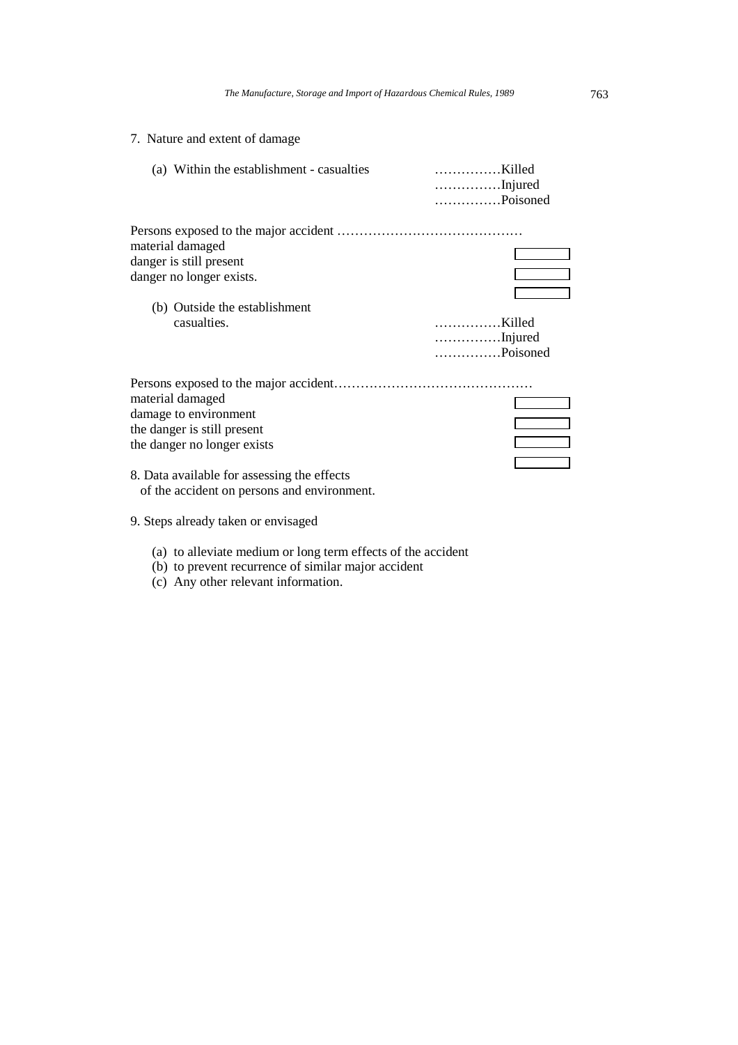7. Nature and extent of damage

(a) Within the establishment - casualties ……………Killed
……………Injured
……………Poisoned

Persons exposed to the major accident ……………………………………
material damaged ☐
danger is still present ☐
danger no longer exists. ☐

(b) Outside the establishment
casualties. ……………Killed
……………Injured
……………Poisoned

Persons exposed to the major accident………………………………………
material damaged ☐
damage to environment ☐
the danger is still present ☐
the danger no longer exists ☐

8. Data available for assessing the effects of the accident on persons and environment.

9. Steps already taken or envisaged

(a) to alleviate medium or long term effects of the accident
(b) to prevent recurrence of similar major accident
(c) Any other relevant information.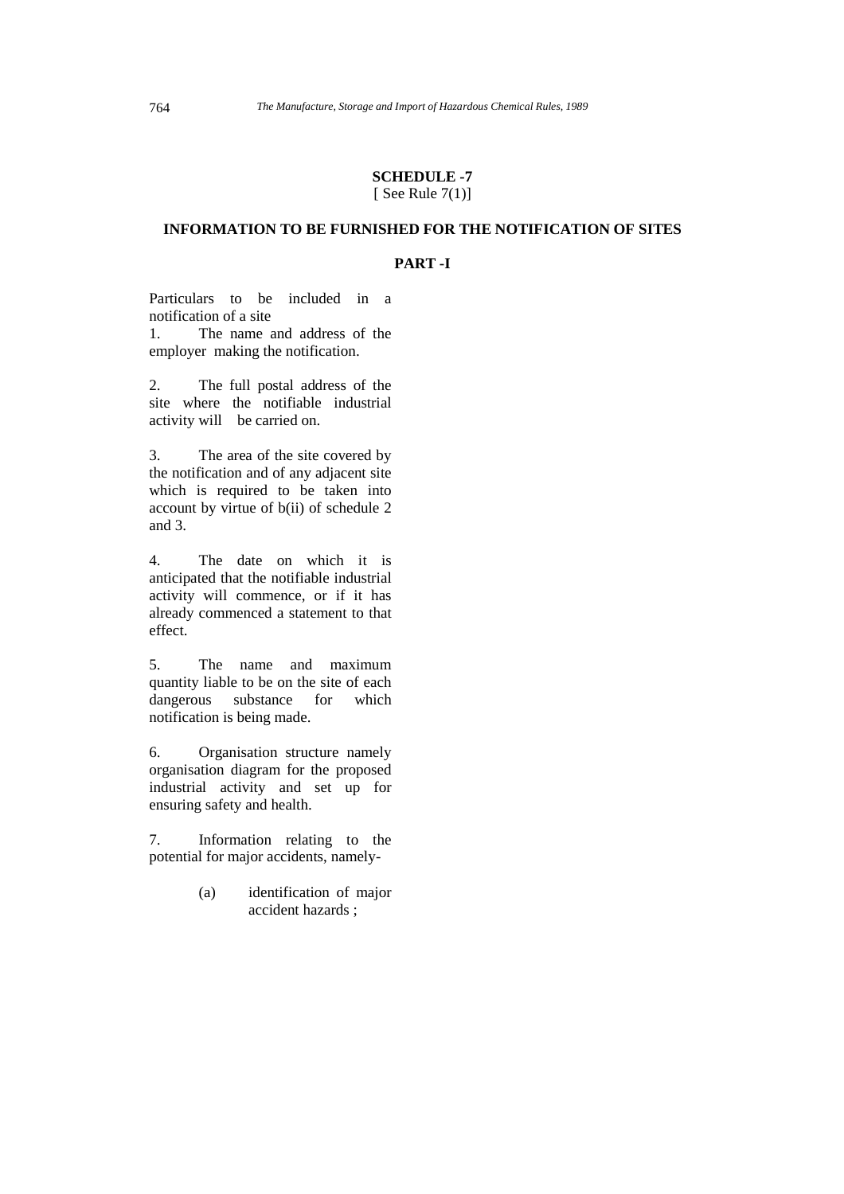## SCHEDULE -7

[ See Rule 7(1)]

### INFORMATION TO BE FURNISHED FOR THE NOTIFICATION OF SITES

#### PART -I

Particulars to be included in a notification of a site

1. The name and address of the employer making the notification.

2. The full postal address of the site where the notifiable industrial activity will be carried on.

3. The area of the site covered by the notification and of any adjacent site which is required to be taken into account by virtue of b(ii) of schedule 2 and 3.

4. The date on which it is anticipated that the notifiable industrial activity will commence, or if it has already commenced a statement to that effect.

5. The name and maximum quantity liable to be on the site of each dangerous substance for which notification is being made.

6. Organisation structure namely organisation diagram for the proposed industrial activity and set up for ensuring safety and health.

7. Information relating to the potential for major accidents, namely-

   (a) identification of major accident hazards ;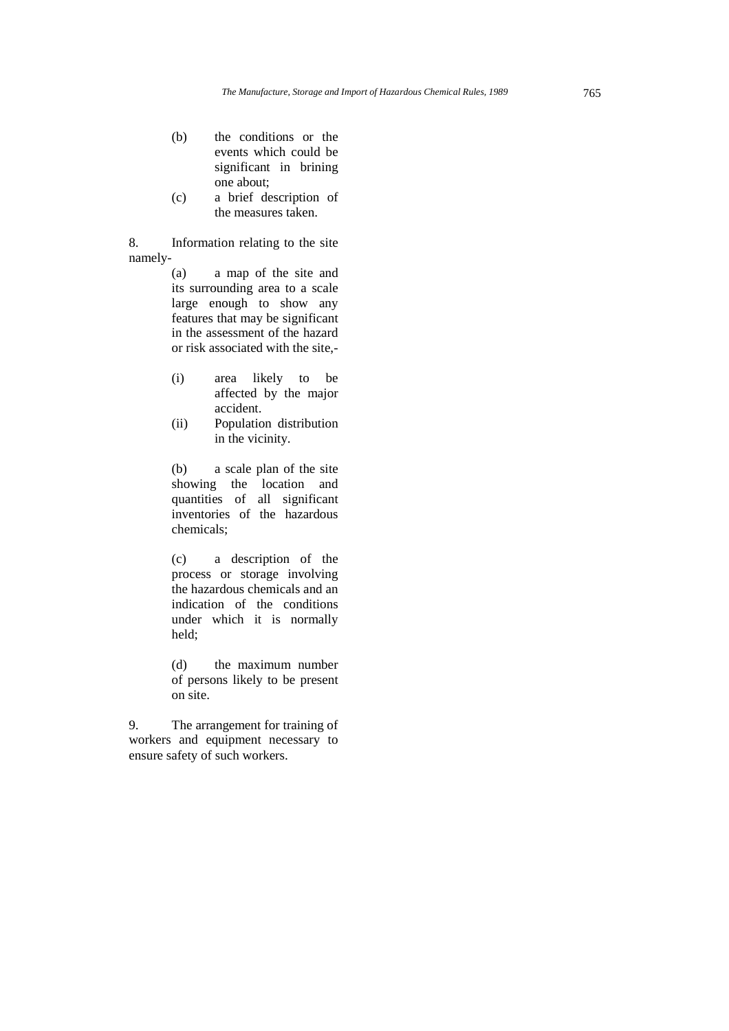(b) the conditions or the events which could be significant in brining one about;

(c) a brief description of the measures taken.

8. Information relating to the site namely-

(a) a map of the site and its surrounding area to a scale large enough to show any features that may be significant in the assessment of the hazard or risk associated with the site,-

(i) area likely to be affected by the major accident.

(ii) Population distribution in the vicinity.

(b) a scale plan of the site showing the location and quantities of all significant inventories of the hazardous chemicals;

(c) a description of the process or storage involving the hazardous chemicals and an indication of the conditions under which it is normally held;

(d) the maximum number of persons likely to be present on site.

9. The arrangement for training of workers and equipment necessary to ensure safety of such workers.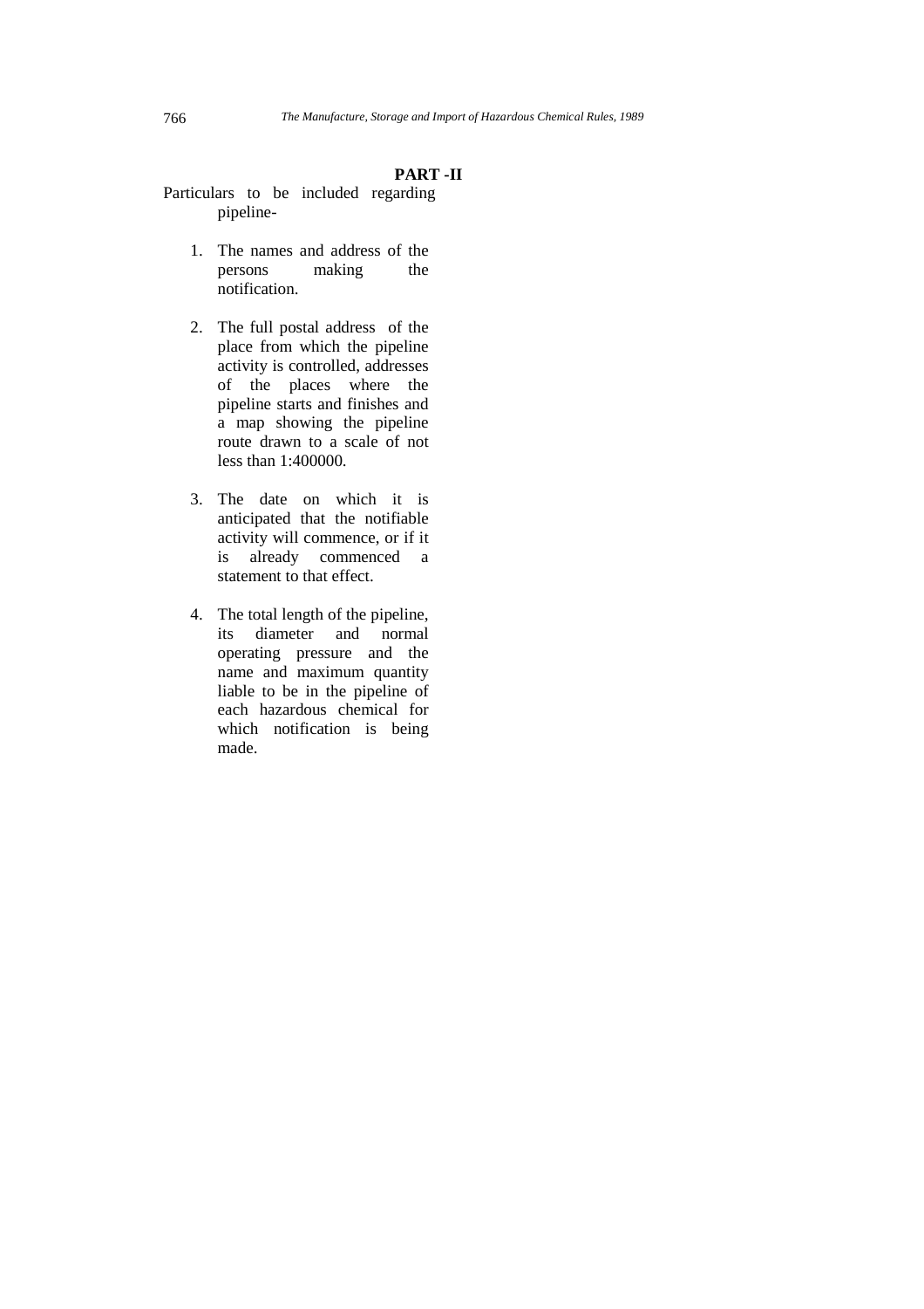## PART -II

Particulars to be included regarding pipeline-

1. The names and address of the persons making the notification.

2. The full postal address of the place from which the pipeline activity is controlled, addresses of the places where the pipeline starts and finishes and a map showing the pipeline route drawn to a scale of not less than 1:400000.

3. The date on which it is anticipated that the notifiable activity will commence, or if it is already commenced a statement to that effect.

4. The total length of the pipeline, its diameter and normal operating pressure and the name and maximum quantity liable to be in the pipeline of each hazardous chemical for which notification is being made.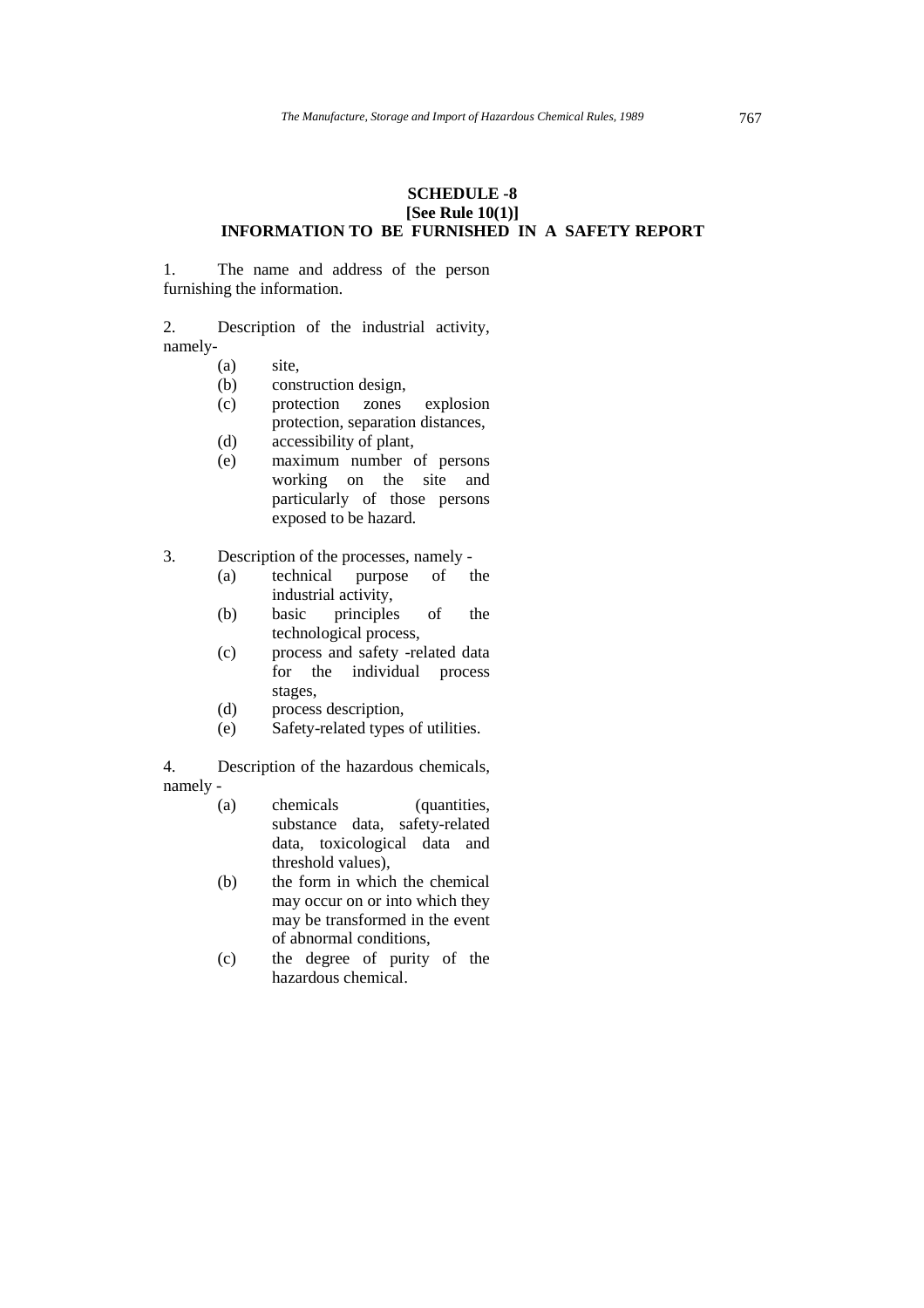## SCHEDULE -8
**[See Rule 10(1)]**
**INFORMATION TO BE FURNISHED IN A SAFETY REPORT**

1. The name and address of the person furnishing the information.

2. Description of the industrial activity, namely-
   - (a) site,
   - (b) construction design,
   - (c) protection zones explosion protection, separation distances,
   - (d) accessibility of plant,
   - (e) maximum number of persons working on the site and particularly of those persons exposed to be hazard.

3. Description of the processes, namely -
   - (a) technical purpose of the industrial activity,
   - (b) basic principles of the technological process,
   - (c) process and safety -related data for the individual process stages,
   - (d) process description,
   - (e) Safety-related types of utilities.

4. Description of the hazardous chemicals, namely -
   - (a) chemicals (quantities, substance data, safety-related data, toxicological data and threshold values),
   - (b) the form in which the chemical may occur on or into which they may be transformed in the event of abnormal conditions,
   - (c) the degree of purity of the hazardous chemical.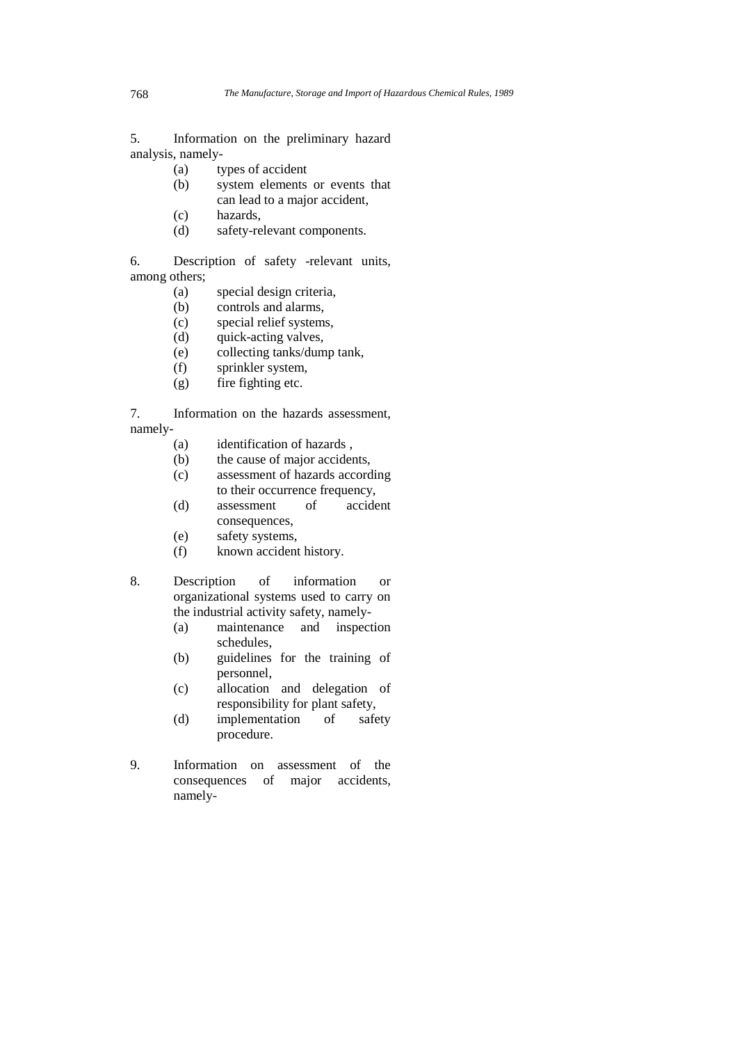5. Information on the preliminary hazard analysis, namely-

   (a) types of accident
   (b) system elements or events that can lead to a major accident,
   (c) hazards,
   (d) safety-relevant components.

6. Description of safety -relevant units, among others;

   (a) special design criteria,
   (b) controls and alarms,
   (c) special relief systems,
   (d) quick-acting valves,
   (e) collecting tanks/dump tank,
   (f) sprinkler system,
   (g) fire fighting etc.

7. Information on the hazards assessment, namely-

   (a) identification of hazards ,
   (b) the cause of major accidents,
   (c) assessment of hazards according to their occurrence frequency,
   (d) assessment of accident consequences,
   (e) safety systems,
   (f) known accident history.

8. Description of information or organizational systems used to carry on the industrial activity safety, namely-

   (a) maintenance and inspection schedules,
   (b) guidelines for the training of personnel,
   (c) allocation and delegation of responsibility for plant safety,
   (d) implementation of safety procedure.

9. Information on assessment of the consequences of major accidents, namely-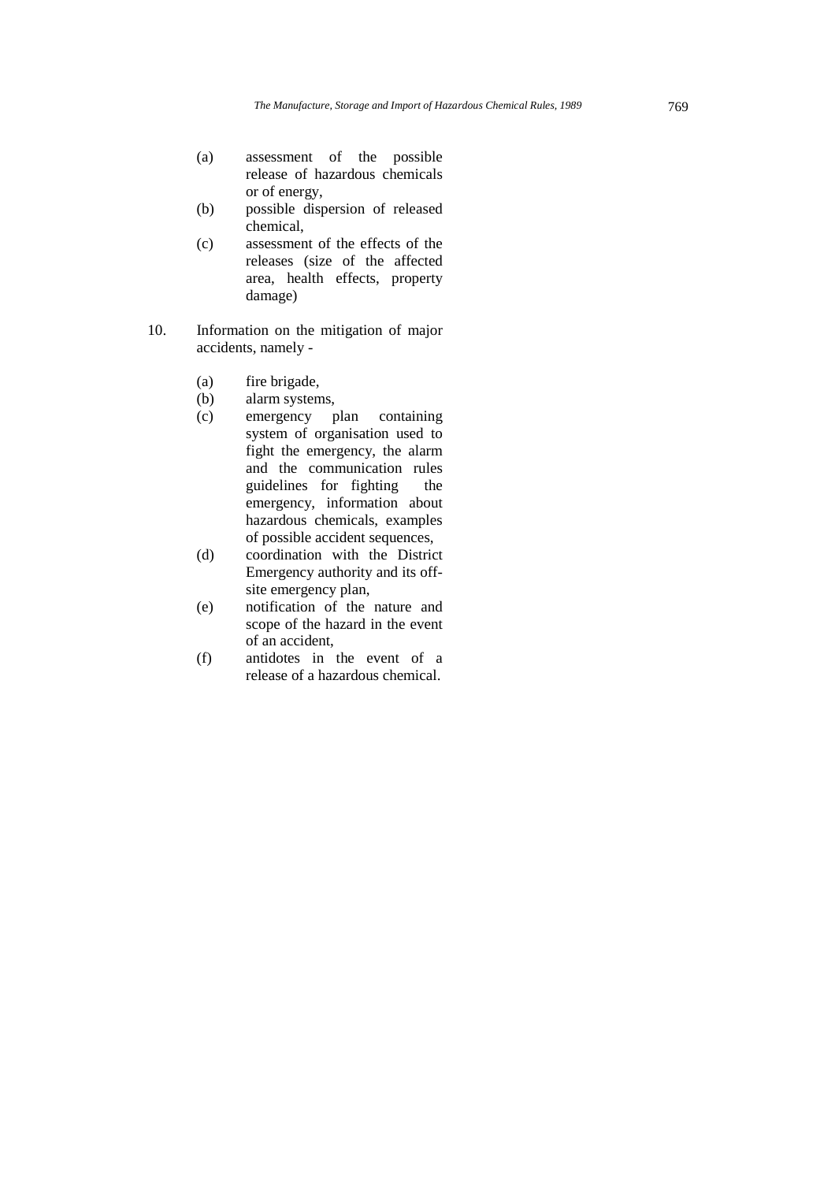(a) assessment of the possible release of hazardous chemicals or of energy,
(b) possible dispersion of released chemical,
(c) assessment of the effects of the releases (size of the affected area, health effects, property damage)

10. Information on the mitigation of major accidents, namely -

    (a) fire brigade,
    (b) alarm systems,
    (c) emergency plan containing system of organisation used to fight the emergency, the alarm and the communication rules guidelines for fighting the emergency, information about hazardous chemicals, examples of possible accident sequences,
    (d) coordination with the District Emergency authority and its off-site emergency plan,
    (e) notification of the nature and scope of the hazard in the event of an accident,
    (f) antidotes in the event of a release of a hazardous chemical.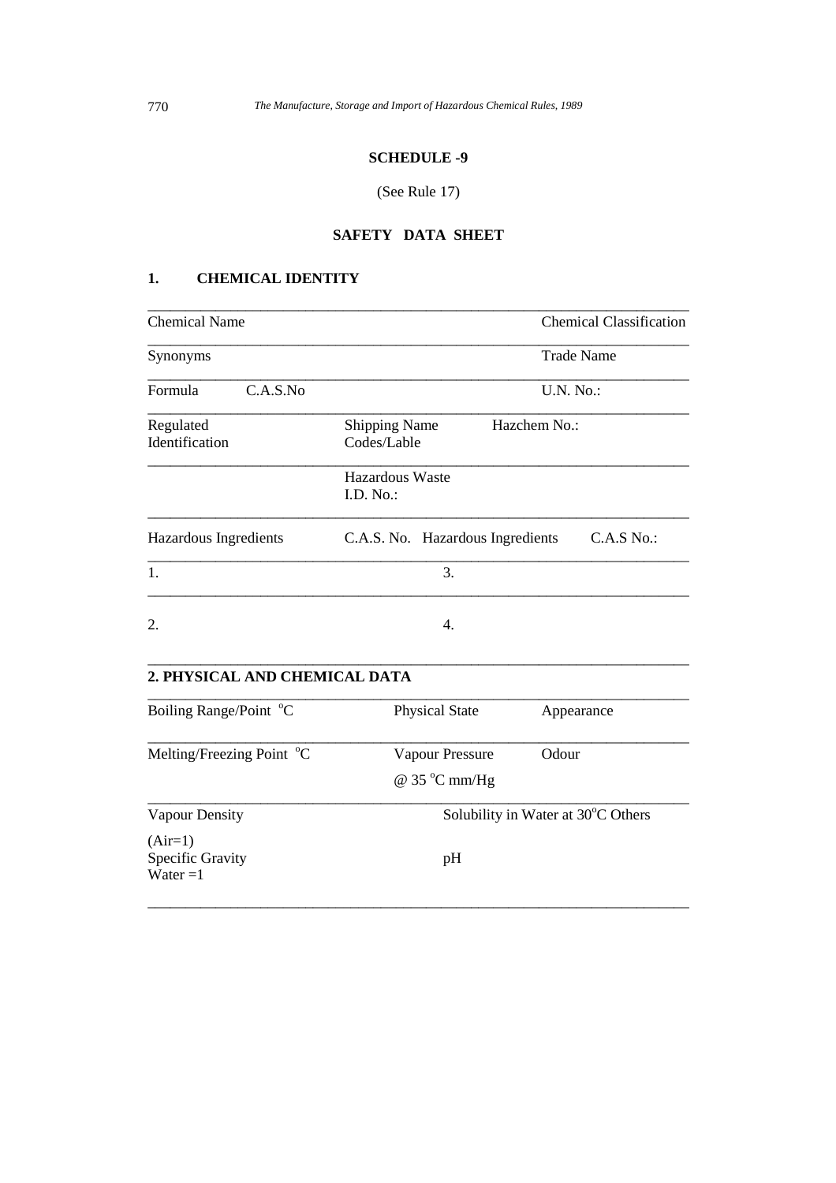## SCHEDULE -9

(See Rule 17)

## SAFETY DATA SHEET

### 1. CHEMICAL IDENTITY

| | | | |
|---|---|---|---|
| Chemical Name | | | Chemical Classification |
| Synonyms | | | Trade Name |
| Formula C.A.S.No | | | U.N. No.: |
| Regulated Identification | Shipping Name Codes/Lable | Hazchem No.: | |
| | Hazardous Waste I.D. No.: | | |
| Hazardous Ingredients | C.A.S. No. | Hazardous Ingredients | C.A.S No.: |
| 1. | | 3. | |
| 2. | | 4. | |

### 2. PHYSICAL AND CHEMICAL DATA

| | | |
|---|---|---|
| Boiling Range/Point °C | Physical State | Appearance |
| Melting/Freezing Point °C | Vapour Pressure @ 35 °C mm/Hg | Odour |
| Vapour Density (Air=1) | Solubility in Water at 30°C | Others |
| Specific Gravity Water =1 | pH | |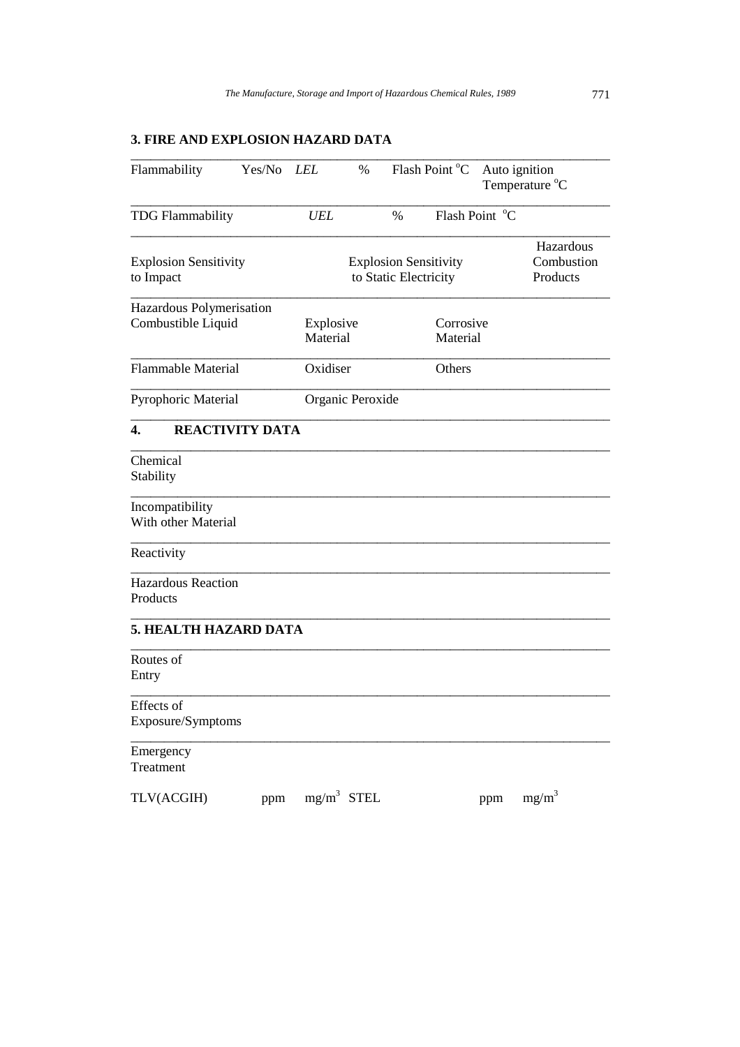## 3. FIRE AND EXPLOSION HAZARD DATA

| Flammability | Yes/No | *LEL* | % | Flash Point °C | Auto ignition Temperature °C |
|---|---|---|---|---|---|
| TDG Flammability | | *UEL* | % | Flash Point °C | |
| Explosion Sensitivity to Impact | | Explosion Sensitivity to Static Electricity | | | Hazardous Combustion Products |
| Hazardous Polymerisation Combustible Liquid | | Explosive Material | | Corrosive Material | |
| Flammable Material | | Oxidiser | | Others | |
| Pyrophoric Material | | Organic Peroxide | | | |

## 4. REACTIVITY DATA

| | |
|---|---|
| Chemical Stability | |
| Incompatibility With other Material | |
| Reactivity | |
| Hazardous Reaction Products | |

## 5. HEALTH HAZARD DATA

| | |
|---|---|
| Routes of Entry | |
| Effects of Exposure/Symptoms | |
| Emergency Treatment | |

| TLV(ACGIH) | ppm | $mg/m^3$ | STEL | ppm | $mg/m^3$ |
|---|---|---|---|---|---|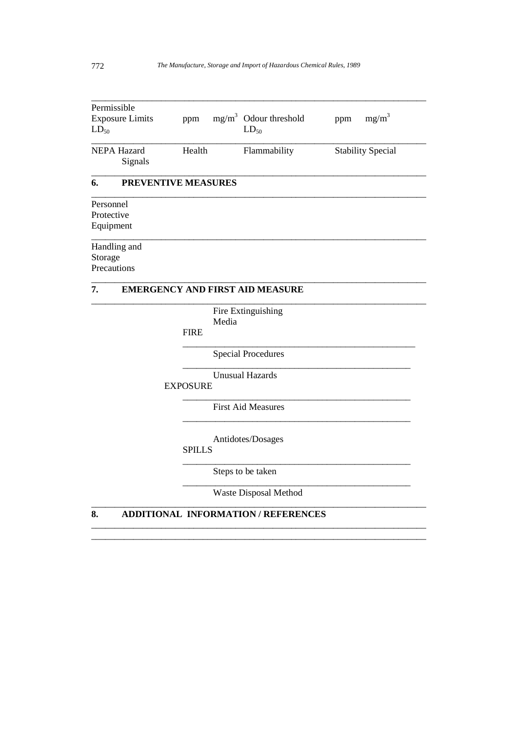| Permissible Exposure Limits $LD_{50}$ | ppm | $mg/m^3$ | Odour threshold $LD_{50}$ | ppm | $mg/m^3$ |
|---|---|---|---|---|---|
| NEPA Hazard Signals | Health | | Flammability | Stability | Special |

## 6. PREVENTIVE MEASURES

| | |
|---|---|
| Personnel Protective Equipment | |
| Handling and Storage Precautions | |

## 7. EMERGENCY AND FIRST AID MEASURE

| | | |
|---|---|---|
| FIRE | Fire Extinguishing Media | |
| | Special Procedures | |
| | Unusual Hazards | |
| EXPOSURE | First Aid Measures | |
| | Antidotes/Dosages | |
| SPILLS | Steps to be taken | |
| | Waste Disposal Method | |

## 8. ADDITIONAL INFORMATION / REFERENCES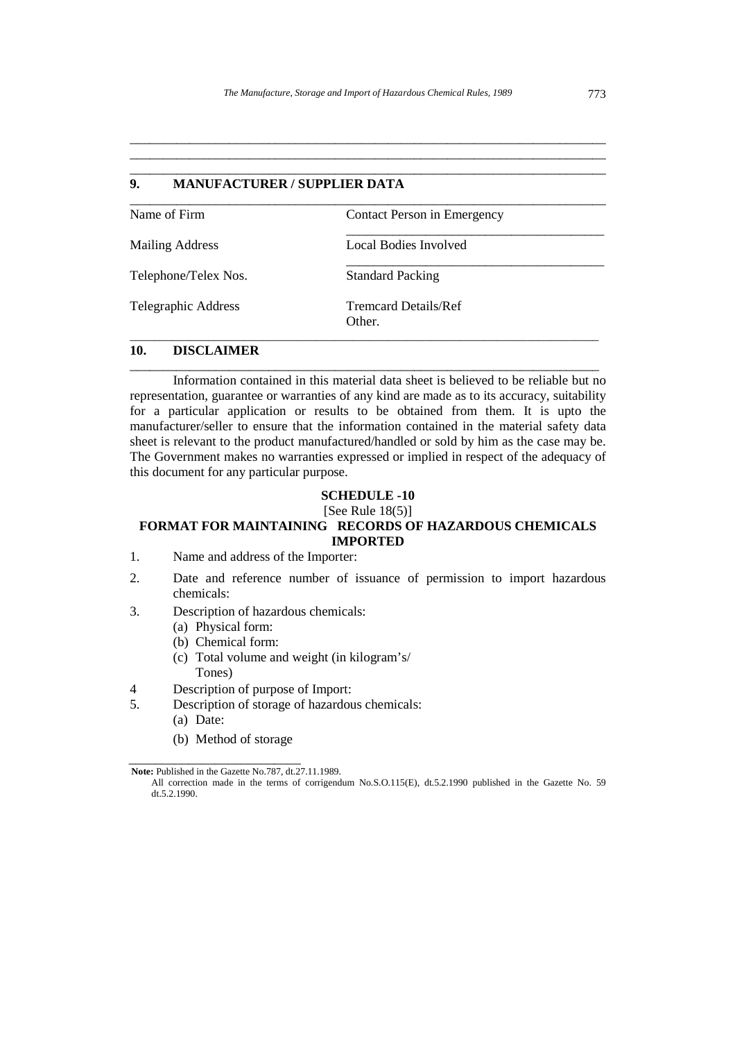## 9. MANUFACTURER / SUPPLIER DATA

| | |
|---|---|
| Name of Firm | Contact Person in Emergency |
| Mailing Address | Local Bodies Involved |
| Telephone/Telex Nos. | Standard Packing |
| Telegraphic Address | Tremcard Details/Ref Other. |

## 10. DISCLAIMER

Information contained in this material data sheet is believed to be reliable but no representation, guarantee or warranties of any kind are made as to its accuracy, suitability for a particular application or results to be obtained from them. It is upto the manufacturer/seller to ensure that the information contained in the material safety data sheet is relevant to the product manufactured/handled or sold by him as the case may be. The Government makes no warranties expressed or implied in respect of the adequacy of this document for any particular purpose.

### SCHEDULE -10

[See Rule 18(5)]

### FORMAT FOR MAINTAINING RECORDS OF HAZARDOUS CHEMICALS IMPORTED

1. Name and address of the Importer:
2. Date and reference number of issuance of permission to import hazardous chemicals:
3. Description of hazardous chemicals:
   - (a) Physical form:
   - (b) Chemical form:
   - (c) Total volume and weight (in kilogram's/ Tones)
4. Description of purpose of Import:
5. Description of storage of hazardous chemicals:
   - (a) Date:
   - (b) Method of storage

---

**Note:** Published in the Gazette No.787, dt.27.11.1989.

All correction made in the terms of corrigendum No.S.O.115(E), dt.5.2.1990 published in the Gazette No. 59 dt.5.2.1990.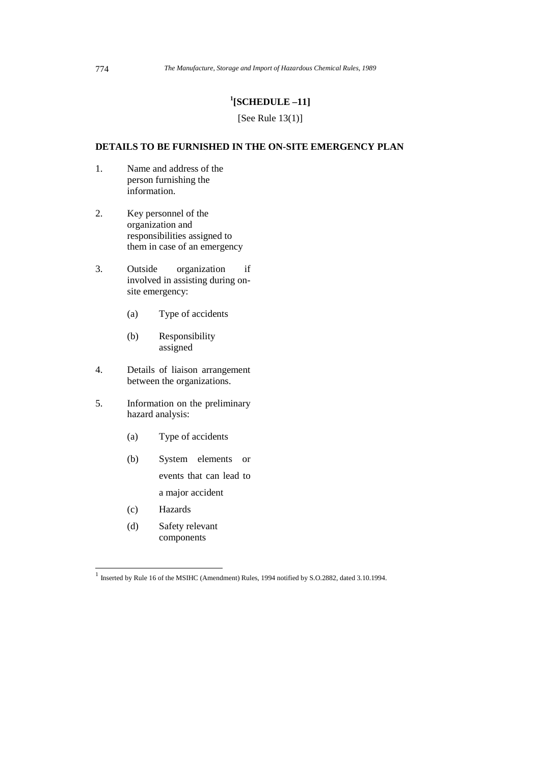## [1][SCHEDULE –11]

[See Rule 13(1)]

**DETAILS TO BE FURNISHED IN THE ON-SITE EMERGENCY PLAN**

1. Name and address of the person furnishing the information.

2. Key personnel of the organization and responsibilities assigned to them in case of an emergency

3. Outside organization if involved in assisting during on-site emergency:

   (a) Type of accidents

   (b) Responsibility assigned

4. Details of liaison arrangement between the organizations.

5. Information on the preliminary hazard analysis:

   (a) Type of accidents

   (b) System elements or events that can lead to a major accident

   (c) Hazards

   (d) Safety relevant components

---

[1] Inserted by Rule 16 of the MSIHC (Amendment) Rules, 1994 notified by S.O.2882, dated 3.10.1994.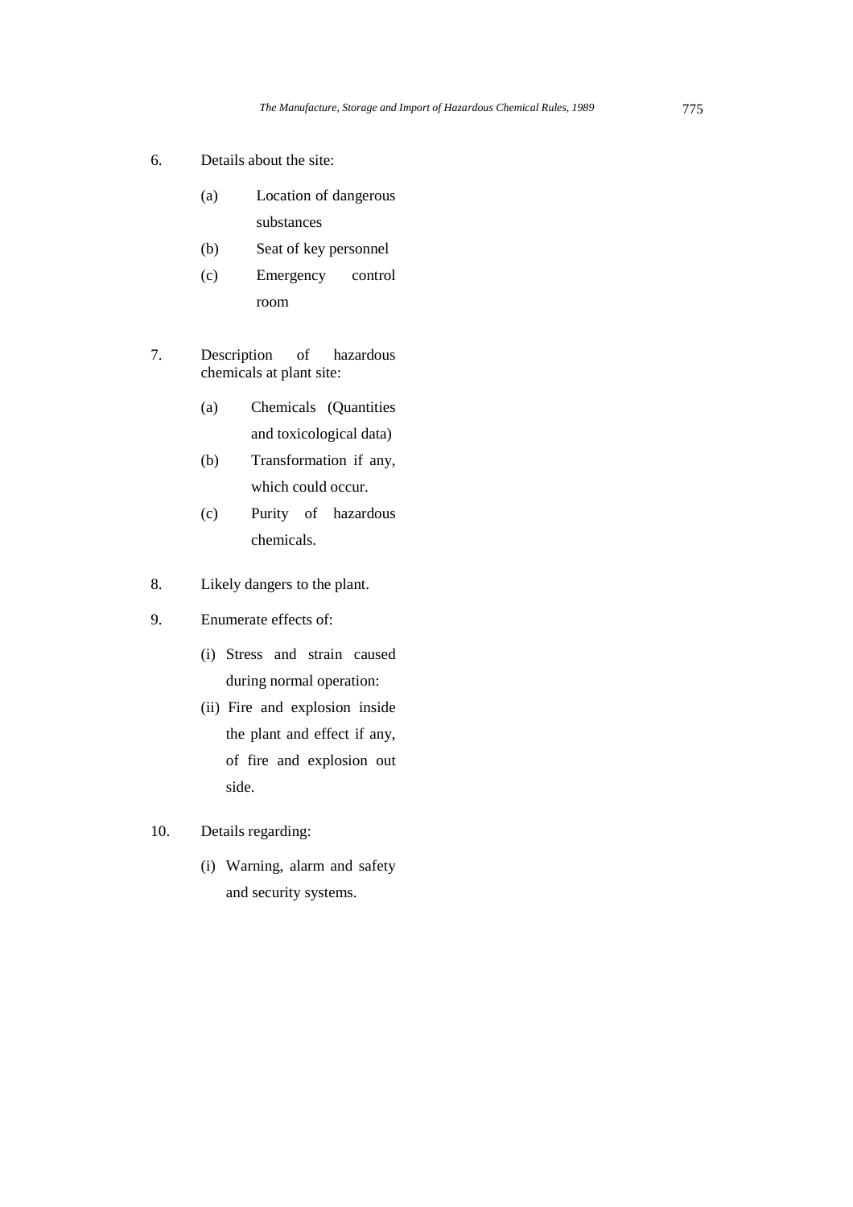6. Details about the site:

   (a) Location of dangerous substances
   (b) Seat of key personnel
   (c) Emergency control room

7. Description of hazardous chemicals at plant site:

   (a) Chemicals (Quantities and toxicological data)
   (b) Transformation if any, which could occur.
   (c) Purity of hazardous chemicals.

8. Likely dangers to the plant.

9. Enumerate effects of:

   (i) Stress and strain caused during normal operation:
   (ii) Fire and explosion inside the plant and effect if any, of fire and explosion out side.

10. Details regarding:

    (i) Warning, alarm and safety and security systems.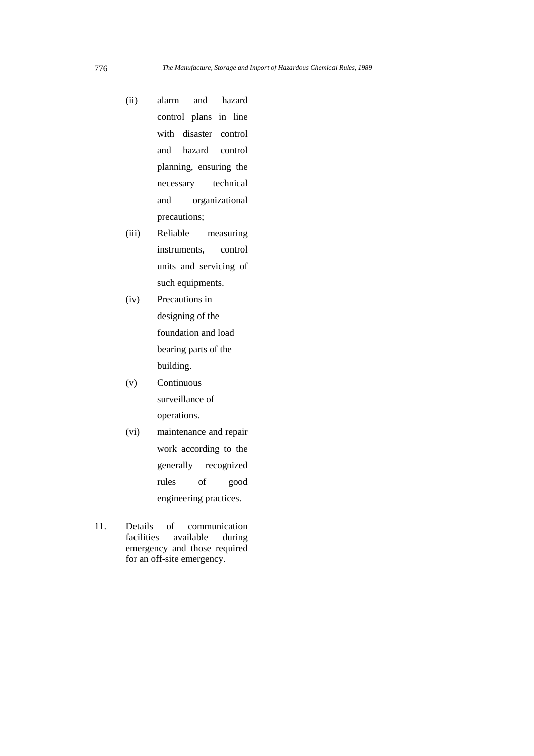(ii) alarm and hazard control plans in line with disaster control and hazard control planning, ensuring the necessary technical and organizational precautions;

(iii) Reliable measuring instruments, control units and servicing of such equipments.

(iv) Precautions in designing of the foundation and load bearing parts of the building.

(v) Continuous surveillance of operations.

(vi) maintenance and repair work according to the generally recognized rules of good engineering practices.

11. Details of communication facilities available during emergency and those required for an off-site emergency.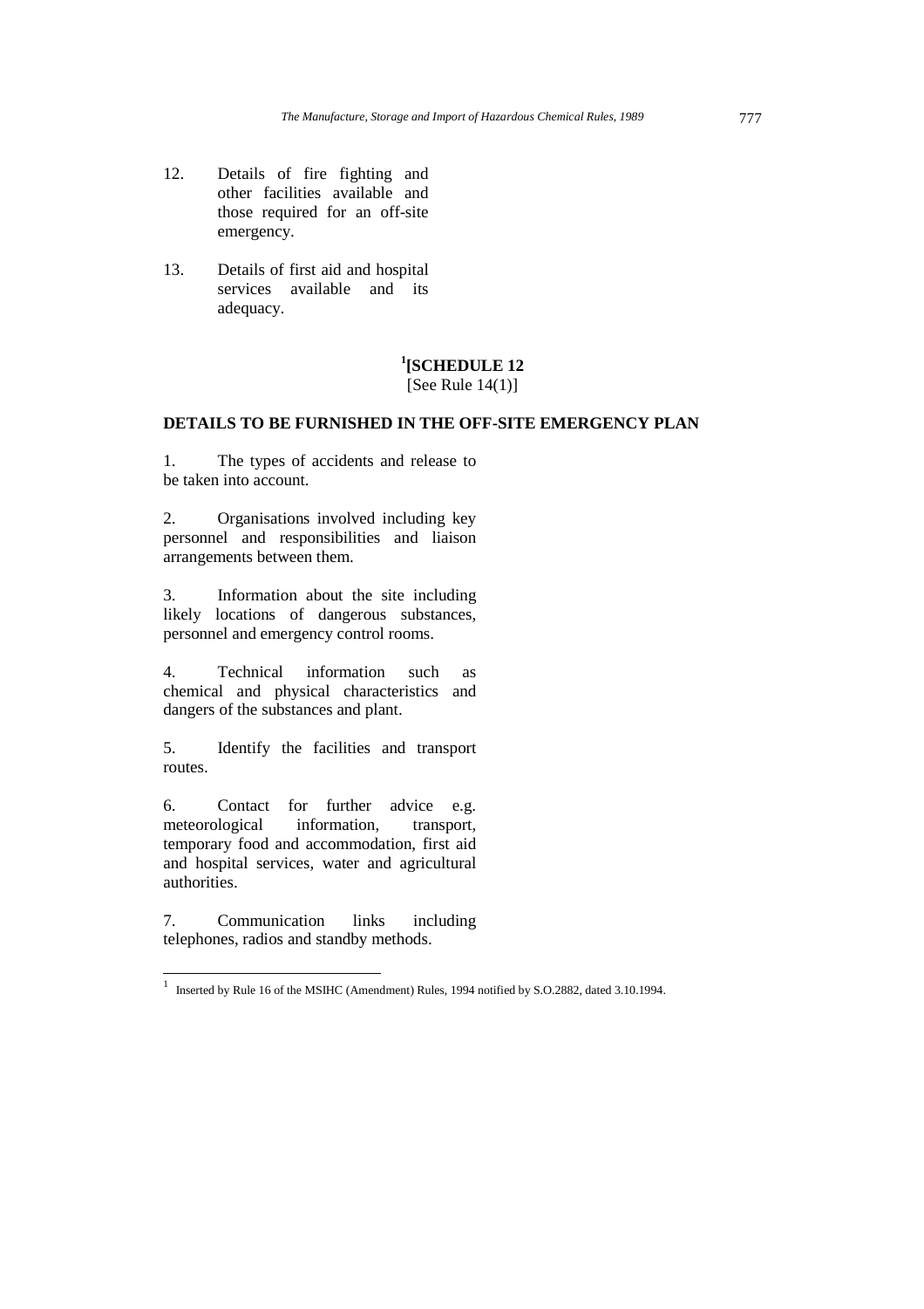12. Details of fire fighting and other facilities available and those required for an off-site emergency.

13. Details of first aid and hospital services available and its adequacy.

## [1][SCHEDULE 12

[See Rule 14(1)]

### DETAILS TO BE FURNISHED IN THE OFF-SITE EMERGENCY PLAN

1. The types of accidents and release to be taken into account.

2. Organisations involved including key personnel and responsibilities and liaison arrangements between them.

3. Information about the site including likely locations of dangerous substances, personnel and emergency control rooms.

4. Technical information such as chemical and physical characteristics and dangers of the substances and plant.

5. Identify the facilities and transport routes.

6. Contact for further advice e.g. meteorological information, transport, temporary food and accommodation, first aid and hospital services, water and agricultural authorities.

7. Communication links including telephones, radios and standby methods.

---

[1] Inserted by Rule 16 of the MSIHC (Amendment) Rules, 1994 notified by S.O.2882, dated 3.10.1994.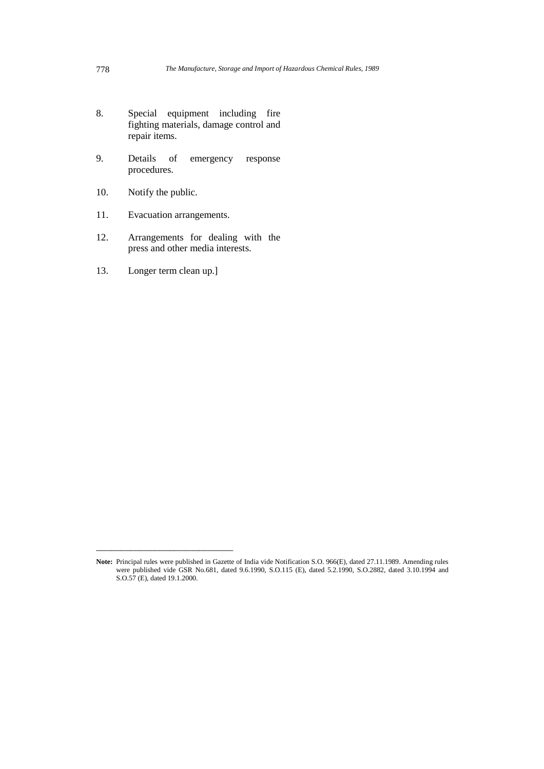8. Special equipment including fire fighting materials, damage control and repair items.

9. Details of emergency response procedures.

10. Notify the public.

11. Evacuation arrangements.

12. Arrangements for dealing with the press and other media interests.

13. Longer term clean up.]

---

**Note:** Principal rules were published in Gazette of India vide Notification S.O. 966(E), dated 27.11.1989. Amending rules were published vide GSR No.681, dated 9.6.1990, S.O.115 (E), dated 5.2.1990, S.O.2882, dated 3.10.1994 and S.O.57 (E), dated 19.1.2000.